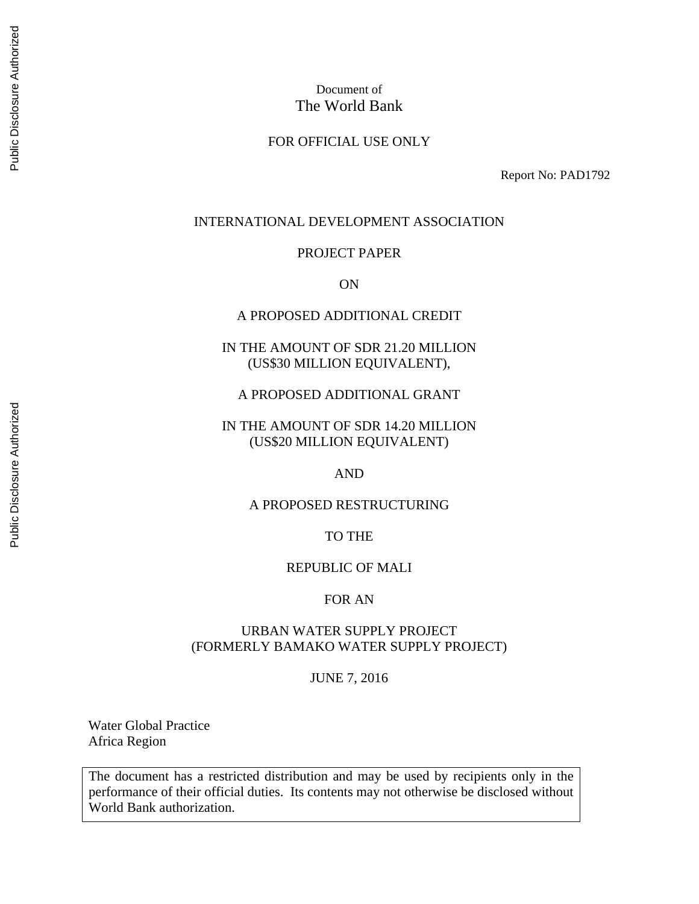Document of
The World Bank

FOR OFFICIAL USE ONLY

Report No: PAD1792

INTERNATIONAL DEVELOPMENT ASSOCIATION

PROJECT PAPER

ON

A PROPOSED ADDITIONAL CREDIT

IN THE AMOUNT OF SDR 21.20 MILLION
(US$30 MILLION EQUIVALENT),

A PROPOSED ADDITIONAL GRANT

IN THE AMOUNT OF SDR 14.20 MILLION
(US$20 MILLION EQUIVALENT)

AND

A PROPOSED RESTRUCTURING

TO THE

REPUBLIC OF MALI

FOR AN

URBAN WATER SUPPLY PROJECT
(FORMERLY BAMAKO WATER SUPPLY PROJECT)

JUNE 7, 2016

Water Global Practice
Africa Region

The document has a restricted distribution and may be used by recipients only in the performance of their official duties. Its contents may not otherwise be disclosed without World Bank authorization.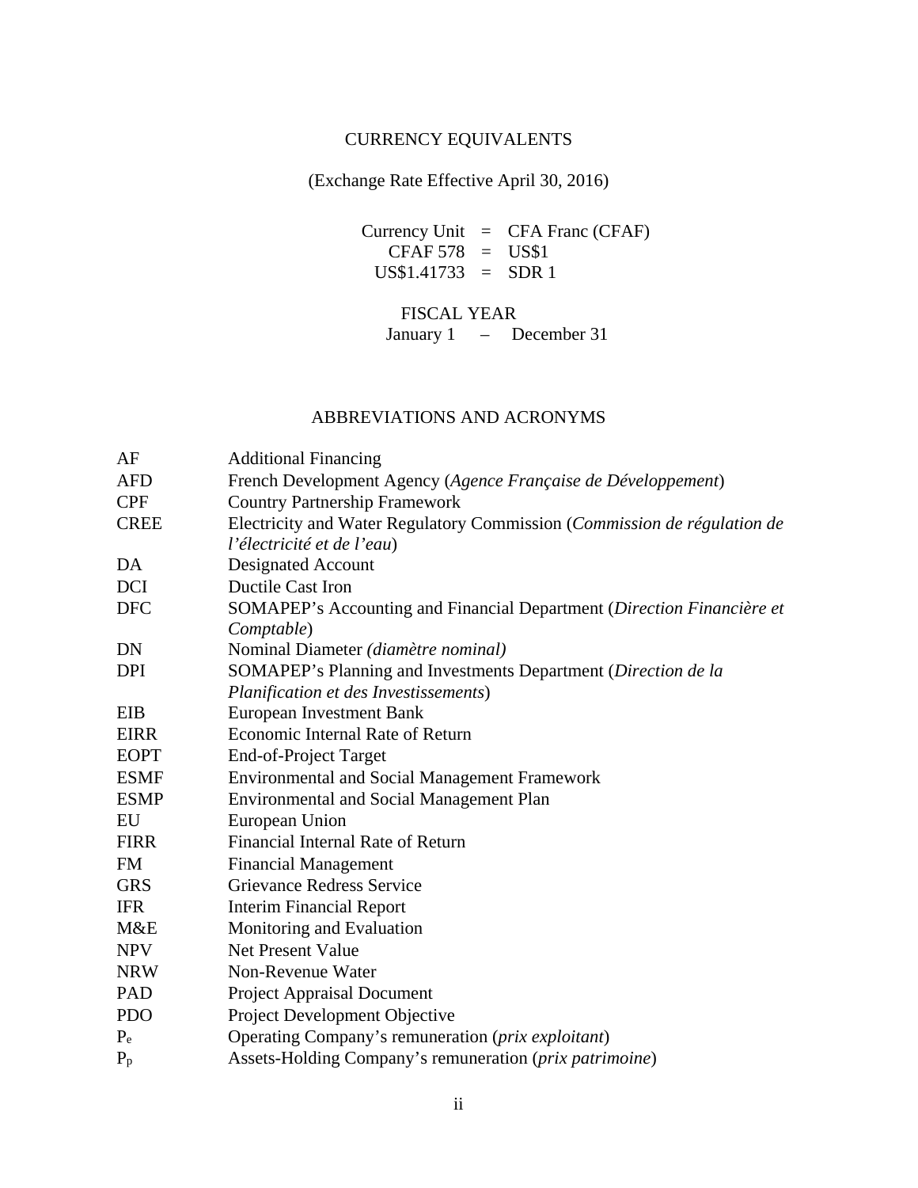## CURRENCY EQUIVALENTS

(Exchange Rate Effective April 30, 2016)

Currency Unit = CFA Franc (CFAF)
CFAF 578 = US$1
US$1.41733 = SDR 1

FISCAL YEAR
January 1 – December 31

## ABBREVIATIONS AND ACRONYMS

| | |
|---|---|
| AF | Additional Financing |
| AFD | French Development Agency (*Agence Française de Développement*) |
| CPF | Country Partnership Framework |
| CREE | Electricity and Water Regulatory Commission (*Commission de régulation de l'électricité et de l'eau*) |
| DA | Designated Account |
| DCI | Ductile Cast Iron |
| DFC | SOMAPEP's Accounting and Financial Department (*Direction Financière et Comptable*) |
| DN | Nominal Diameter *(diamètre nominal)* |
| DPI | SOMAPEP's Planning and Investments Department (*Direction de la Planification des Investissements*) |
| EIB | European Investment Bank |
| EIRR | Economic Internal Rate of Return |
| EOPT | End-of-Project Target |
| ESMF | Environmental and Social Management Framework |
| ESMP | Environmental and Social Management Plan |
| EU | European Union |
| FIRR | Financial Internal Rate of Return |
| FM | Financial Management |
| GRS | Grievance Redress Service |
| IFR | Interim Financial Report |
| M&E | Monitoring and Evaluation |
| NPV | Net Present Value |
| NRW | Non-Revenue Water |
| PAD | Project Appraisal Document |
| PDO | Project Development Objective |
| $P_e$ | Operating Company's remuneration (*prix exploitant*) |
| $P_p$ | Assets-Holding Company's remuneration (*prix patrimoine*) |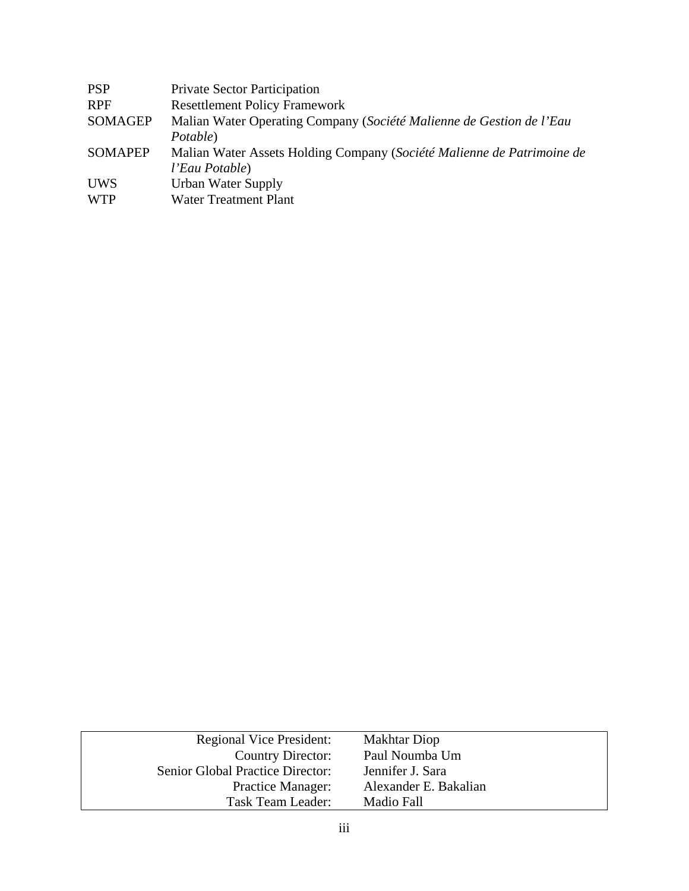| | |
|---|---|
| PSP | Private Sector Participation |
| RPF | Resettlement Policy Framework |
| SOMAGEP | Malian Water Operating Company (*Société Malienne de Gestion de l'Eau Potable*) |
| SOMAPEP | Malian Water Assets Holding Company (*Société Malienne de Patrimoine de l'Eau Potable*) |
| UWS | Urban Water Supply |
| WTP | Water Treatment Plant |

| | |
|---|---|
| Regional Vice President: | Makhtar Diop |
| Country Director: | Paul Noumba Um |
| Senior Global Practice Director: | Jennifer J. Sara |
| Practice Manager: | Alexander E. Bakalian |
| Task Team Leader: | Madio Fall |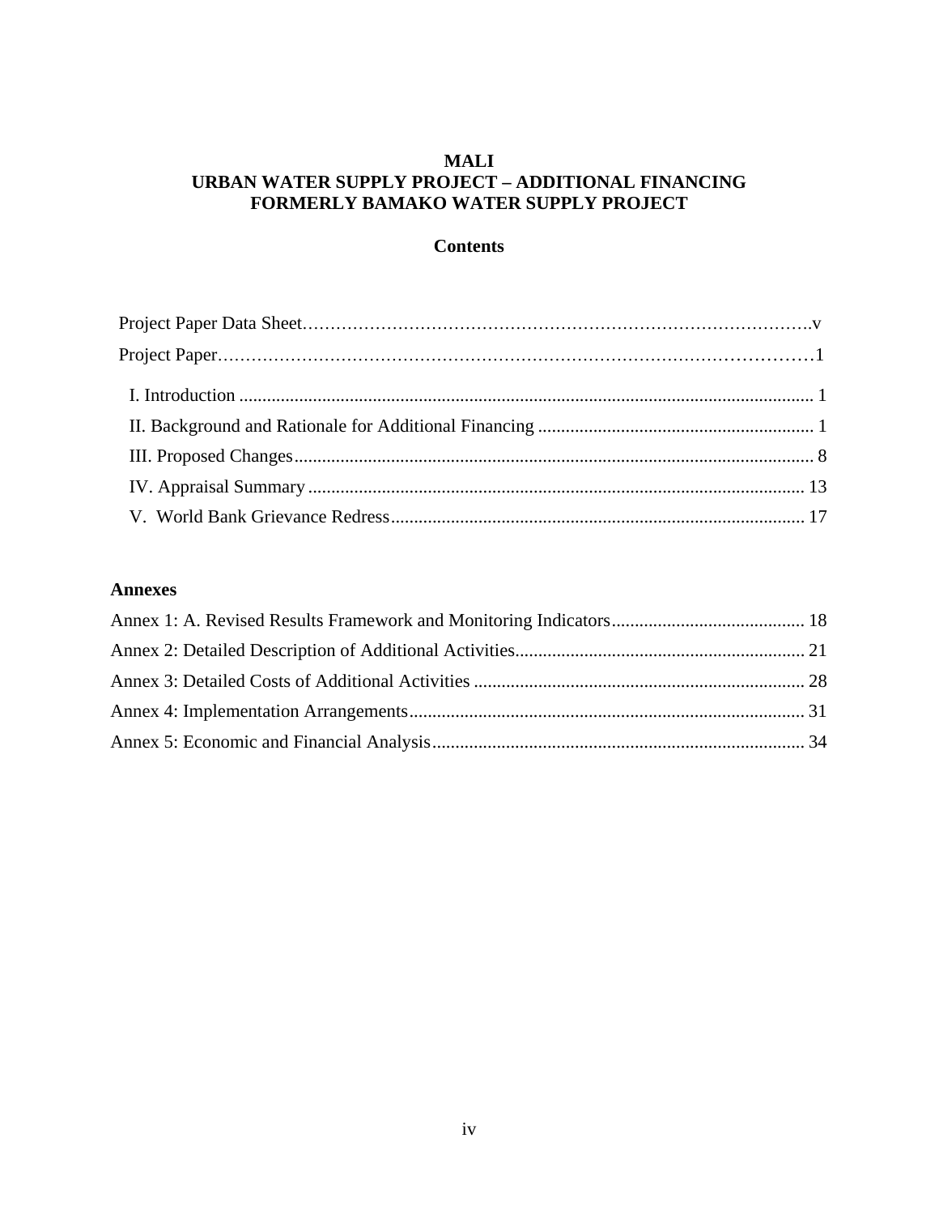# MALI
# URBAN WATER SUPPLY PROJECT – ADDITIONAL FINANCING
# FORMERLY BAMAKO WATER SUPPLY PROJECT

## Contents

Project Paper Data Sheet……………………………………………………………………………….v

Project Paper………………………………………………………………………………………1

- I. Introduction ........................................................................................................................... 1
- II. Background and Rationale for Additional Financing ............................................................ 1
- III. Proposed Changes................................................................................................................ 8
- IV. Appraisal Summary ........................................................................................................... 13
- V. World Bank Grievance Redress.......................................................................................... 17

### Annexes

- Annex 1: A. Revised Results Framework and Monitoring Indicators.......................................... 18
- Annex 2: Detailed Description of Additional Activities............................................................... 21
- Annex 3: Detailed Costs of Additional Activities ........................................................................ 28
- Annex 4: Implementation Arrangements...................................................................................... 31
- Annex 5: Economic and Financial Analysis................................................................................. 34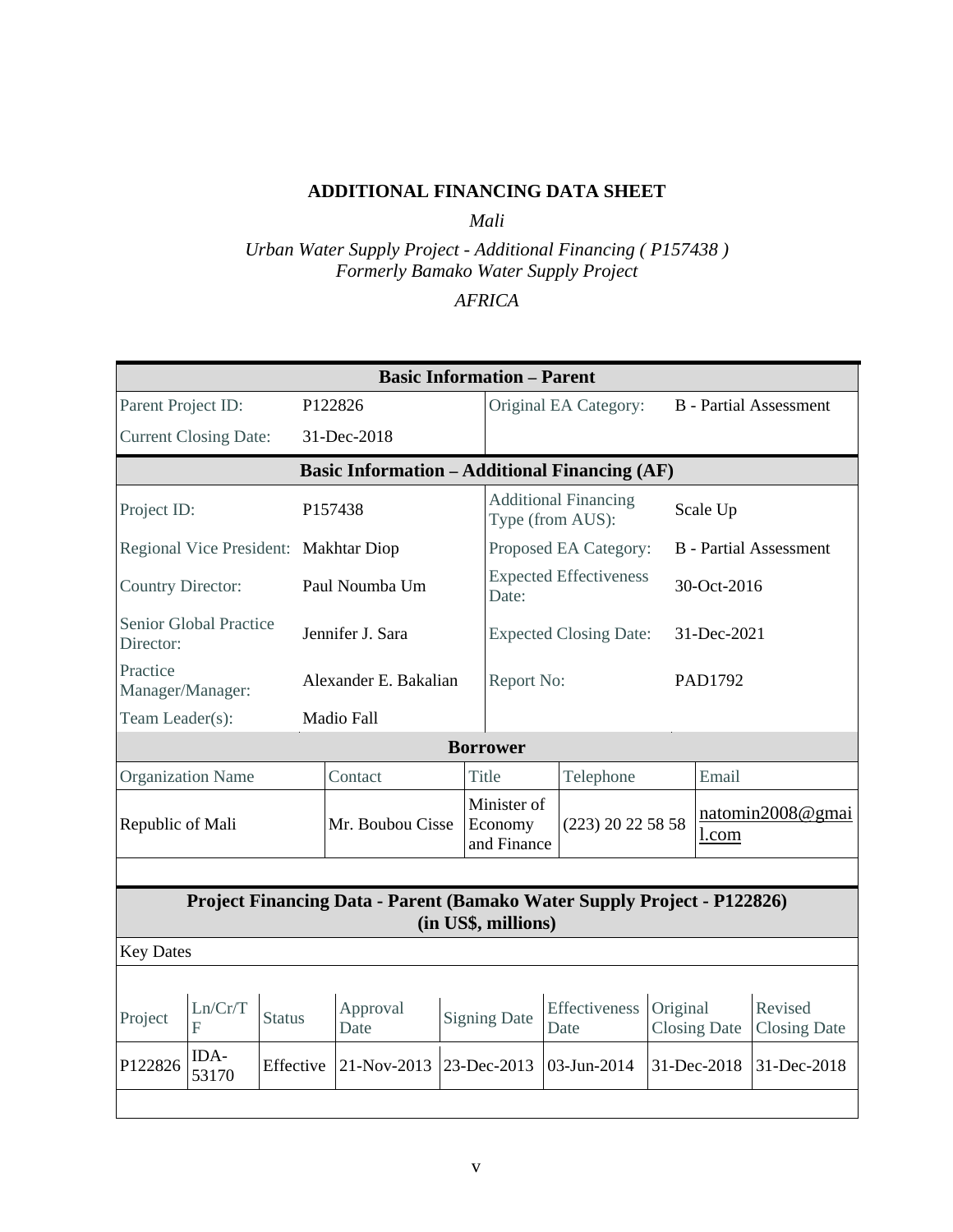# ADDITIONAL FINANCING DATA SHEET

*Mali*

*Urban Water Supply Project - Additional Financing ( P157438 )*
*Formerly Bamako Water Supply Project*

*AFRICA*

| Basic Information – Parent | | | |
|---|---|---|---|
| Parent Project ID: | P122826 | Original EA Category: | B - Partial Assessment |
| Current Closing Date: | 31-Dec-2018 | | |

| Basic Information – Additional Financing (AF) | | | |
|---|---|---|---|
| Project ID: | P157438 | Additional Financing Type (from AUS): | Scale Up |
| Regional Vice President: | Makhtar Diop | Proposed EA Category: | B - Partial Assessment |
| Country Director: | Paul Noumba Um | Expected Effectiveness Date: | 30-Oct-2016 |
| Senior Global Practice Director: | Jennifer J. Sara | Expected Closing Date: | 31-Dec-2021 |
| Practice Manager/Manager: | Alexander E. Bakalian | Report No: | PAD1792 |
| Team Leader(s): | Madio Fall | | |

| Borrower | | | | |
|---|---|---|---|---|
| Organization Name | Contact | Title | Telephone | Email |
| Republic of Mali | Mr. Boubou Cisse | Minister of Economy and Finance | (223) 20 22 58 58 | natomin2008@gmail.com |

**Project Financing Data - Parent (Bamako Water Supply Project - P122826) (in US$, millions)**

Key Dates

| Project | Ln/Cr/TF | Status | Approval Date | Signing Date | Effectiveness Date | Original Closing Date | Revised Closing Date |
|---|---|---|---|---|---|---|---|
| P122826 | IDA-53170 | Effective | 21-Nov-2013 | 23-Dec-2013 | 03-Jun-2014 | 31-Dec-2018 | 31-Dec-2018 |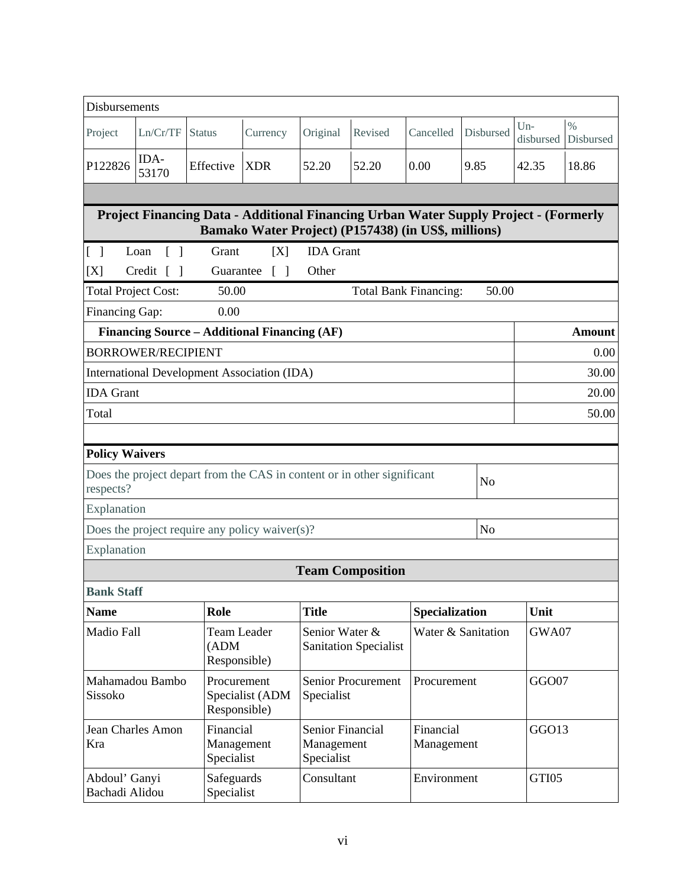| Disbursements | | | | | | | | | |
|---|---|---|---|---|---|---|---|---|---|
| Project | Ln/Cr/TF | Status | Currency | Original | Revised | Cancelled | Disbursed | Un-disbursed | % Disbursed |
| P122826 | IDA-53170 | Effective | XDR | 52.20 | 52.20 | 0.00 | 9.85 | 42.35 | 18.86 |

## Project Financing Data - Additional Financing Urban Water Supply Project - (Formerly Bamako Water Project) (P157438) (in US$, millions)

[ ] Loan [ ] Grant [X] IDA Grant
[X] Credit [ ] Guarantee [ ] Other

| Total Project Cost: | 50.00 | Total Bank Financing: | 50.00 |
|---|---|---|---|
| Financing Gap: | 0.00 | | |

| Financing Source – Additional Financing (AF) | Amount |
|---|---|
| BORROWER/RECIPIENT | 0.00 |
| International Development Association (IDA) | 30.00 |
| IDA Grant | 20.00 |
| Total | 50.00 |

**Policy Waivers**

| | |
|---|---|
| Does the project depart from the CAS in content or in other significant respects? | No |
| Explanation | |
| Does the project require any policy waiver(s)? | No |
| Explanation | |

## Team Composition

**Bank Staff**

| Name | Role | Title | Specialization | Unit |
|---|---|---|---|---|
| Madio Fall | Team Leader (ADM Responsible) | Senior Water & Sanitation Specialist | Water & Sanitation | GWA07 |
| Mahamadou Bambo Sissoko | Procurement Specialist (ADM Responsible) | Senior Procurement Specialist | Procurement | GGO07 |
| Jean Charles Amon Kra | Financial Management Specialist | Senior Financial Management Specialist | Financial Management | GGO13 |
| Abdoul' Ganyi Bachadi Alidou | Safeguards Specialist | Consultant | Environment | GTI05 |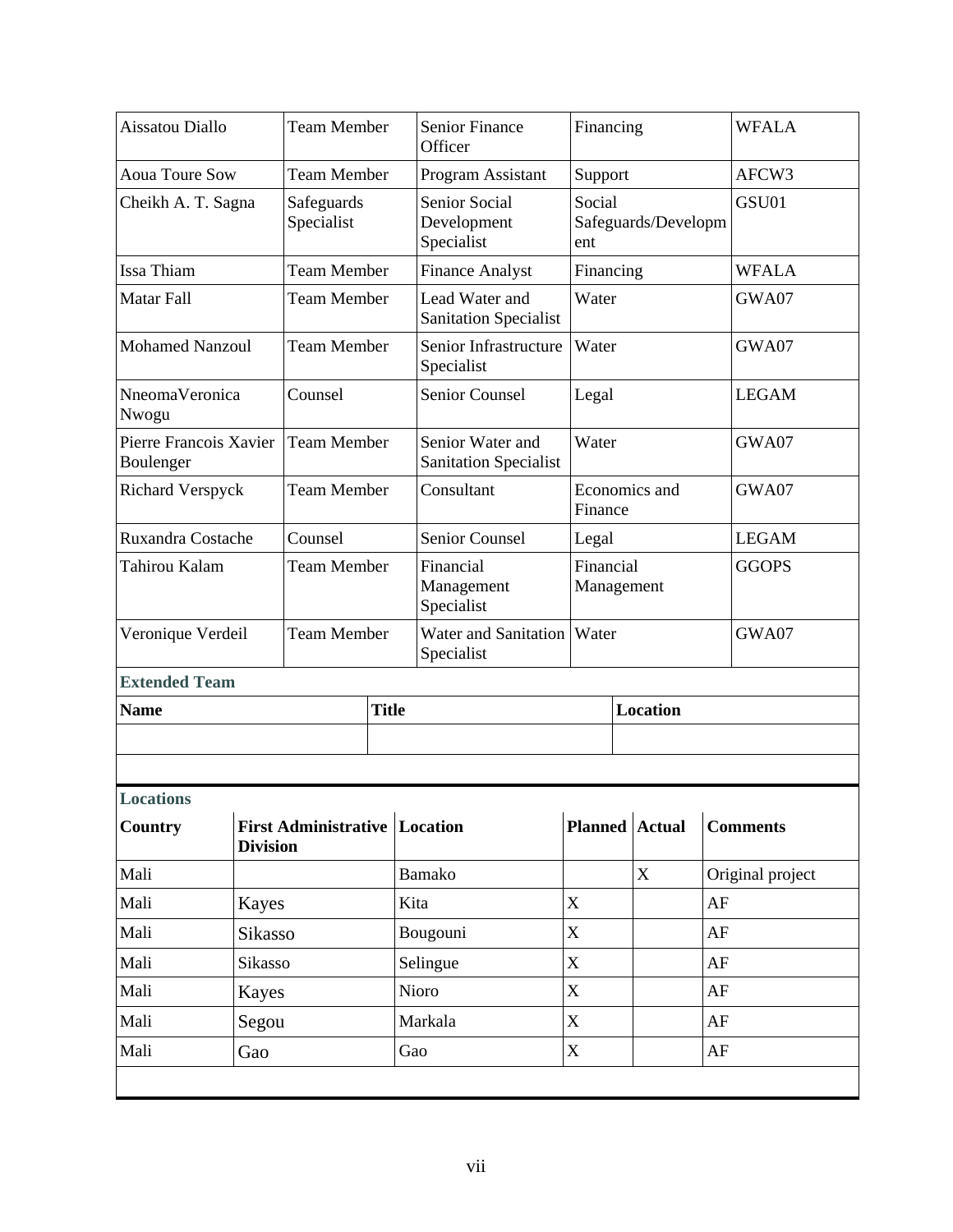| Aissatou Diallo | Team Member | Senior Finance Officer | Financing | WFALA |
|---|---|---|---|---|
| Aoua Toure Sow | Team Member | Program Assistant | Support | AFCW3 |
| Cheikh A. T. Sagna | Safeguards Specialist | Senior Social Development Specialist | Social Safeguards/Development | GSU01 |
| Issa Thiam | Team Member | Finance Analyst | Financing | WFALA |
| Matar Fall | Team Member | Lead Water and Sanitation Specialist | Water | GWA07 |
| Mohamed Nanzoul | Team Member | Senior Infrastructure Specialist | Water | GWA07 |
| NneomaVeronica Nwogu | Counsel | Senior Counsel | Legal | LEGAM |
| Pierre Francois Xavier Boulenger | Team Member | Senior Water and Sanitation Specialist | Water | GWA07 |
| Richard Verspyck | Team Member | Consultant | Economics and Finance | GWA07 |
| Ruxandra Costache | Counsel | Senior Counsel | Legal | LEGAM |
| Tahirou Kalam | Team Member | Financial Management Specialist | Financial Management | GGOPS |
| Veronique Verdeil | Team Member | Water and Sanitation Specialist | Water | GWA07 |

**Extended Team**

| Name | Title | Location |
|---|---|---|
| | | |

**Locations**

| Country | First Administrative Division | Location | Planned | Actual | Comments |
|---|---|---|---|---|---|
| Mali | | Bamako | | X | Original project |
| Mali | Kayes | Kita | X | | AF |
| Mali | Sikasso | Bougouni | X | | AF |
| Mali | Sikasso | Selingue | X | | AF |
| Mali | Kayes | Nioro | X | | AF |
| Mali | Segou | Markala | X | | AF |
| Mali | Gao | Gao | X | | AF |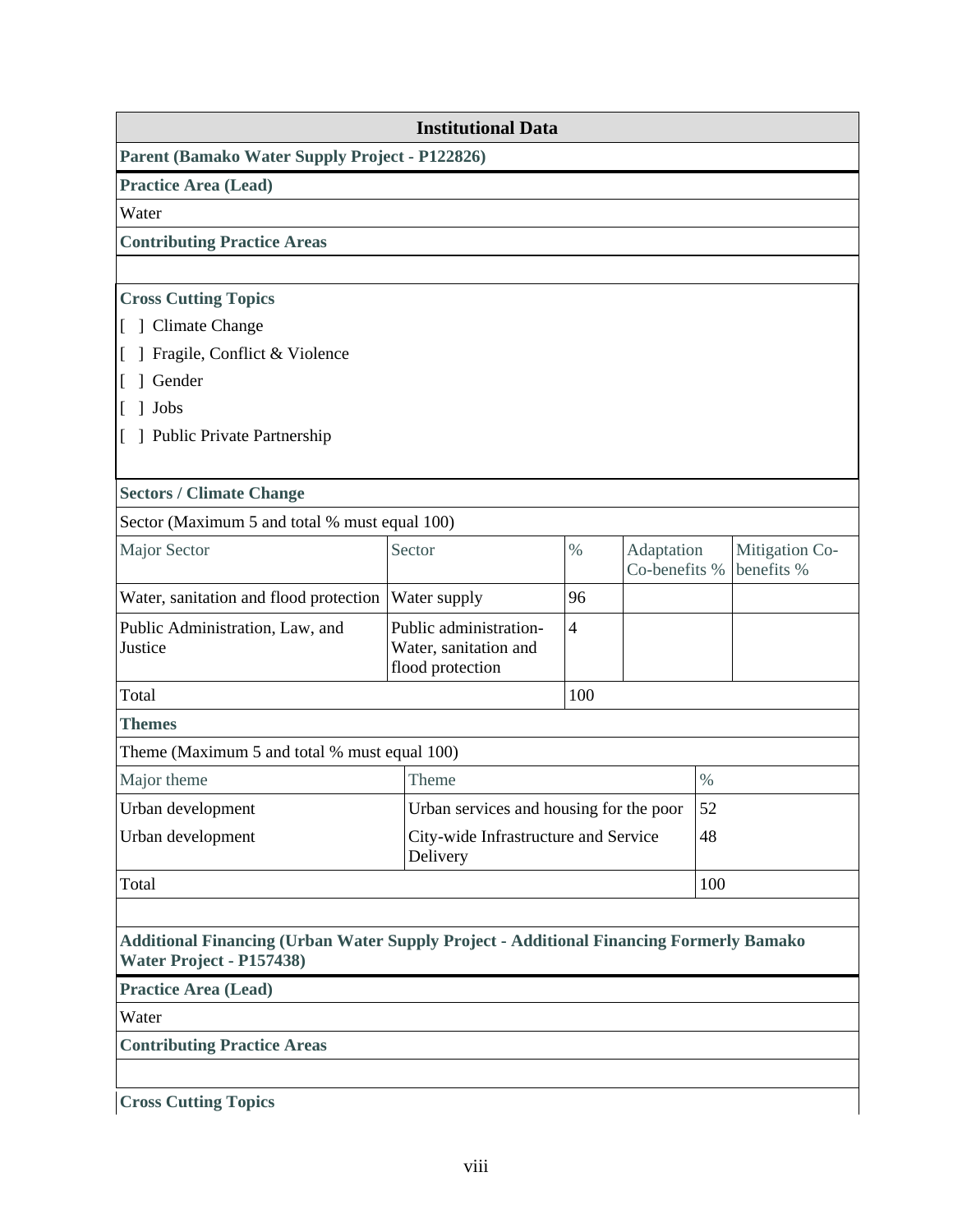**Institutional Data**

**Parent (Bamako Water Supply Project - P122826)**

**Practice Area (Lead)**

Water

**Contributing Practice Areas**

**Cross Cutting Topics**

[ ] Climate Change

[ ] Fragile, Conflict & Violence

[ ] Gender

[ ] Jobs

[ ] Public Private Partnership

**Sectors / Climate Change**

Sector (Maximum 5 and total % must equal 100)

| Major Sector | Sector | % | Adaptation Co-benefits % | Mitigation Co-benefits % |
| --- | --- | --- | --- | --- |
| Water, sanitation and flood protection | Water supply | 96 | | |
| Public Administration, Law, and Justice | Public administration- Water, sanitation and flood protection | 4 | | |
| Total | | 100 | | |

**Themes**

Theme (Maximum 5 and total % must equal 100)

| Major theme | Theme | % |
| --- | --- | --- |
| Urban development | Urban services and housing for the poor | 52 |
| Urban development | City-wide Infrastructure and Service Delivery | 48 |
| Total | | 100 |

**Additional Financing (Urban Water Supply Project - Additional Financing Formerly Bamako Water Project - P157438)**

**Practice Area (Lead)**

Water

**Contributing Practice Areas**

**Cross Cutting Topics**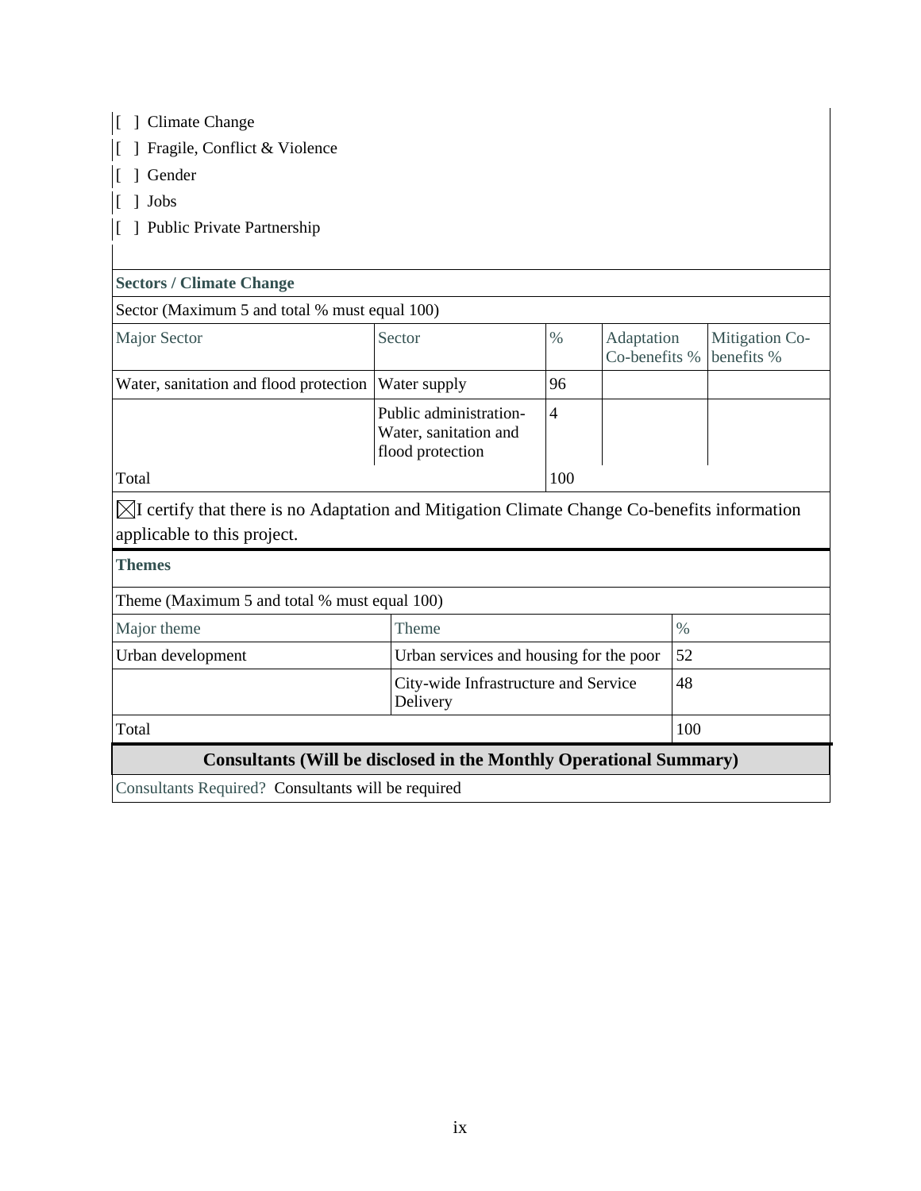[ ] Climate Change

[ ] Fragile, Conflict & Violence

[ ] Gender

[ ] Jobs

[ ] Public Private Partnership

**Sectors / Climate Change**

Sector (Maximum 5 and total % must equal 100)

| Major Sector | Sector | % | Adaptation Co-benefits % | Mitigation Co-benefits % |
|---|---|---|---|---|
| Water, sanitation and flood protection | Water supply | 96 | | |
| | Public administration- Water, sanitation and flood protection | 4 | | |
| Total | | 100 | | |

☒I certify that there is no Adaptation and Mitigation Climate Change Co-benefits information applicable to this project.

**Themes**

Theme (Maximum 5 and total % must equal 100)

| Major theme | Theme | % |
|---|---|---|
| Urban development | Urban services and housing for the poor | 52 |
| | City-wide Infrastructure and Service Delivery | 48 |
| Total | | 100 |

**Consultants (Will be disclosed in the Monthly Operational Summary)**

Consultants Required? Consultants will be required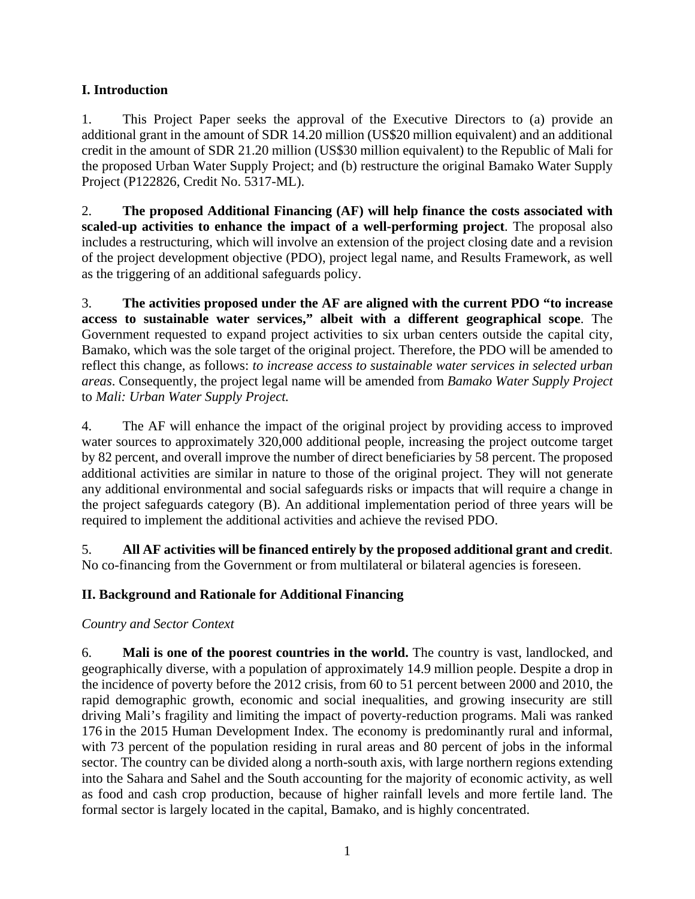## I. Introduction

1. This Project Paper seeks the approval of the Executive Directors to (a) provide an additional grant in the amount of SDR 14.20 million (US$20 million equivalent) and an additional credit in the amount of SDR 21.20 million (US$30 million equivalent) to the Republic of Mali for the proposed Urban Water Supply Project; and (b) restructure the original Bamako Water Supply Project (P122826, Credit No. 5317-ML).

2. **The proposed Additional Financing (AF) will help finance the costs associated with scaled-up activities to enhance the impact of a well-performing project**. The proposal also includes a restructuring, which will involve an extension of the project closing date and a revision of the project development objective (PDO), project legal name, and Results Framework, as well as the triggering of an additional safeguards policy.

3. **The activities proposed under the AF are aligned with the current PDO "to increase access to sustainable water services," albeit with a different geographical scope**. The Government requested to expand project activities to six urban centers outside the capital city, Bamako, which was the sole target of the original project. Therefore, the PDO will be amended to reflect this change, as follows: *to increase access to sustainable water services in selected urban areas*. Consequently, the project legal name will be amended from *Bamako Water Supply Project* to *Mali: Urban Water Supply Project.*

4. The AF will enhance the impact of the original project by providing access to improved water sources to approximately 320,000 additional people, increasing the project outcome target by 82 percent, and overall improve the number of direct beneficiaries by 58 percent. The proposed additional activities are similar in nature to those of the original project. They will not generate any additional environmental and social safeguards risks or impacts that will require a change in the project safeguards category (B). An additional implementation period of three years will be required to implement the additional activities and achieve the revised PDO.

5. **All AF activities will be financed entirely by the proposed additional grant and credit**. No co-financing from the Government or from multilateral or bilateral agencies is foreseen.

## II. Background and Rationale for Additional Financing

*Country and Sector Context*

6. **Mali is one of the poorest countries in the world.** The country is vast, landlocked, and geographically diverse, with a population of approximately 14.9 million people. Despite a drop in the incidence of poverty before the 2012 crisis, from 60 to 51 percent between 2000 and 2010, the rapid demographic growth, economic and social inequalities, and growing insecurity are still driving Mali's fragility and limiting the impact of poverty-reduction programs. Mali was ranked 176 in the 2015 Human Development Index. The economy is predominantly rural and informal, with 73 percent of the population residing in rural areas and 80 percent of jobs in the informal sector. The country can be divided along a north-south axis, with large northern regions extending into the Sahara and Sahel and the South accounting for the majority of economic activity, as well as food and cash crop production, because of higher rainfall levels and more fertile land. The formal sector is largely located in the capital, Bamako, and is highly concentrated.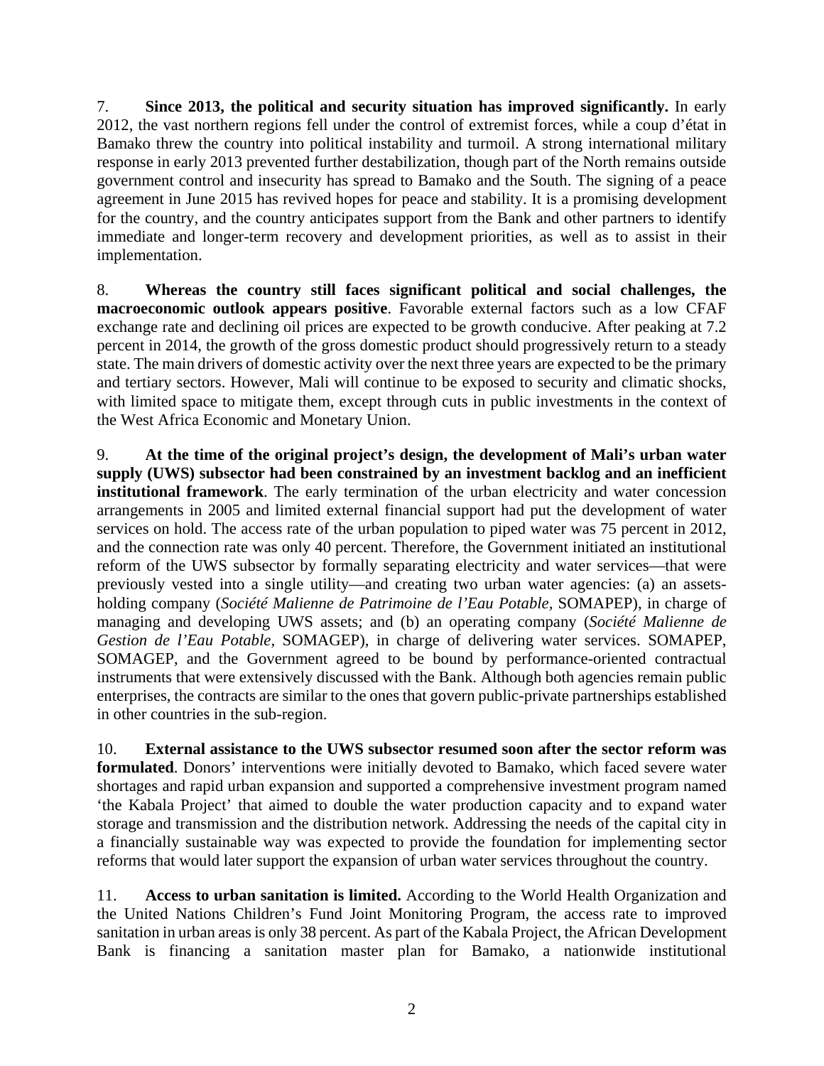7. **Since 2013, the political and security situation has improved significantly.** In early 2012, the vast northern regions fell under the control of extremist forces, while a coup d'état in Bamako threw the country into political instability and turmoil. A strong international military response in early 2013 prevented further destabilization, though part of the North remains outside government control and insecurity has spread to Bamako and the South. The signing of a peace agreement in June 2015 has revived hopes for peace and stability. It is a promising development for the country, and the country anticipates support from the Bank and other partners to identify immediate and longer-term recovery and development priorities, as well as to assist in their implementation.

8. **Whereas the country still faces significant political and social challenges, the macroeconomic outlook appears positive**. Favorable external factors such as a low CFAF exchange rate and declining oil prices are expected to be growth conducive. After peaking at 7.2 percent in 2014, the growth of the gross domestic product should progressively return to a steady state. The main drivers of domestic activity over the next three years are expected to be the primary and tertiary sectors. However, Mali will continue to be exposed to security and climatic shocks, with limited space to mitigate them, except through cuts in public investments in the context of the West Africa Economic and Monetary Union.

9. **At the time of the original project's design, the development of Mali's urban water supply (UWS) subsector had been constrained by an investment backlog and an inefficient institutional framework**. The early termination of the urban electricity and water concession arrangements in 2005 and limited external financial support had put the development of water services on hold. The access rate of the urban population to piped water was 75 percent in 2012, and the connection rate was only 40 percent. Therefore, the Government initiated an institutional reform of the UWS subsector by formally separating electricity and water services—that were previously vested into a single utility—and creating two urban water agencies: (a) an assets-holding company (*Société Malienne de Patrimoine de l'Eau Potable,* SOMAPEP), in charge of managing and developing UWS assets; and (b) an operating company (*Société Malienne de Gestion de l'Eau Potable*, SOMAGEP), in charge of delivering water services. SOMAPEP, SOMAGEP, and the Government agreed to be bound by performance-oriented contractual instruments that were extensively discussed with the Bank. Although both agencies remain public enterprises, the contracts are similar to the ones that govern public-private partnerships established in other countries in the sub-region.

10. **External assistance to the UWS subsector resumed soon after the sector reform was formulated**. Donors' interventions were initially devoted to Bamako, which faced severe water shortages and rapid urban expansion and supported a comprehensive investment program named 'the Kabala Project' that aimed to double the water production capacity and to expand water storage and transmission and the distribution network. Addressing the needs of the capital city in a financially sustainable way was expected to provide the foundation for implementing sector reforms that would later support the expansion of urban water services throughout the country.

11. **Access to urban sanitation is limited.** According to the World Health Organization and the United Nations Children's Fund Joint Monitoring Program, the access rate to improved sanitation in urban areas is only 38 percent. As part of the Kabala Project, the African Development Bank is financing a sanitation master plan for Bamako, a nationwide institutional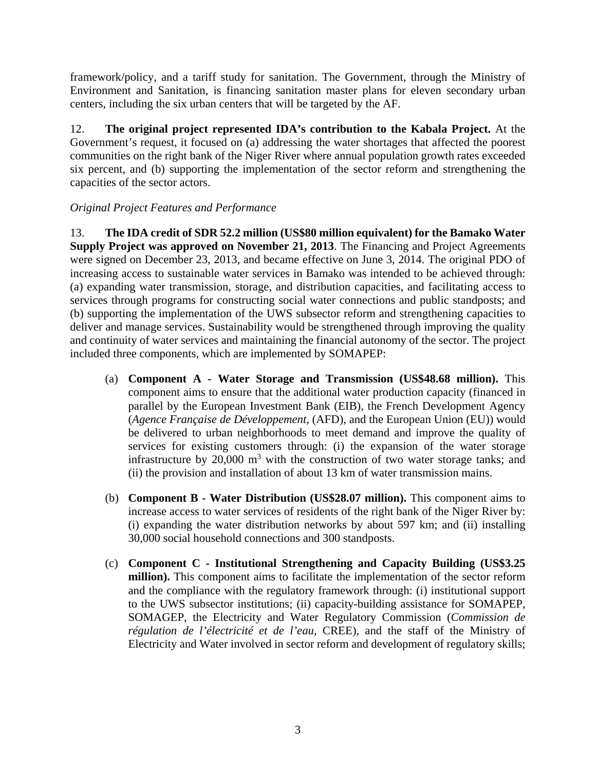framework/policy, and a tariff study for sanitation. The Government, through the Ministry of Environment and Sanitation, is financing sanitation master plans for eleven secondary urban centers, including the six urban centers that will be targeted by the AF.

12. **The original project represented IDA's contribution to the Kabala Project.** At the Government's request, it focused on (a) addressing the water shortages that affected the poorest communities on the right bank of the Niger River where annual population growth rates exceeded six percent, and (b) supporting the implementation of the sector reform and strengthening the capacities of the sector actors.

*Original Project Features and Performance*

13. **The IDA credit of SDR 52.2 million (US$80 million equivalent) for the Bamako Water Supply Project was approved on November 21, 2013**. The Financing and Project Agreements were signed on December 23, 2013, and became effective on June 3, 2014. The original PDO of increasing access to sustainable water services in Bamako was intended to be achieved through: (a) expanding water transmission, storage, and distribution capacities, and facilitating access to services through programs for constructing social water connections and public standposts; and (b) supporting the implementation of the UWS subsector reform and strengthening capacities to deliver and manage services. Sustainability would be strengthened through improving the quality and continuity of water services and maintaining the financial autonomy of the sector. The project included three components, which are implemented by SOMAPEP:

(a) **Component A - Water Storage and Transmission (US$48.68 million).** This component aims to ensure that the additional water production capacity (financed in parallel by the European Investment Bank (EIB), the French Development Agency (*Agence Française de Développement,* (AFD), and the European Union (EU)) would be delivered to urban neighborhoods to meet demand and improve the quality of services for existing customers through: (i) the expansion of the water storage infrastructure by 20,000 $m^3$ with the construction of two water storage tanks; and (ii) the provision and installation of about 13 km of water transmission mains.

(b) **Component B - Water Distribution (US$28.07 million).** This component aims to increase access to water services of residents of the right bank of the Niger River by: (i) expanding the water distribution networks by about 597 km; and (ii) installing 30,000 social household connections and 300 standposts.

(c) **Component C - Institutional Strengthening and Capacity Building (US$3.25 million).** This component aims to facilitate the implementation of the sector reform and the compliance with the regulatory framework through: (i) institutional support to the UWS subsector institutions; (ii) capacity-building assistance for SOMAPEP, SOMAGEP, the Electricity and Water Regulatory Commission (*Commission de régulation de l'électricité et de l'eau*, CREE), and the staff of the Ministry of Electricity and Water involved in sector reform and development of regulatory skills;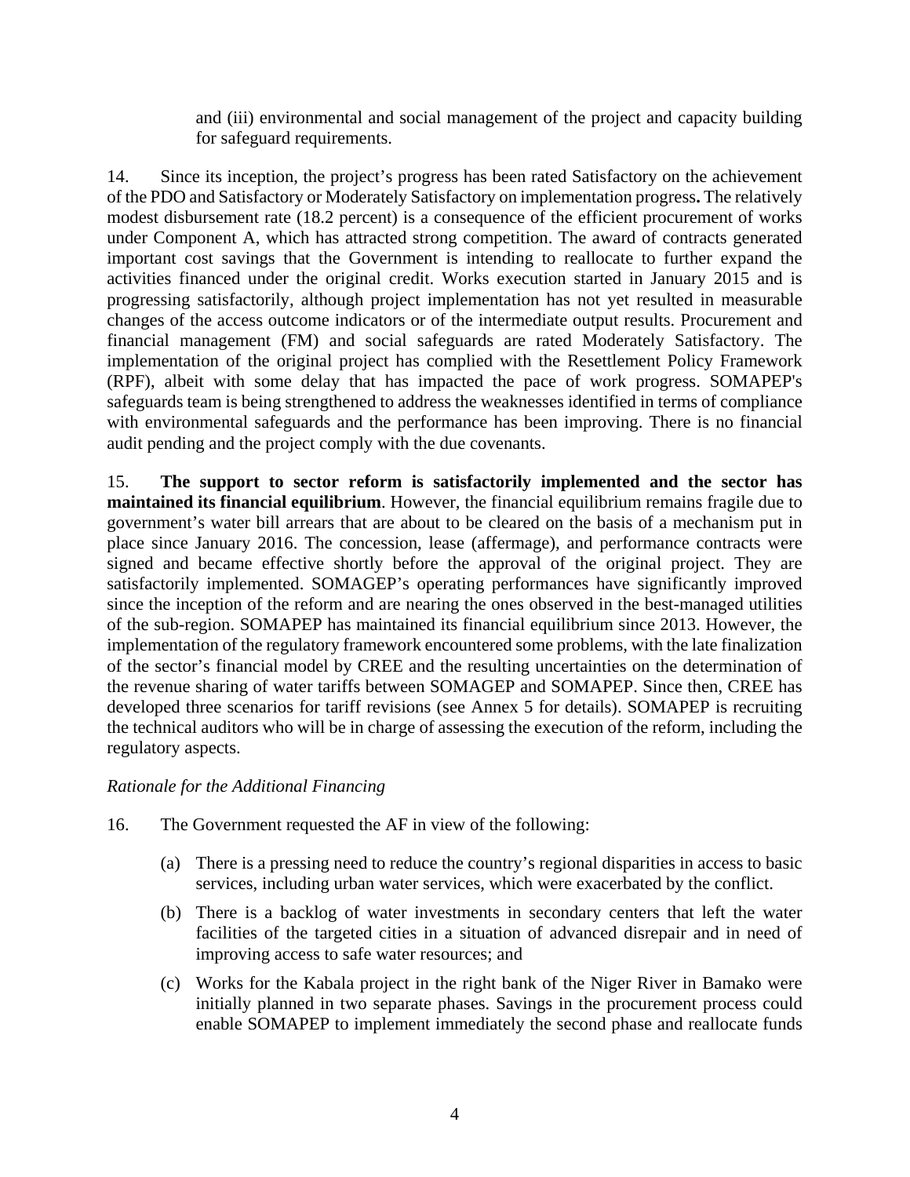and (iii) environmental and social management of the project and capacity building for safeguard requirements.

14. Since its inception, the project's progress has been rated Satisfactory on the achievement of the PDO and Satisfactory or Moderately Satisfactory on implementation progress**.** The relatively modest disbursement rate (18.2 percent) is a consequence of the efficient procurement of works under Component A, which has attracted strong competition. The award of contracts generated important cost savings that the Government is intending to reallocate to further expand the activities financed under the original credit. Works execution started in January 2015 and is progressing satisfactorily, although project implementation has not yet resulted in measurable changes of the access outcome indicators or of the intermediate output results. Procurement and financial management (FM) and social safeguards are rated Moderately Satisfactory. The implementation of the original project has complied with the Resettlement Policy Framework (RPF), albeit with some delay that has impacted the pace of work progress. SOMAPEP's safeguards team is being strengthened to address the weaknesses identified in terms of compliance with environmental safeguards and the performance has been improving. There is no financial audit pending and the project comply with the due covenants.

15. **The support to sector reform is satisfactorily implemented and the sector has maintained its financial equilibrium**. However, the financial equilibrium remains fragile due to government's water bill arrears that are about to be cleared on the basis of a mechanism put in place since January 2016. The concession, lease (affermage), and performance contracts were signed and became effective shortly before the approval of the original project. They are satisfactorily implemented. SOMAGEP's operating performances have significantly improved since the inception of the reform and are nearing the ones observed in the best-managed utilities of the sub-region. SOMAPEP has maintained its financial equilibrium since 2013. However, the implementation of the regulatory framework encountered some problems, with the late finalization of the sector's financial model by CREE and the resulting uncertainties on the determination of the revenue sharing of water tariffs between SOMAGEP and SOMAPEP. Since then, CREE has developed three scenarios for tariff revisions (see Annex 5 for details). SOMAPEP is recruiting the technical auditors who will be in charge of assessing the execution of the reform, including the regulatory aspects.

*Rationale for the Additional Financing*

16. The Government requested the AF in view of the following:

(a) There is a pressing need to reduce the country's regional disparities in access to basic services, including urban water services, which were exacerbated by the conflict.

(b) There is a backlog of water investments in secondary centers that left the water facilities of the targeted cities in a situation of advanced disrepair and in need of improving access to safe water resources; and

(c) Works for the Kabala project in the right bank of the Niger River in Bamako were initially planned in two separate phases. Savings in the procurement process could enable SOMAPEP to implement immediately the second phase and reallocate funds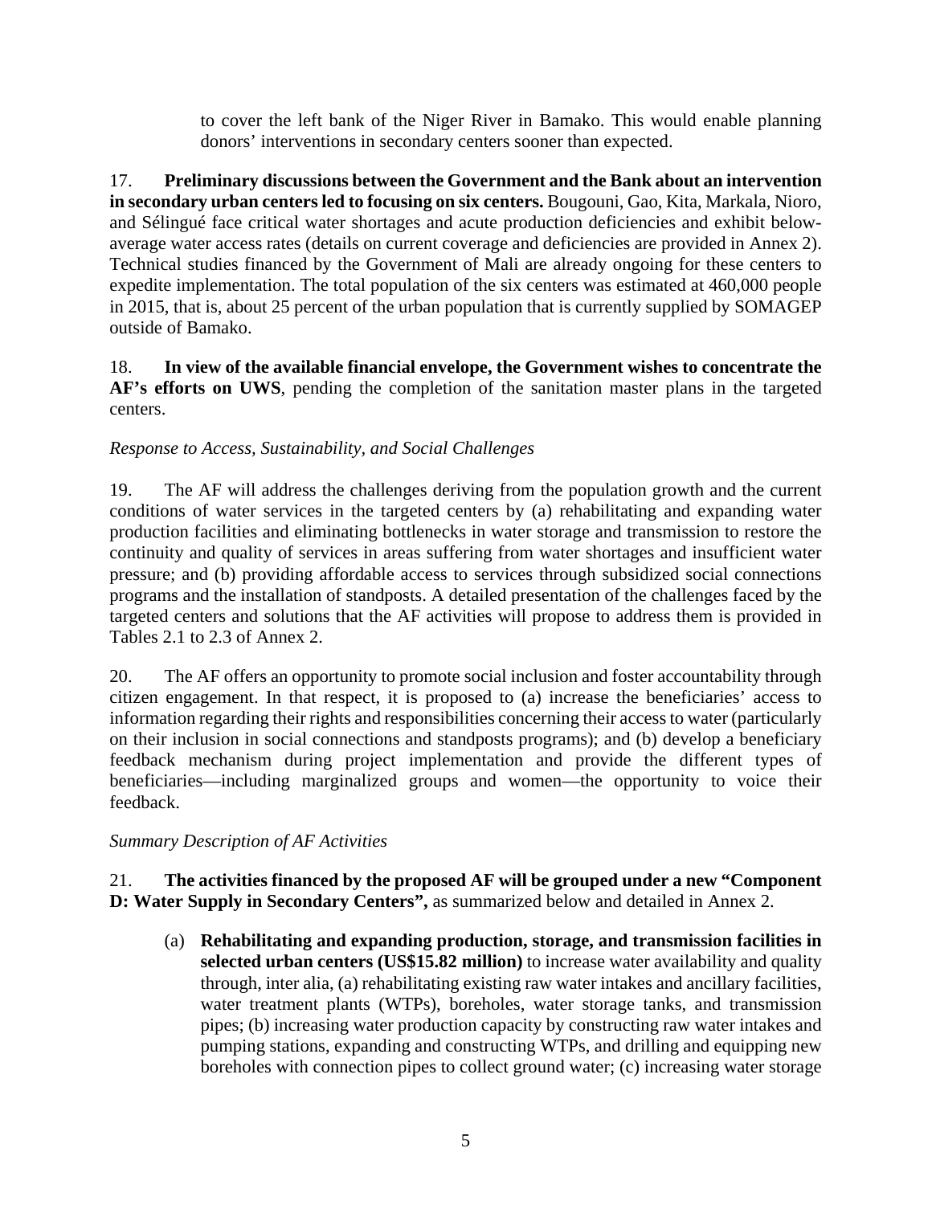to cover the left bank of the Niger River in Bamako. This would enable planning donors' interventions in secondary centers sooner than expected.

17. **Preliminary discussions between the Government and the Bank about an intervention in secondary urban centers led to focusing on six centers.** Bougouni, Gao, Kita, Markala, Nioro, and Sélingué face critical water shortages and acute production deficiencies and exhibit below-average water access rates (details on current coverage and deficiencies are provided in Annex 2). Technical studies financed by the Government of Mali are already ongoing for these centers to expedite implementation. The total population of the six centers was estimated at 460,000 people in 2015, that is, about 25 percent of the urban population that is currently supplied by SOMAGEP outside of Bamako.

18. **In view of the available financial envelope, the Government wishes to concentrate the AF's efforts on UWS**, pending the completion of the sanitation master plans in the targeted centers.

*Response to Access, Sustainability, and Social Challenges*

19. The AF will address the challenges deriving from the population growth and the current conditions of water services in the targeted centers by (a) rehabilitating and expanding water production facilities and eliminating bottlenecks in water storage and transmission to restore the continuity and quality of services in areas suffering from water shortages and insufficient water pressure; and (b) providing affordable access to services through subsidized social connections programs and the installation of standposts. A detailed presentation of the challenges faced by the targeted centers and solutions that the AF activities will propose to address them is provided in Tables 2.1 to 2.3 of Annex 2.

20. The AF offers an opportunity to promote social inclusion and foster accountability through citizen engagement. In that respect, it is proposed to (a) increase the beneficiaries' access to information regarding their rights and responsibilities concerning their access to water (particularly on their inclusion in social connections and standposts programs); and (b) develop a beneficiary feedback mechanism during project implementation and provide the different types of beneficiaries—including marginalized groups and women—the opportunity to voice their feedback.

*Summary Description of AF Activities*

21. **The activities financed by the proposed AF will be grouped under a new "Component D: Water Supply in Secondary Centers",** as summarized below and detailed in Annex 2.

(a) **Rehabilitating and expanding production, storage, and transmission facilities in selected urban centers (US$15.82 million)** to increase water availability and quality through, inter alia, (a) rehabilitating existing raw water intakes and ancillary facilities, water treatment plants (WTPs), boreholes, water storage tanks, and transmission pipes; (b) increasing water production capacity by constructing raw water intakes and pumping stations, expanding and constructing WTPs, and drilling and equipping new boreholes with connection pipes to collect ground water; (c) increasing water storage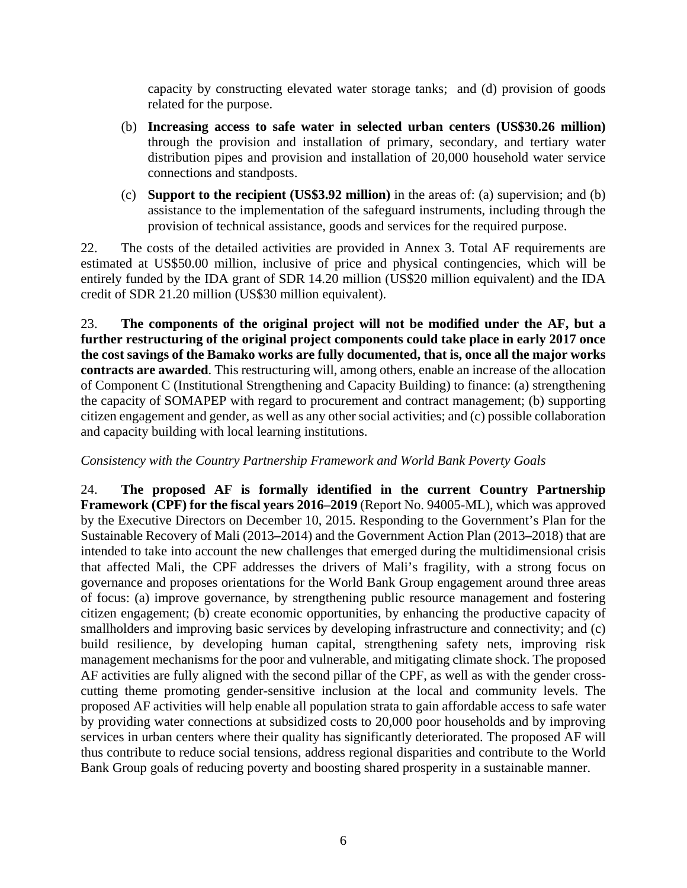capacity by constructing elevated water storage tanks; and (d) provision of goods related for the purpose.

(b) **Increasing access to safe water in selected urban centers (US$30.26 million)** through the provision and installation of primary, secondary, and tertiary water distribution pipes and provision and installation of 20,000 household water service connections and standposts.

(c) **Support to the recipient (US$3.92 million)** in the areas of: (a) supervision; and (b) assistance to the implementation of the safeguard instruments, including through the provision of technical assistance, goods and services for the required purpose.

22. The costs of the detailed activities are provided in Annex 3. Total AF requirements are estimated at US$50.00 million, inclusive of price and physical contingencies, which will be entirely funded by the IDA grant of SDR 14.20 million (US$20 million equivalent) and the IDA credit of SDR 21.20 million (US$30 million equivalent).

23. **The components of the original project will not be modified under the AF, but a further restructuring of the original project components could take place in early 2017 once the cost savings of the Bamako works are fully documented, that is, once all the major works contracts are awarded**. This restructuring will, among others, enable an increase of the allocation of Component C (Institutional Strengthening and Capacity Building) to finance: (a) strengthening the capacity of SOMAPEP with regard to procurement and contract management; (b) supporting citizen engagement and gender, as well as any other social activities; and (c) possible collaboration and capacity building with local learning institutions.

*Consistency with the Country Partnership Framework and World Bank Poverty Goals*

24. **The proposed AF is formally identified in the current Country Partnership Framework (CPF) for the fiscal years 2016–2019** (Report No. 94005-ML), which was approved by the Executive Directors on December 10, 2015. Responding to the Government's Plan for the Sustainable Recovery of Mali (2013–2014) and the Government Action Plan (2013–2018) that are intended to take into account the new challenges that emerged during the multidimensional crisis that affected Mali, the CPF addresses the drivers of Mali's fragility, with a strong focus on governance and proposes orientations for the World Bank Group engagement around three areas of focus: (a) improve governance, by strengthening public resource management and fostering citizen engagement; (b) create economic opportunities, by enhancing the productive capacity of smallholders and improving basic services by developing infrastructure and connectivity; and (c) build resilience, by developing human capital, strengthening safety nets, improving risk management mechanisms for the poor and vulnerable, and mitigating climate shock. The proposed AF activities are fully aligned with the second pillar of the CPF, as well as with the gender cross-cutting theme promoting gender-sensitive inclusion at the local and community levels. The proposed AF activities will help enable all population strata to gain affordable access to safe water by providing water connections at subsidized costs to 20,000 poor households and by improving services in urban centers where their quality has significantly deteriorated. The proposed AF will thus contribute to reduce social tensions, address regional disparities and contribute to the World Bank Group goals of reducing poverty and boosting shared prosperity in a sustainable manner.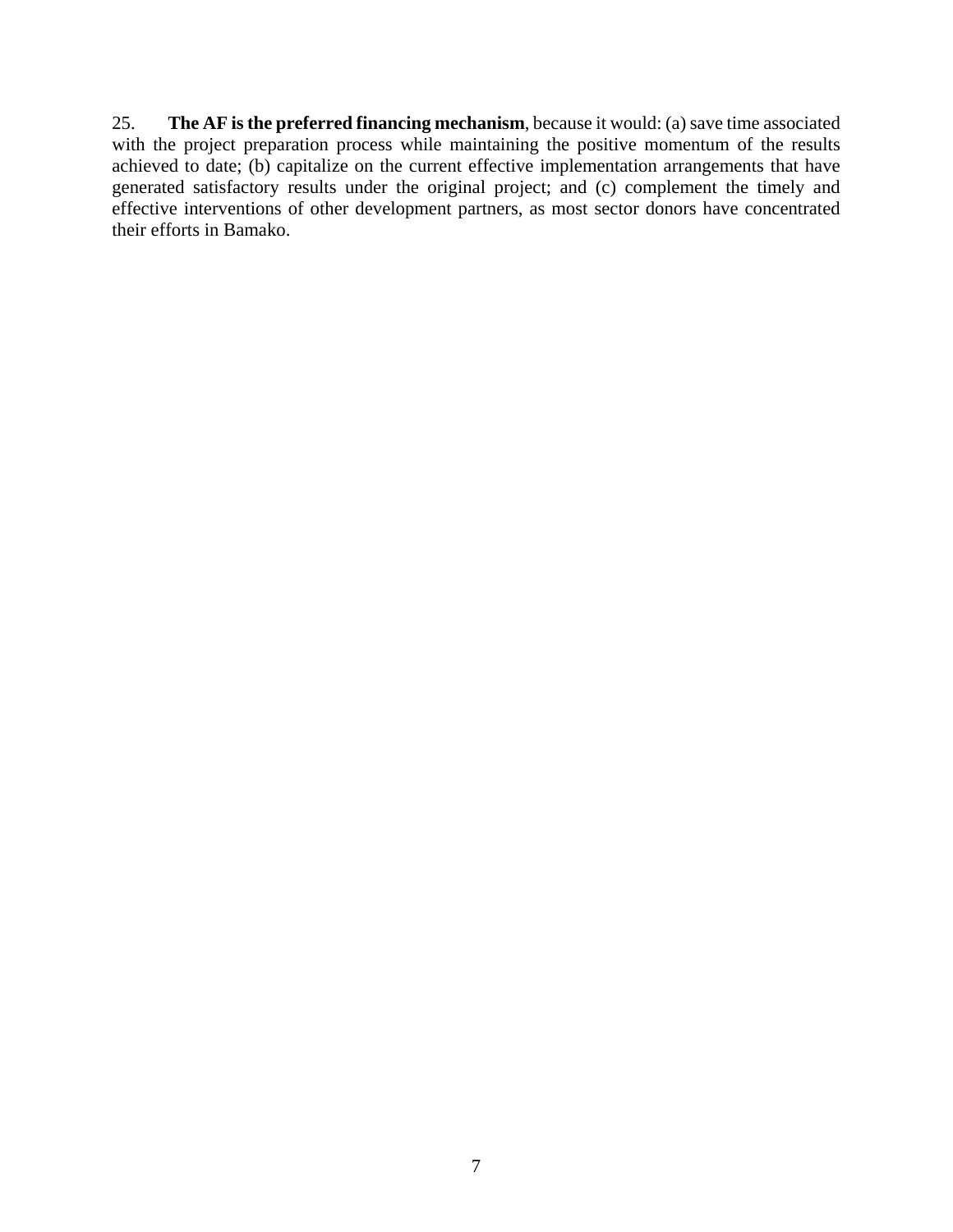25. **The AF is the preferred financing mechanism**, because it would: (a) save time associated with the project preparation process while maintaining the positive momentum of the results achieved to date; (b) capitalize on the current effective implementation arrangements that have generated satisfactory results under the original project; and (c) complement the timely and effective interventions of other development partners, as most sector donors have concentrated their efforts in Bamako.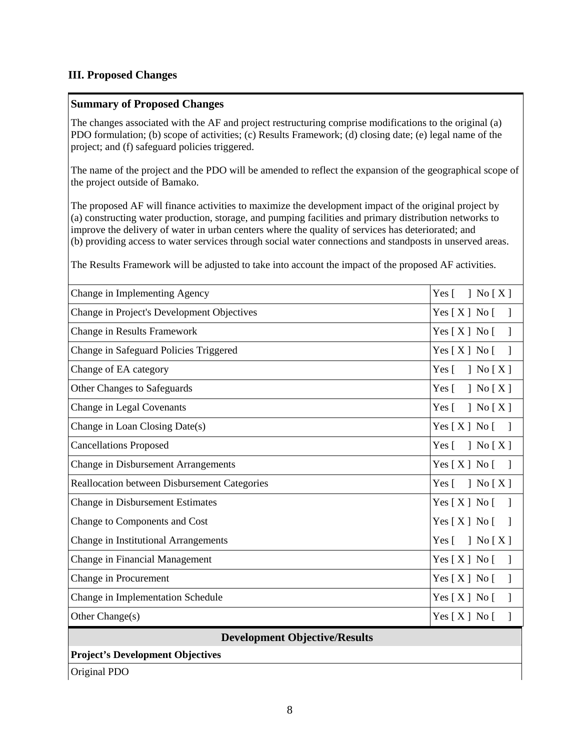### III. Proposed Changes

**Summary of Proposed Changes**

The changes associated with the AF and project restructuring comprise modifications to the original (a) PDO formulation; (b) scope of activities; (c) Results Framework; (d) closing date; (e) legal name of the project; and (f) safeguard policies triggered.

The name of the project and the PDO will be amended to reflect the expansion of the geographical scope of the project outside of Bamako.

The proposed AF will finance activities to maximize the development impact of the original project by (a) constructing water production, storage, and pumping facilities and primary distribution networks to improve the delivery of water in urban centers where the quality of services has deteriorated; and (b) providing access to water services through social water connections and standposts in unserved areas.

The Results Framework will be adjusted to take into account the impact of the proposed AF activities.

| Change | Yes/No |
|---|---|
| Change in Implementing Agency | Yes [ ] No [ X ] |
| Change in Project's Development Objectives | Yes [ X ] No [ ] |
| Change in Results Framework | Yes [ X ] No [ ] |
| Change in Safeguard Policies Triggered | Yes [ X ] No [ ] |
| Change of EA category | Yes [ ] No [ X ] |
| Other Changes to Safeguards | Yes [ ] No [ X ] |
| Change in Legal Covenants | Yes [ ] No [ X ] |
| Change in Loan Closing Date(s) | Yes [ X ] No [ ] |
| Cancellations Proposed | Yes [ ] No [ X ] |
| Change in Disbursement Arrangements | Yes [ X ] No [ ] |
| Reallocation between Disbursement Categories | Yes [ ] No [ X ] |
| Change in Disbursement Estimates | Yes [ X ] No [ ] |
| Change to Components and Cost | Yes [ X ] No [ ] |
| Change in Institutional Arrangements | Yes [ ] No [ X ] |
| Change in Financial Management | Yes [ X ] No [ ] |
| Change in Procurement | Yes [ X ] No [ ] |
| Change in Implementation Schedule | Yes [ X ] No [ ] |
| Other Change(s) | Yes [ X ] No [ ] |

**Development Objective/Results**

**Project's Development Objectives**

Original PDO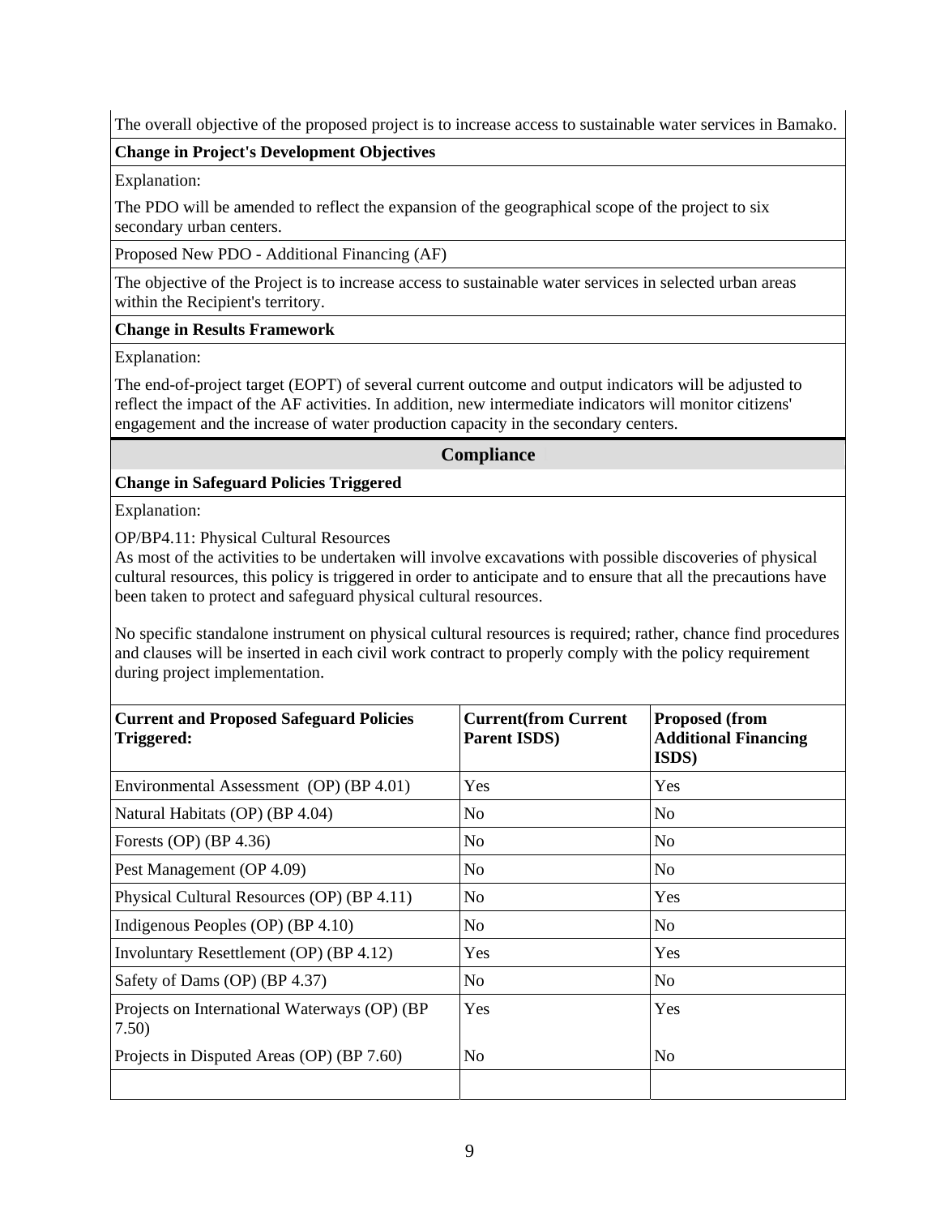The overall objective of the proposed project is to increase access to sustainable water services in Bamako.

**Change in Project's Development Objectives**

Explanation:

The PDO will be amended to reflect the expansion of the geographical scope of the project to six secondary urban centers.

Proposed New PDO - Additional Financing (AF)

The objective of the Project is to increase access to sustainable water services in selected urban areas within the Recipient's territory.

**Change in Results Framework**

Explanation:

The end-of-project target (EOPT) of several current outcome and output indicators will be adjusted to reflect the impact of the AF activities. In addition, new intermediate indicators will monitor citizens' engagement and the increase of water production capacity in the secondary centers.

## Compliance

**Change in Safeguard Policies Triggered**

Explanation:

OP/BP4.11: Physical Cultural Resources
As most of the activities to be undertaken will involve excavations with possible discoveries of physical cultural resources, this policy is triggered in order to anticipate and to ensure that all the precautions have been taken to protect and safeguard physical cultural resources.

No specific standalone instrument on physical cultural resources is required; rather, chance find procedures and clauses will be inserted in each civil work contract to properly comply with the policy requirement during project implementation.

| **Current and Proposed Safeguard Policies Triggered:** | **Current(from Current Parent ISDS)** | **Proposed (from Additional Financing ISDS)** |
|---|---|---|
| Environmental Assessment (OP) (BP 4.01) | Yes | Yes |
| Natural Habitats (OP) (BP 4.04) | No | No |
| Forests (OP) (BP 4.36) | No | No |
| Pest Management (OP 4.09) | No | No |
| Physical Cultural Resources (OP) (BP 4.11) | No | Yes |
| Indigenous Peoples (OP) (BP 4.10) | No | No |
| Involuntary Resettlement (OP) (BP 4.12) | Yes | Yes |
| Safety of Dams (OP) (BP 4.37) | No | No |
| Projects on International Waterways (OP) (BP 7.50) | Yes | Yes |
| Projects in Disputed Areas (OP) (BP 7.60) | No | No |
| | | |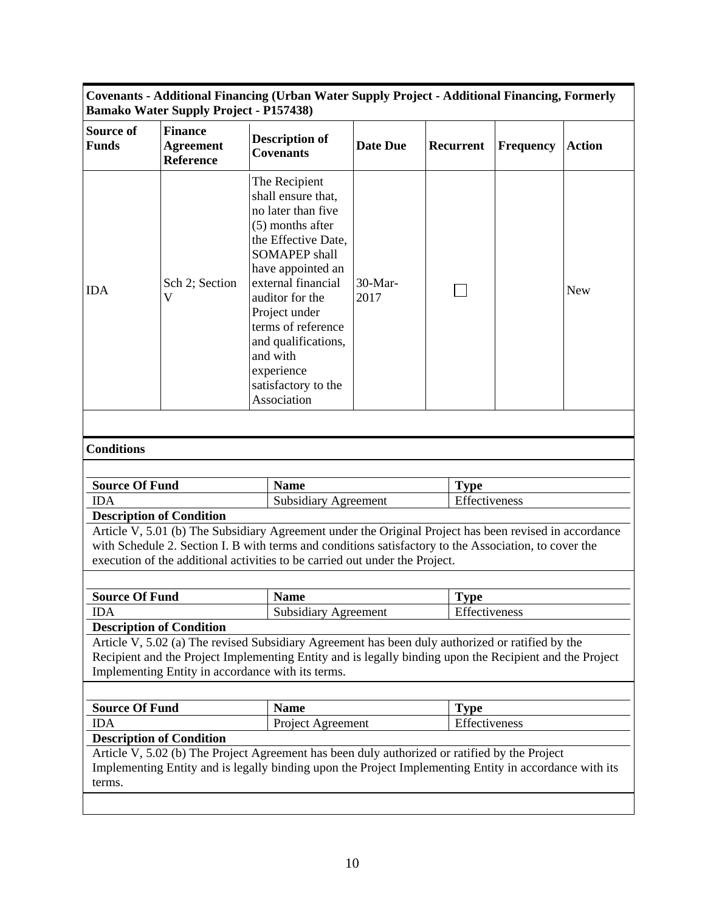**Covenants - Additional Financing (Urban Water Supply Project - Additional Financing, Formerly Bamako Water Supply Project - P157438)**

| Source of Funds | Finance Agreement Reference | Description of Covenants | Date Due | Recurrent | Frequency | Action |
|---|---|---|---|---|---|---|
| IDA | Sch 2; Section V | The Recipient shall ensure that, no later than five (5) months after the Effective Date, SOMAPEP shall have appointed an external financial auditor for the Project under terms of reference and qualifications, and with experience satisfactory to the Association | 30-Mar-2017 | ☐ | | New |

**Conditions**

| Source Of Fund | Name | Type |
|---|---|---|
| IDA | Subsidiary Agreement | Effectiveness |

**Description of Condition**

Article V, 5.01 (b) The Subsidiary Agreement under the Original Project has been revised in accordance with Schedule 2. Section I. B with terms and conditions satisfactory to the Association, to cover the execution of the additional activities to be carried out under the Project.

| Source Of Fund | Name | Type |
|---|---|---|
| IDA | Subsidiary Agreement | Effectiveness |

**Description of Condition**

Article V, 5.02 (a) The revised Subsidiary Agreement has been duly authorized or ratified by the Recipient and the Project Implementing Entity and is legally binding upon the Recipient and the Project Implementing Entity in accordance with its terms.

| Source Of Fund | Name | Type |
|---|---|---|
| IDA | Project Agreement | Effectiveness |

**Description of Condition**

Article V, 5.02 (b) The Project Agreement has been duly authorized or ratified by the Project Implementing Entity and is legally binding upon the Project Implementing Entity in accordance with its terms.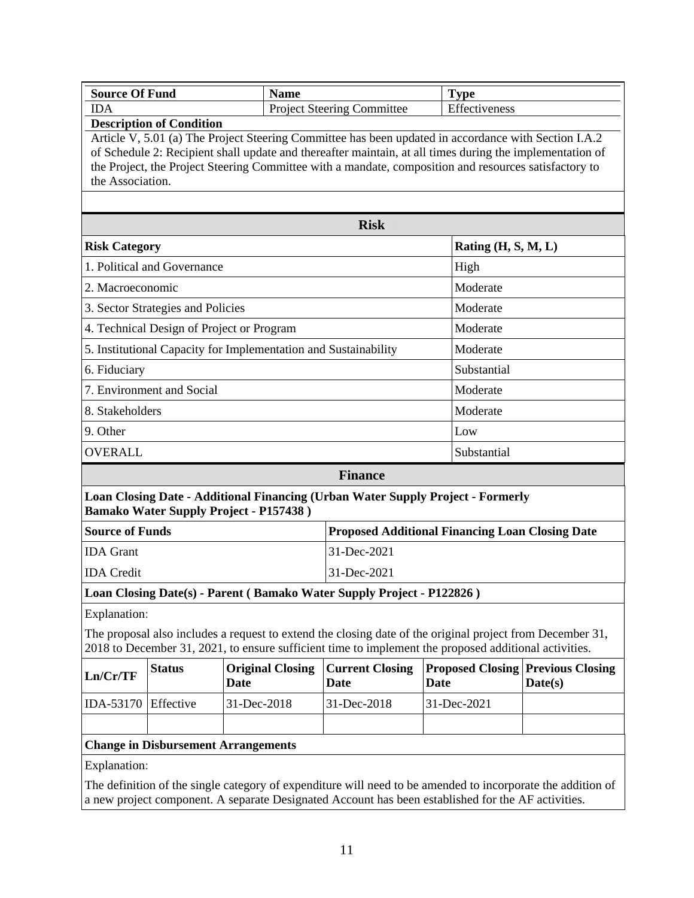| Source Of Fund | Name | Type |
|---|---|---|
| IDA | Project Steering Committee | Effectiveness |

**Description of Condition**

Article V, 5.01 (a) The Project Steering Committee has been updated in accordance with Section I.A.2 of Schedule 2: Recipient shall update and thereafter maintain, at all times during the implementation of the Project, the Project Steering Committee with a mandate, composition and resources satisfactory to the Association.

## Risk

| Risk Category | Rating (H, S, M, L) |
|---|---|
| 1. Political and Governance | High |
| 2. Macroeconomic | Moderate |
| 3. Sector Strategies and Policies | Moderate |
| 4. Technical Design of Project or Program | Moderate |
| 5. Institutional Capacity for Implementation and Sustainability | Moderate |
| 6. Fiduciary | Substantial |
| 7. Environment and Social | Moderate |
| 8. Stakeholders | Moderate |
| 9. Other | Low |
| OVERALL | Substantial |

## Finance

**Loan Closing Date - Additional Financing (Urban Water Supply Project - Formerly Bamako Water Supply Project - P157438 )**

| Source of Funds | Proposed Additional Financing Loan Closing Date |
|---|---|
| IDA Grant | 31-Dec-2021 |
| IDA Credit | 31-Dec-2021 |

**Loan Closing Date(s) - Parent ( Bamako Water Supply Project - P122826 )**

Explanation:

The proposal also includes a request to extend the closing date of the original project from December 31, 2018 to December 31, 2021, to ensure sufficient time to implement the proposed additional activities.

| Ln/Cr/TF | Status | Original Closing Date | Current Closing Date | Proposed Closing Date | Previous Closing Date(s) |
|---|---|---|---|---|---|
| IDA-53170 | Effective | 31-Dec-2018 | 31-Dec-2018 | 31-Dec-2021 | |
| | | | | | |

**Change in Disbursement Arrangements**

Explanation:

The definition of the single category of expenditure will need to be amended to incorporate the addition of a new project component. A separate Designated Account has been established for the AF activities.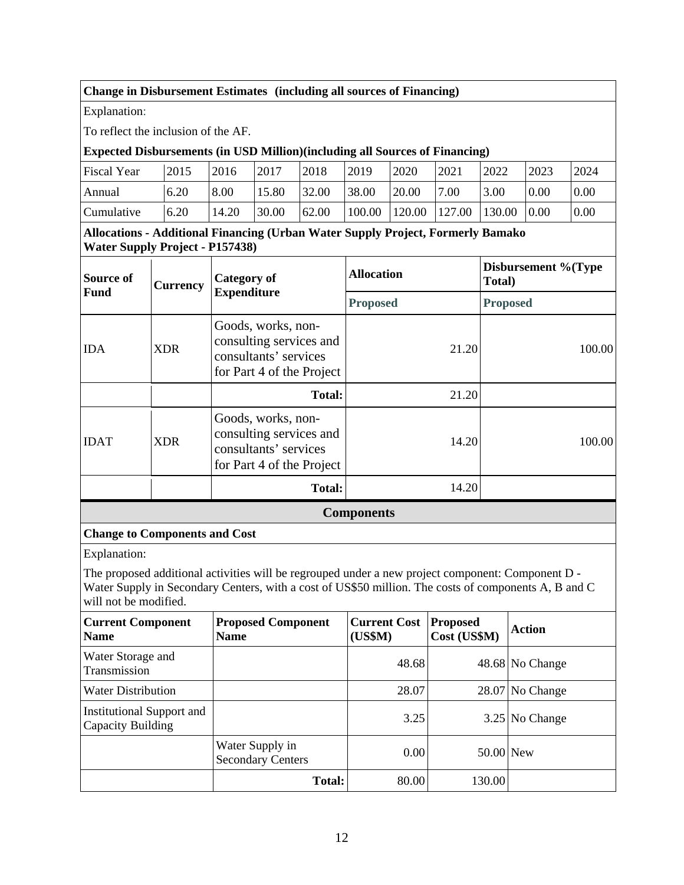**Change in Disbursement Estimates (including all sources of Financing)**

Explanation:

To reflect the inclusion of the AF.

**Expected Disbursements (in USD Million)(including all Sources of Financing)**

| Fiscal Year | 2015 | 2016 | 2017 | 2018 | 2019 | 2020 | 2021 | 2022 | 2023 | 2024 |
|---|---|---|---|---|---|---|---|---|---|---|
| Annual | 6.20 | 8.00 | 15.80 | 32.00 | 38.00 | 20.00 | 7.00 | 3.00 | 0.00 | 0.00 |
| Cumulative | 6.20 | 14.20 | 30.00 | 62.00 | 100.00 | 120.00 | 127.00 | 130.00 | 0.00 | 0.00 |

**Allocations - Additional Financing (Urban Water Supply Project, Formerly Bamako Water Supply Project - P157438)**

| Source of Fund | Currency | Category of Expenditure | Allocation | Disbursement %(Type Total) |
|---|---|---|---|---|
| | | | **Proposed** | **Proposed** |
| IDA | XDR | Goods, works, non-consulting services and consultants' services for Part 4 of the Project | 21.20 | 100.00 |
| | | **Total:** | 21.20 | |
| IDAT | XDR | Goods, works, non-consulting services and consultants' services for Part 4 of the Project | 14.20 | 100.00 |
| | | **Total:** | 14.20 | |

## Components

**Change to Components and Cost**

Explanation:

The proposed additional activities will be regrouped under a new project component: Component D - Water Supply in Secondary Centers, with a cost of US$50 million. The costs of components A, B and C will not be modified.

| Current Component Name | Proposed Component Name | Current Cost (US$M) | Proposed Cost (US$M) | Action |
|---|---|---|---|---|
| Water Storage and Transmission | | 48.68 | 48.68 | No Change |
| Water Distribution | | 28.07 | 28.07 | No Change |
| Institutional Support and Capacity Building | | 3.25 | 3.25 | No Change |
| | Water Supply in Secondary Centers | 0.00 | 50.00 | New |
| | **Total:** | 80.00 | 130.00 | |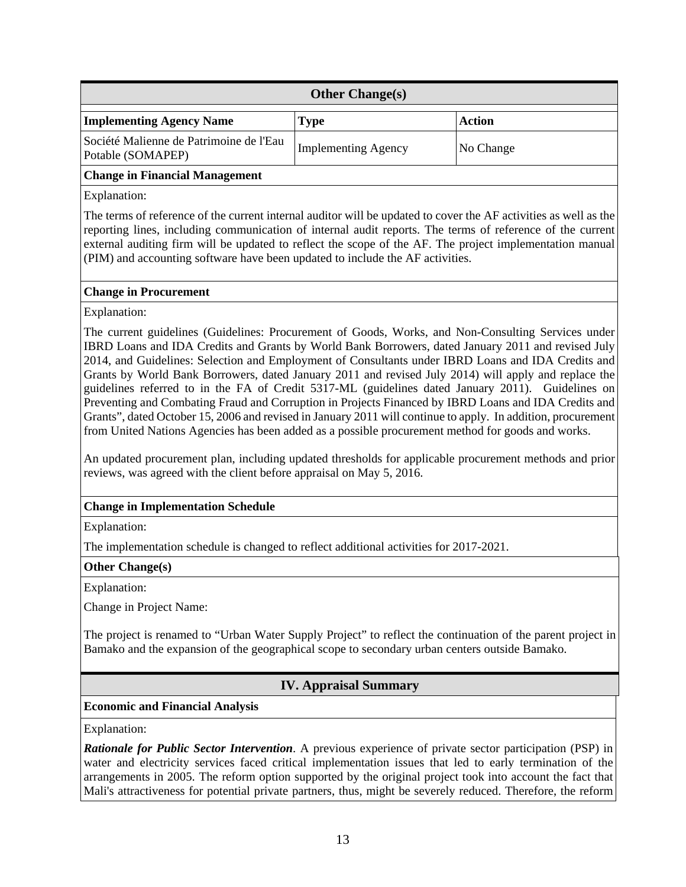## Other Change(s)

| Implementing Agency Name | Type | Action |
|---|---|---|
| Société Malienne de Patrimoine de l'Eau Potable (SOMAPEP) | Implementing Agency | No Change |

**Change in Financial Management**

Explanation:

The terms of reference of the current internal auditor will be updated to cover the AF activities as well as the reporting lines, including communication of internal audit reports. The terms of reference of the current external auditing firm will be updated to reflect the scope of the AF. The project implementation manual (PIM) and accounting software have been updated to include the AF activities.

**Change in Procurement**

Explanation:

The current guidelines (Guidelines: Procurement of Goods, Works, and Non-Consulting Services under IBRD Loans and IDA Credits and Grants by World Bank Borrowers, dated January 2011 and revised July 2014, and Guidelines: Selection and Employment of Consultants under IBRD Loans and IDA Credits and Grants by World Bank Borrowers, dated January 2011 and revised July 2014) will apply and replace the guidelines referred to in the FA of Credit 5317-ML (guidelines dated January 2011). Guidelines on Preventing and Combating Fraud and Corruption in Projects Financed by IBRD Loans and IDA Credits and Grants", dated October 15, 2006 and revised in January 2011 will continue to apply. In addition, procurement from United Nations Agencies has been added as a possible procurement method for goods and works.

An updated procurement plan, including updated thresholds for applicable procurement methods and prior reviews, was agreed with the client before appraisal on May 5, 2016.

**Change in Implementation Schedule**

Explanation:

The implementation schedule is changed to reflect additional activities for 2017-2021.

**Other Change(s)**

Explanation:

Change in Project Name:

The project is renamed to "Urban Water Supply Project" to reflect the continuation of the parent project in Bamako and the expansion of the geographical scope to secondary urban centers outside Bamako.

## IV. Appraisal Summary

**Economic and Financial Analysis**

Explanation:

***Rationale for Public Sector Intervention***. A previous experience of private sector participation (PSP) in water and electricity services faced critical implementation issues that led to early termination of the arrangements in 2005. The reform option supported by the original project took into account the fact that Mali's attractiveness for potential private partners, thus, might be severely reduced. Therefore, the reform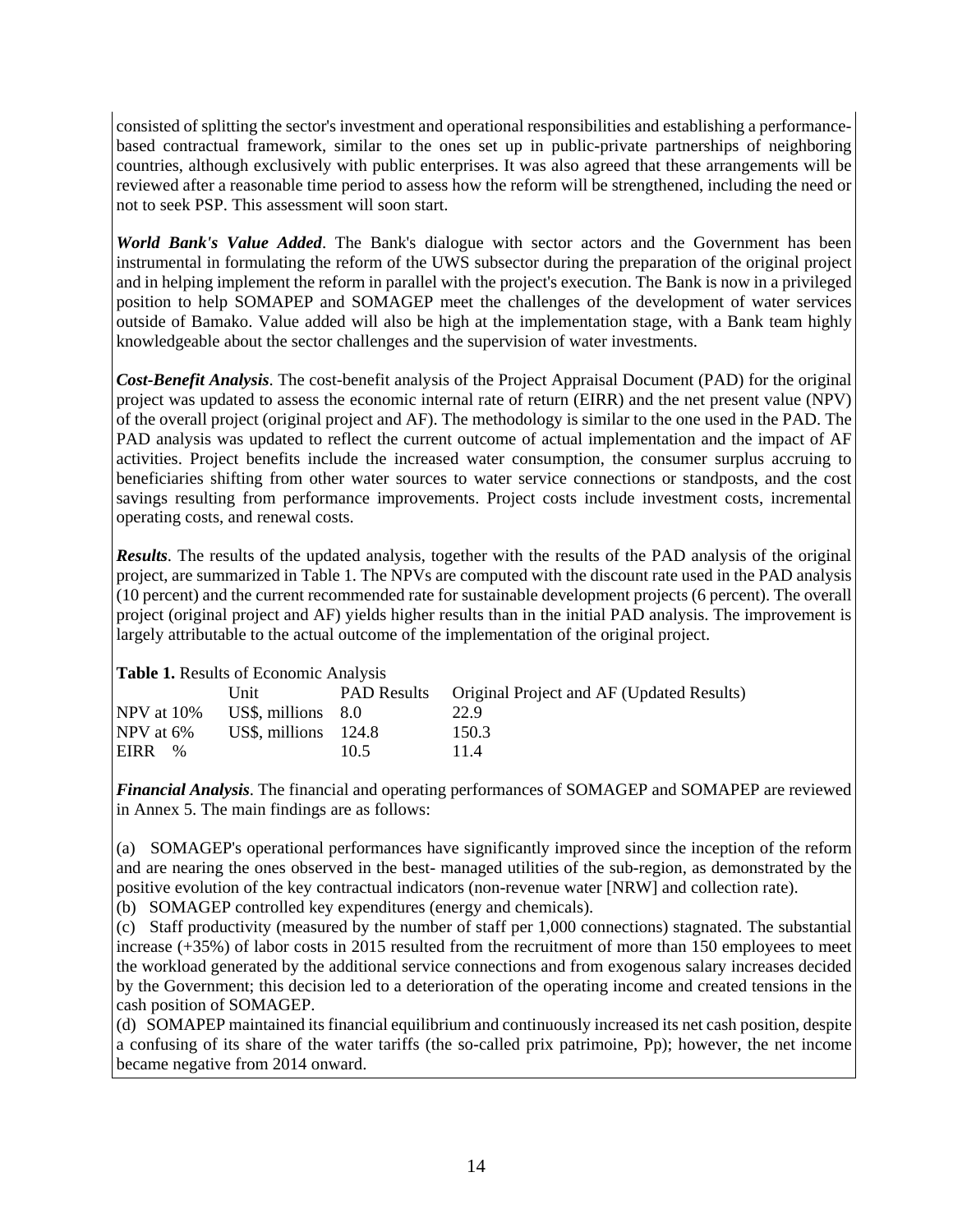consisted of splitting the sector's investment and operational responsibilities and establishing a performance-based contractual framework, similar to the ones set up in public-private partnerships of neighboring countries, although exclusively with public enterprises. It was also agreed that these arrangements will be reviewed after a reasonable time period to assess how the reform will be strengthened, including the need or not to seek PSP. This assessment will soon start.

***World Bank's Value Added***. The Bank's dialogue with sector actors and the Government has been instrumental in formulating the reform of the UWS subsector during the preparation of the original project and in helping implement the reform in parallel with the project's execution. The Bank is now in a privileged position to help SOMAPEP and SOMAGEP meet the challenges of the development of water services outside of Bamako. Value added will also be high at the implementation stage, with a Bank team highly knowledgeable about the sector challenges and the supervision of water investments.

***Cost-Benefit Analysis***. The cost-benefit analysis of the Project Appraisal Document (PAD) for the original project was updated to assess the economic internal rate of return (EIRR) and the net present value (NPV) of the overall project (original project and AF). The methodology is similar to the one used in the PAD. The PAD analysis was updated to reflect the current outcome of actual implementation and the impact of AF activities. Project benefits include the increased water consumption, the consumer surplus accruing to beneficiaries shifting from other water sources to water service connections or standposts, and the cost savings resulting from performance improvements. Project costs include investment costs, incremental operating costs, and renewal costs.

***Results***. The results of the updated analysis, together with the results of the PAD analysis of the original project, are summarized in Table 1. The NPVs are computed with the discount rate used in the PAD analysis (10 percent) and the current recommended rate for sustainable development projects (6 percent). The overall project (original project and AF) yields higher results than in the initial PAD analysis. The improvement is largely attributable to the actual outcome of the implementation of the original project.

**Table 1.** Results of Economic Analysis

| | Unit | PAD Results | Original Project and AF (Updated Results) |
|---|---|---|---|
| NPV at 10% | US$, millions | 8.0 | 22.9 |
| NPV at 6% | US$, millions | 124.8 | 150.3 |
| EIRR | % | 10.5 | 11.4 |

***Financial Analysis***. The financial and operating performances of SOMAGEP and SOMAPEP are reviewed in Annex 5. The main findings are as follows:

(a) SOMAGEP's operational performances have significantly improved since the inception of the reform and are nearing the ones observed in the best- managed utilities of the sub-region, as demonstrated by the positive evolution of the key contractual indicators (non-revenue water [NRW] and collection rate).

(b) SOMAGEP controlled key expenditures (energy and chemicals).

(c) Staff productivity (measured by the number of staff per 1,000 connections) stagnated. The substantial increase (+35%) of labor costs in 2015 resulted from the recruitment of more than 150 employees to meet the workload generated by the additional service connections and from exogenous salary increases decided by the Government; this decision led to a deterioration of the operating income and created tensions in the cash position of SOMAGEP.

(d) SOMAPEP maintained its financial equilibrium and continuously increased its net cash position, despite a confusing of its share of the water tariffs (the so-called prix patrimoine, Pp); however, the net income became negative from 2014 onward.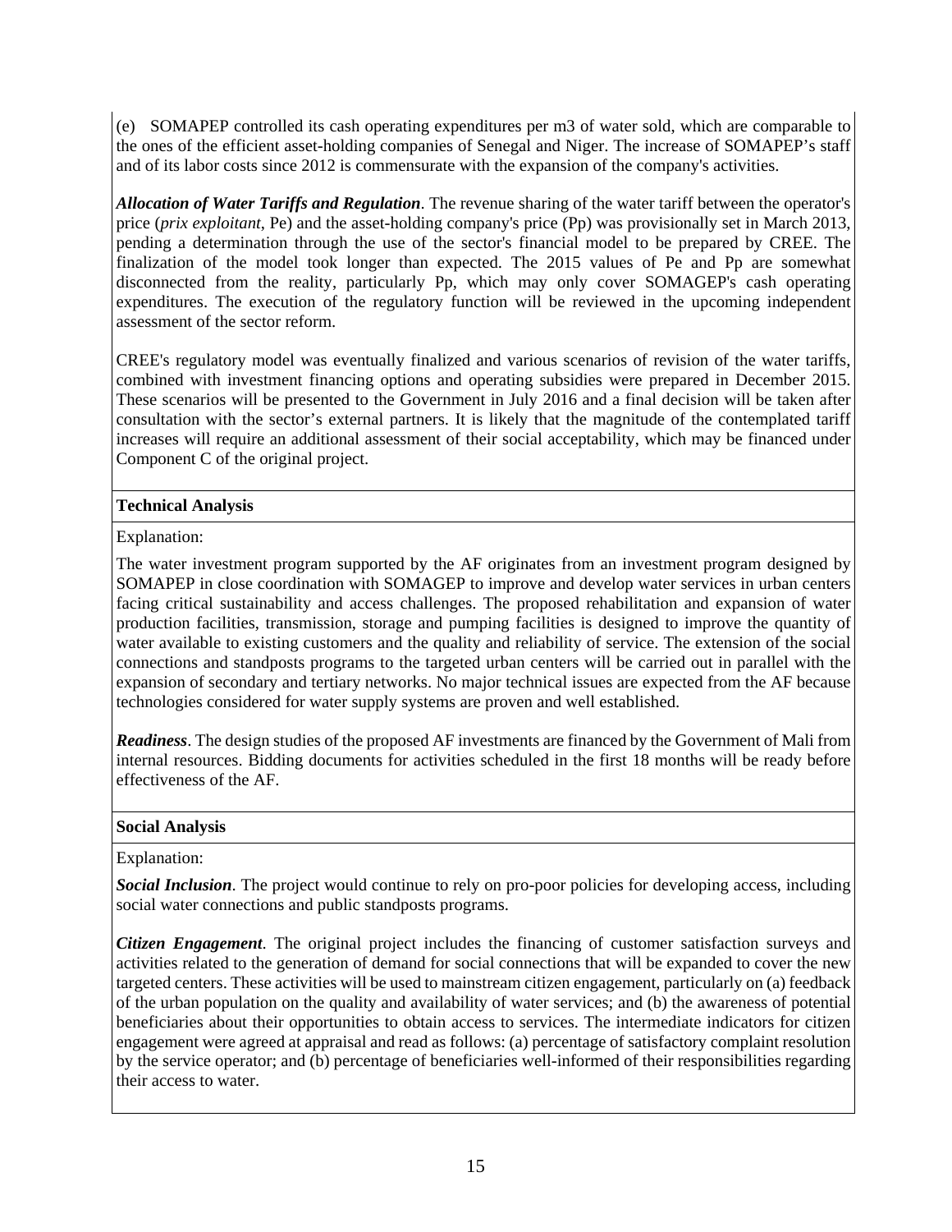(e) SOMAPEP controlled its cash operating expenditures per m3 of water sold, which are comparable to the ones of the efficient asset-holding companies of Senegal and Niger. The increase of SOMAPEP's staff and of its labor costs since 2012 is commensurate with the expansion of the company's activities.

***Allocation of Water Tariffs and Regulation***. The revenue sharing of the water tariff between the operator's price (*prix exploitant*, Pe) and the asset-holding company's price (Pp) was provisionally set in March 2013, pending a determination through the use of the sector's financial model to be prepared by CREE. The finalization of the model took longer than expected. The 2015 values of Pe and Pp are somewhat disconnected from the reality, particularly Pp, which may only cover SOMAGEP's cash operating expenditures. The execution of the regulatory function will be reviewed in the upcoming independent assessment of the sector reform.

CREE's regulatory model was eventually finalized and various scenarios of revision of the water tariffs, combined with investment financing options and operating subsidies were prepared in December 2015. These scenarios will be presented to the Government in July 2016 and a final decision will be taken after consultation with the sector's external partners. It is likely that the magnitude of the contemplated tariff increases will require an additional assessment of their social acceptability, which may be financed under Component C of the original project.

**Technical Analysis**

Explanation:

The water investment program supported by the AF originates from an investment program designed by SOMAPEP in close coordination with SOMAGEP to improve and develop water services in urban centers facing critical sustainability and access challenges. The proposed rehabilitation and expansion of water production facilities, transmission, storage and pumping facilities is designed to improve the quantity of water available to existing customers and the quality and reliability of service. The extension of the social connections and standposts programs to the targeted urban centers will be carried out in parallel with the expansion of secondary and tertiary networks. No major technical issues are expected from the AF because technologies considered for water supply systems are proven and well established.

***Readiness***. The design studies of the proposed AF investments are financed by the Government of Mali from internal resources. Bidding documents for activities scheduled in the first 18 months will be ready before effectiveness of the AF.

**Social Analysis**

Explanation:

***Social Inclusion***. The project would continue to rely on pro-poor policies for developing access, including social water connections and public standposts programs.

***Citizen Engagement***. The original project includes the financing of customer satisfaction surveys and activities related to the generation of demand for social connections that will be expanded to cover the new targeted centers. These activities will be used to mainstream citizen engagement, particularly on (a) feedback of the urban population on the quality and availability of water services; and (b) the awareness of potential beneficiaries about their opportunities to obtain access to services. The intermediate indicators for citizen engagement were agreed at appraisal and read as follows: (a) percentage of satisfactory complaint resolution by the service operator; and (b) percentage of beneficiaries well-informed of their responsibilities regarding their access to water.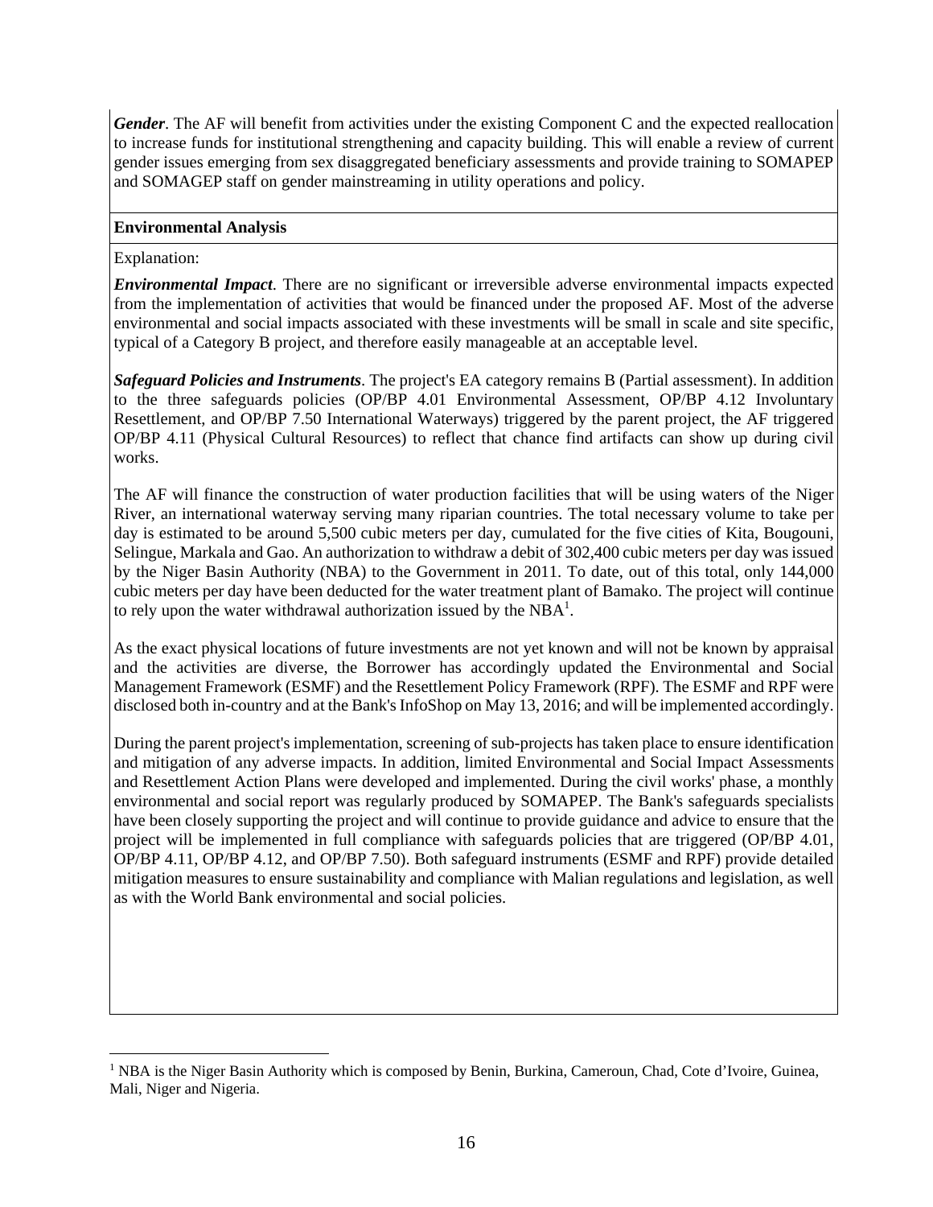***Gender***. The AF will benefit from activities under the existing Component C and the expected reallocation to increase funds for institutional strengthening and capacity building. This will enable a review of current gender issues emerging from sex disaggregated beneficiary assessments and provide training to SOMAPEP and SOMAGEP staff on gender mainstreaming in utility operations and policy.

**Environmental Analysis**

Explanation:

***Environmental Impact***. There are no significant or irreversible adverse environmental impacts expected from the implementation of activities that would be financed under the proposed AF. Most of the adverse environmental and social impacts associated with these investments will be small in scale and site specific, typical of a Category B project, and therefore easily manageable at an acceptable level.

***Safeguard Policies and Instruments***. The project's EA category remains B (Partial assessment). In addition to the three safeguards policies (OP/BP 4.01 Environmental Assessment, OP/BP 4.12 Involuntary Resettlement, and OP/BP 7.50 International Waterways) triggered by the parent project, the AF triggered OP/BP 4.11 (Physical Cultural Resources) to reflect that chance find artifacts can show up during civil works.

The AF will finance the construction of water production facilities that will be using waters of the Niger River, an international waterway serving many riparian countries. The total necessary volume to take per day is estimated to be around 5,500 cubic meters per day, cumulated for the five cities of Kita, Bougouni, Selingue, Markala and Gao. An authorization to withdraw a debit of 302,400 cubic meters per day was issued by the Niger Basin Authority (NBA) to the Government in 2011. To date, out of this total, only 144,000 cubic meters per day have been deducted for the water treatment plant of Bamako. The project will continue to rely upon the water withdrawal authorization issued by the NBA[1].

As the exact physical locations of future investments are not yet known and will not be known by appraisal and the activities are diverse, the Borrower has accordingly updated the Environmental and Social Management Framework (ESMF) and the Resettlement Policy Framework (RPF). The ESMF and RPF were disclosed both in-country and at the Bank's InfoShop on May 13, 2016; and will be implemented accordingly.

During the parent project's implementation, screening of sub-projects has taken place to ensure identification and mitigation of any adverse impacts. In addition, limited Environmental and Social Impact Assessments and Resettlement Action Plans were developed and implemented. During the civil works' phase, a monthly environmental and social report was regularly produced by SOMAPEP. The Bank's safeguards specialists have been closely supporting the project and will continue to provide guidance and advice to ensure that the project will be implemented in full compliance with safeguards policies that are triggered (OP/BP 4.01, OP/BP 4.11, OP/BP 4.12, and OP/BP 7.50). Both safeguard instruments (ESMF and RPF) provide detailed mitigation measures to ensure sustainability and compliance with Malian regulations and legislation, as well as with the World Bank environmental and social policies.

---

[1] NBA is the Niger Basin Authority which is composed by Benin, Burkina, Cameroun, Chad, Cote d'Ivoire, Guinea, Mali, Niger and Nigeria.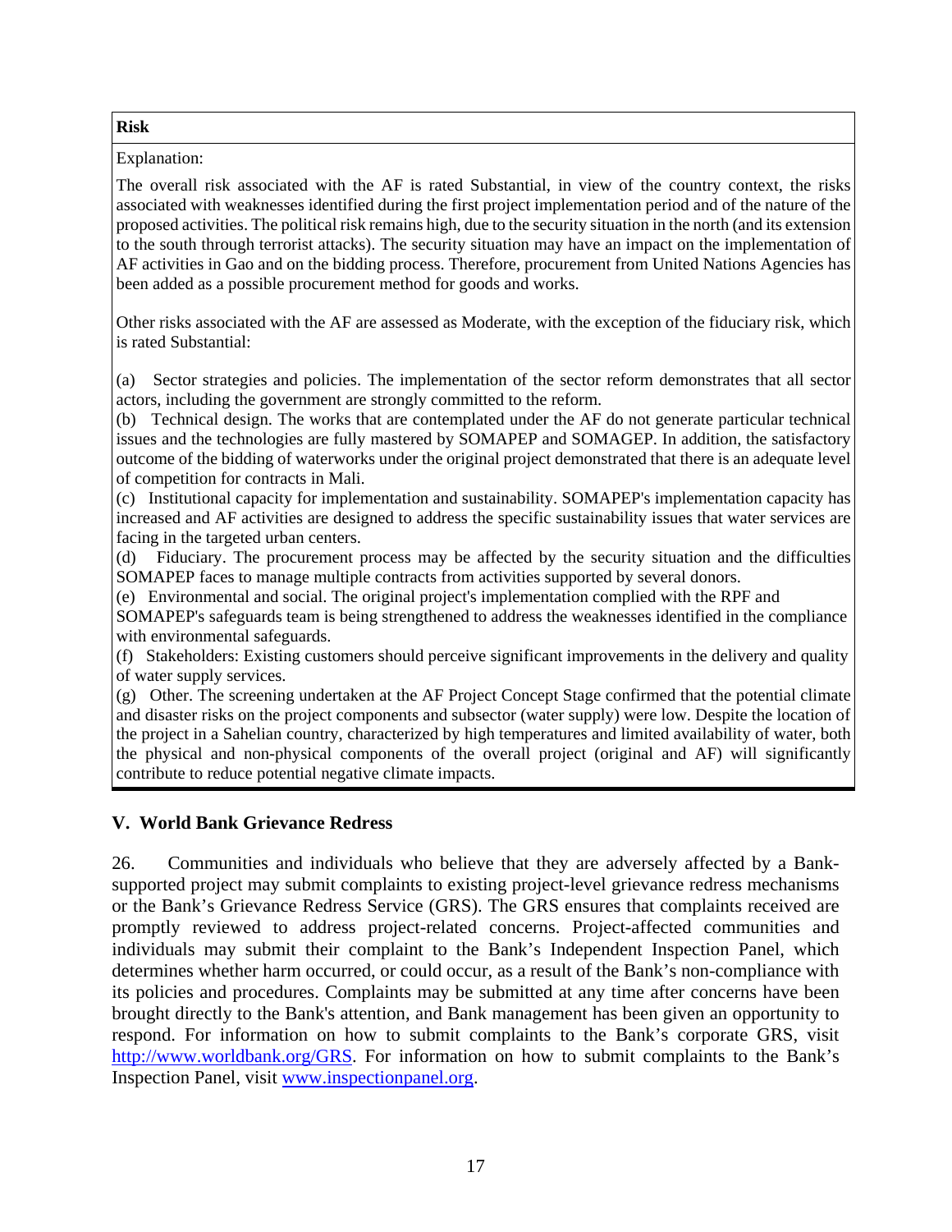| **Risk** |
| --- |
| Explanation:<br><br>The overall risk associated with the AF is rated Substantial, in view of the country context, the risks associated with weaknesses identified during the first project implementation period and of the nature of the proposed activities. The political risk remains high, due to the security situation in the north (and its extension to the south through terrorist attacks). The security situation may have an impact on the implementation of AF activities in Gao and on the bidding process. Therefore, procurement from United Nations Agencies has been added as a possible procurement method for goods and works.<br><br>Other risks associated with the AF are assessed as Moderate, with the exception of the fiduciary risk, which is rated Substantial:<br><br>(a) Sector strategies and policies. The implementation of the sector reform demonstrates that all sector actors, including the government are strongly committed to the reform.<br>(b) Technical design. The works that are contemplated under the AF do not generate particular technical issues and the technologies are fully mastered by SOMAPEP and SOMAGEP. In addition, the satisfactory outcome of the bidding of waterworks under the original project demonstrated that there is an adequate level of competition for contracts in Mali.<br>(c) Institutional capacity for implementation and sustainability. SOMAPEP's implementation capacity has increased and AF activities are designed to address the specific sustainability issues that water services are facing in the targeted urban centers.<br>(d) Fiduciary. The procurement process may be affected by the security situation and the difficulties SOMAPEP faces to manage multiple contracts from activities supported by several donors.<br>(e) Environmental and social. The original project's implementation complied with the RPF and SOMAPEP's safeguards team is being strengthened to address the weaknesses identified in the compliance with environmental safeguards.<br>(f) Stakeholders: Existing customers should perceive significant improvements in the delivery and quality of water supply services.<br>(g) Other. The screening undertaken at the AF Project Concept Stage confirmed that the potential climate and disaster risks on the project components and subsector (water supply) were low. Despite the location of the project in a Sahelian country, characterized by high temperatures and limited availability of water, both the physical and non-physical components of the overall project (original and AF) will significantly contribute to reduce potential negative climate impacts. |

## V. World Bank Grievance Redress

26. Communities and individuals who believe that they are adversely affected by a Bank-supported project may submit complaints to existing project-level grievance redress mechanisms or the Bank's Grievance Redress Service (GRS). The GRS ensures that complaints received are promptly reviewed to address project-related concerns. Project-affected communities and individuals may submit their complaint to the Bank's Independent Inspection Panel, which determines whether harm occurred, or could occur, as a result of the Bank's non-compliance with its policies and procedures. Complaints may be submitted at any time after concerns have been brought directly to the Bank's attention, and Bank management has been given an opportunity to respond. For information on how to submit complaints to the Bank's corporate GRS, visit http://www.worldbank.org/GRS. For information on how to submit complaints to the Bank's Inspection Panel, visit www.inspectionpanel.org.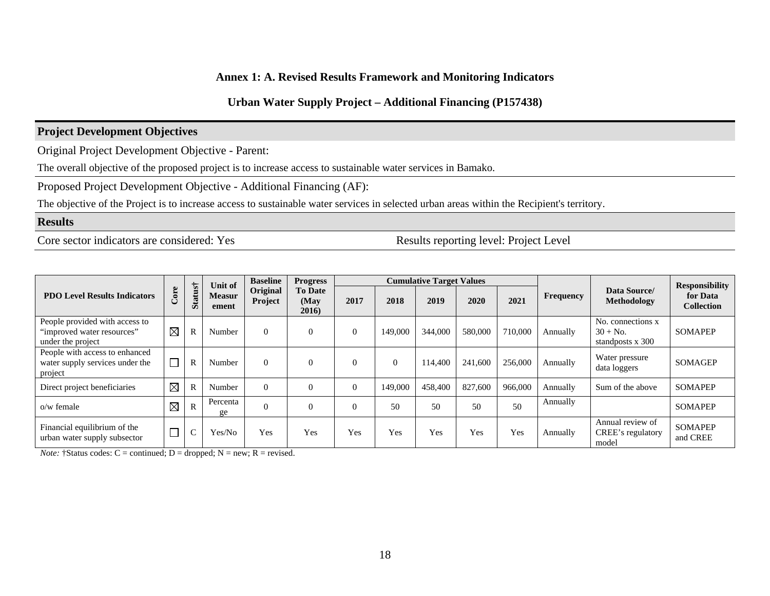**Annex 1: A. Revised Results Framework and Monitoring Indicators**

**Urban Water Supply Project – Additional Financing (P157438)**

## Project Development Objectives

Original Project Development Objective - Parent:

The overall objective of the proposed project is to increase access to sustainable water services in Bamako.

Proposed Project Development Objective - Additional Financing (AF):

The objective of the Project is to increase access to sustainable water services in selected urban areas within the Recipient's territory.

## Results

Core sector indicators are considered: Yes

Results reporting level: Project Level

| PDO Level Results Indicators | Core | Status† | Unit of Measurement | Baseline Original Project | Progress To Date (May 2016) | Cumulative Target Values | | | | | Frequency | Data Source/ Methodology | Responsibility for Data Collection |
|---|---|---|---|---|---|---|---|---|---|---|---|---|---|
| | | | | | | 2017 | 2018 | 2019 | 2020 | 2021 | | | |
| People provided with access to "improved water resources" under the project | ☒ | R | Number | 0 | 0 | 0 | 149,000 | 344,000 | 580,000 | 710,000 | Annually | No. connections x 30 + No. standposts x 300 | SOMAPEP |
| People with access to enhanced water supply services under the project | ☐ | R | Number | 0 | 0 | 0 | 0 | 114,400 | 241,600 | 256,000 | Annually | Water pressure data loggers | SOMAGEP |
| Direct project beneficiaries | ☒ | R | Number | 0 | 0 | 0 | 149,000 | 458,400 | 827,600 | 966,000 | Annually | Sum of the above | SOMAPEP |
| o/w female | ☒ | R | Percentage | 0 | 0 | 0 | 50 | 50 | 50 | 50 | Annually | | SOMAPEP |
| Financial equilibrium of the urban water supply subsector | ☐ | C | Yes/No | Yes | Yes | Yes | Yes | Yes | Yes | Yes | Annually | Annual review of CREE's regulatory model | SOMAPEP and CREE |

*Note:* †Status codes: C = continued; D = dropped; N = new; R = revised.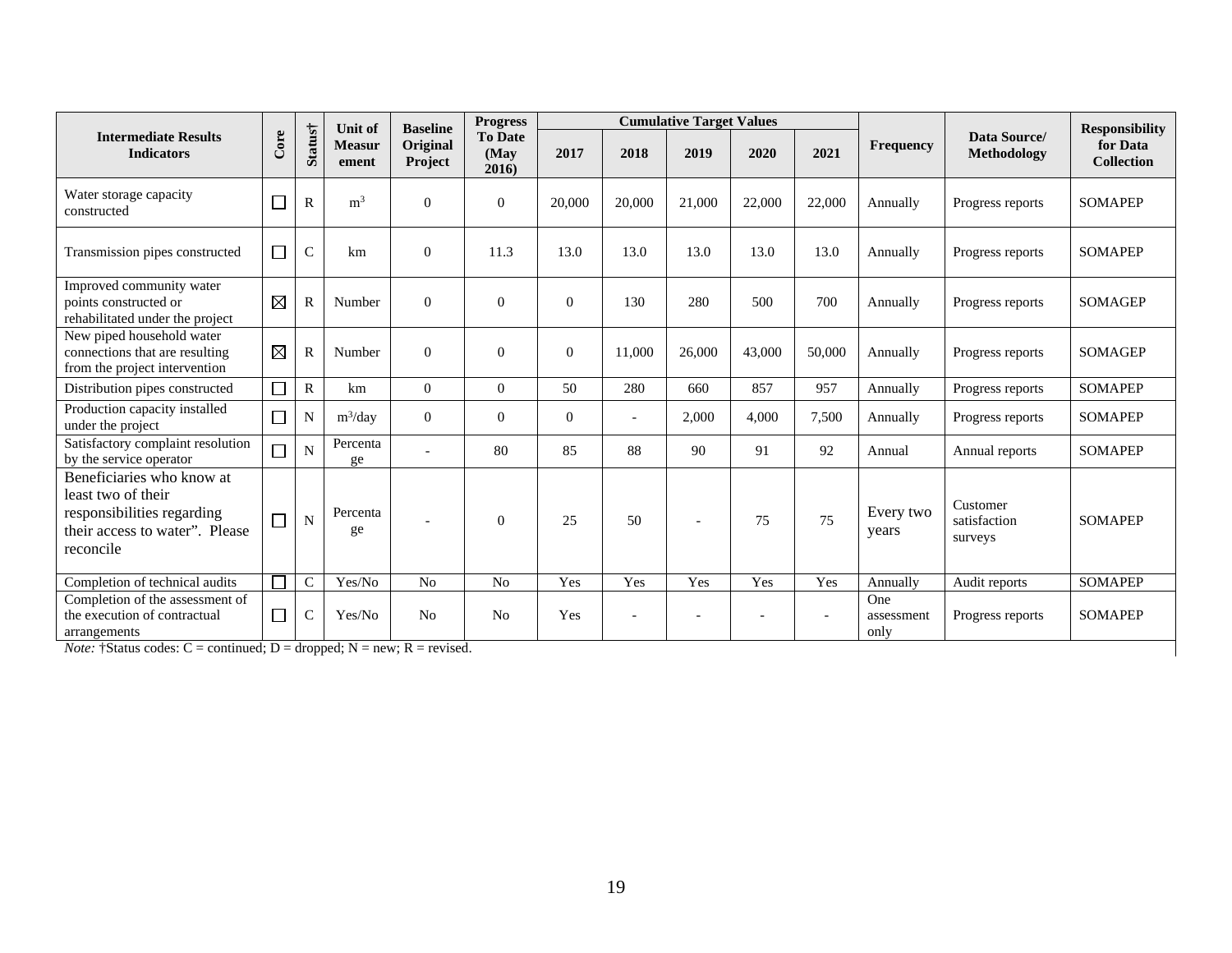| Intermediate Results Indicators | Core | Status† | Unit of Measurement | Baseline Original Project | Progress To Date (May 2016) | Cumulative Target Values | | | | | Frequency | Data Source/ Methodology | Responsibility for Data Collection |
|---|---|---|---|---|---|---|---|---|---|---|---|---|---|
| | | | | | | 2017 | 2018 | 2019 | 2020 | 2021 | | | |
| Water storage capacity constructed | ☐ | R | $m^3$ | 0 | 0 | 20,000 | 20,000 | 21,000 | 22,000 | 22,000 | Annually | Progress reports | SOMAPEP |
| Transmission pipes constructed | ☐ | C | km | 0 | 11.3 | 13.0 | 13.0 | 13.0 | 13.0 | 13.0 | Annually | Progress reports | SOMAPEP |
| Improved community water points constructed or rehabilitated under the project | ☒ | R | Number | 0 | 0 | 0 | 130 | 280 | 500 | 700 | Annually | Progress reports | SOMAGEP |
| New piped household water connections that are resulting from the project intervention | ☒ | R | Number | 0 | 0 | 0 | 11,000 | 26,000 | 43,000 | 50,000 | Annually | Progress reports | SOMAGEP |
| Distribution pipes constructed | ☐ | R | km | 0 | 0 | 50 | 280 | 660 | 857 | 957 | Annually | Progress reports | SOMAPEP |
| Production capacity installed under the project | ☐ | N | $m^3$/day | 0 | 0 | 0 | - | 2,000 | 4,000 | 7,500 | Annually | Progress reports | SOMAPEP |
| Satisfactory complaint resolution by the service operator | ☐ | N | Percentage | - | 80 | 85 | 88 | 90 | 91 | 92 | Annual | Annual reports | SOMAPEP |
| Beneficiaries who know at least two of their responsibilities regarding their access to water". Please reconcile | ☐ | N | Percentage | - | 0 | 25 | 50 | - | 75 | 75 | Every two years | Customer satisfaction surveys | SOMAPEP |
| Completion of technical audits | ☐ | C | Yes/No | No | No | Yes | Yes | Yes | Yes | Yes | Annually | Audit reports | SOMAPEP |
| Completion of the assessment of the execution of contractual arrangements | ☐ | C | Yes/No | No | No | Yes | - | - | - | - | One assessment only | Progress reports | SOMAPEP |

*Note:* †Status codes: C = continued; D = dropped; N = new; R = revised.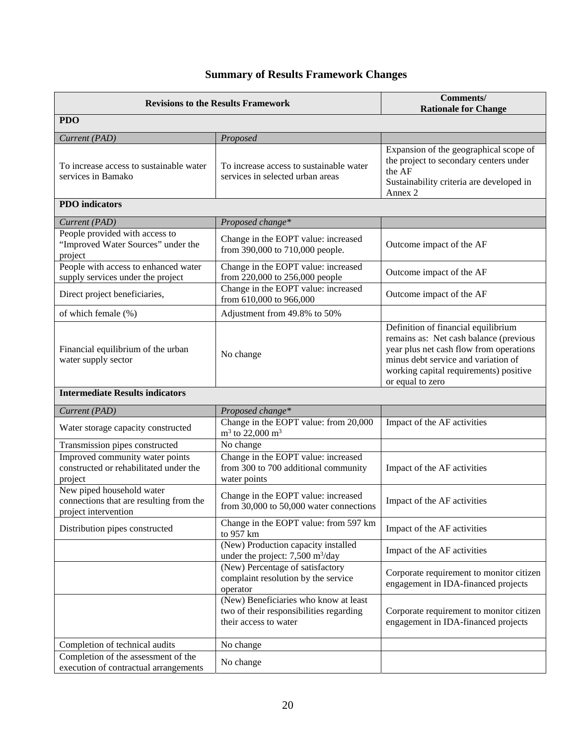# Summary of Results Framework Changes

| Revisions to the Results Framework | | Comments/ Rationale for Change |
|---|---|---|
| **PDO** | | |
| *Current (PAD)* | *Proposed* | |
| To increase access to sustainable water services in Bamako | To increase access to sustainable water services in selected urban areas | Expansion of the geographical scope of the project to secondary centers under the AF<br>Sustainability criteria are developed in Annex 2 |
| **PDO indicators** | | |
| *Current (PAD)* | *Proposed change** | |
| People provided with access to "Improved Water Sources" under the project | Change in the EOPT value: increased from 390,000 to 710,000 people. | Outcome impact of the AF |
| People with access to enhanced water supply services under the project | Change in the EOPT value: increased from 220,000 to 256,000 people | Outcome impact of the AF |
| Direct project beneficiaries, | Change in the EOPT value: increased from 610,000 to 966,000 | Outcome impact of the AF |
| of which female (%) | Adjustment from 49.8% to 50% | |
| Financial equilibrium of the urban water supply sector | No change | Definition of financial equilibrium remains as: Net cash balance (previous year plus net cash flow from operations minus debt service and variation of working capital requirements) positive or equal to zero |
| **Intermediate Results indicators** | | |
| *Current (PAD)* | *Proposed change** | |
| Water storage capacity constructed | Change in the EOPT value: from 20,000 $m^3$ to 22,000 $m^3$ | Impact of the AF activities |
| Transmission pipes constructed | No change | |
| Improved community water points constructed or rehabilitated under the project | Change in the EOPT value: increased from 300 to 700 additional community water points | Impact of the AF activities |
| New piped household water connections that are resulting from the project intervention | Change in the EOPT value: increased from 30,000 to 50,000 water connections | Impact of the AF activities |
| Distribution pipes constructed | Change in the EOPT value: from 597 km to 957 km | Impact of the AF activities |
| | (New) Production capacity installed under the project: 7,500 $m^3$/day | Impact of the AF activities |
| | (New) Percentage of satisfactory complaint resolution by the service operator | Corporate requirement to monitor citizen engagement in IDA-financed projects |
| | (New) Beneficiaries who know at least two of their responsibilities regarding their access to water | Corporate requirement to monitor citizen engagement in IDA-financed projects |
| Completion of technical audits | No change | |
| Completion of the assessment of the execution of contractual arrangements | No change | |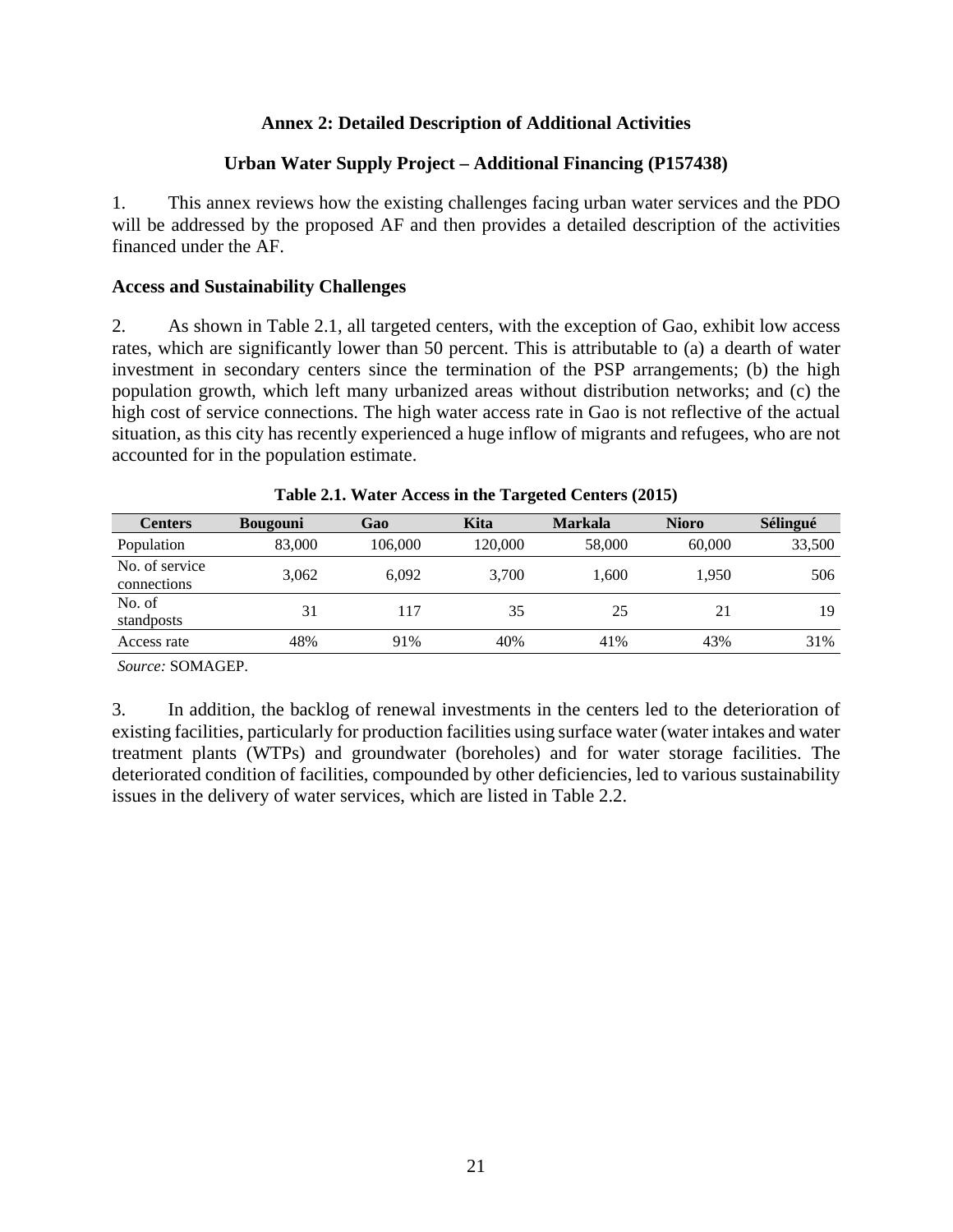## Annex 2: Detailed Description of Additional Activities

### Urban Water Supply Project – Additional Financing (P157438)

1. This annex reviews how the existing challenges facing urban water services and the PDO will be addressed by the proposed AF and then provides a detailed description of the activities financed under the AF.

**Access and Sustainability Challenges**

2. As shown in Table 2.1, all targeted centers, with the exception of Gao, exhibit low access rates, which are significantly lower than 50 percent. This is attributable to (a) a dearth of water investment in secondary centers since the termination of the PSP arrangements; (b) the high population growth, which left many urbanized areas without distribution networks; and (c) the high cost of service connections. The high water access rate in Gao is not reflective of the actual situation, as this city has recently experienced a huge inflow of migrants and refugees, who are not accounted for in the population estimate.

**Table 2.1. Water Access in the Targeted Centers (2015)**

| Centers | Bougouni | Gao | Kita | Markala | Nioro | Sélingué |
|---|---|---|---|---|---|---|
| Population | 83,000 | 106,000 | 120,000 | 58,000 | 60,000 | 33,500 |
| No. of service connections | 3,062 | 6,092 | 3,700 | 1,600 | 1,950 | 506 |
| No. of standposts | 31 | 117 | 35 | 25 | 21 | 19 |
| Access rate | 48% | 91% | 40% | 41% | 43% | 31% |

*Source:* SOMAGEP.

3. In addition, the backlog of renewal investments in the centers led to the deterioration of existing facilities, particularly for production facilities using surface water (water intakes and water treatment plants (WTPs) and groundwater (boreholes) and for water storage facilities. The deteriorated condition of facilities, compounded by other deficiencies, led to various sustainability issues in the delivery of water services, which are listed in Table 2.2.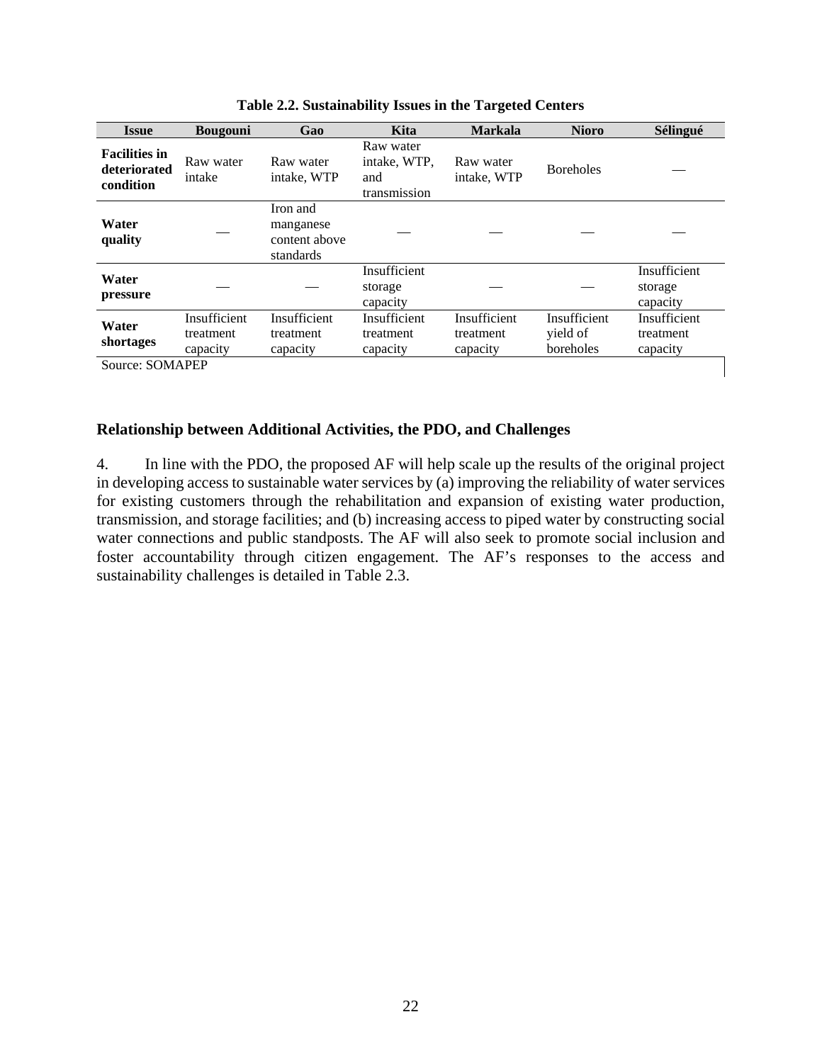**Table 2.2. Sustainability Issues in the Targeted Centers**

| Issue | Bougouni | Gao | Kita | Markala | Nioro | Sélingué |
|---|---|---|---|---|---|---|
| **Facilities in deteriorated condition** | Raw water intake | Raw water intake, WTP | Raw water intake, WTP, and transmission | Raw water intake, WTP | Boreholes | — |
| **Water quality** | — | Iron and manganese content above standards | — | — | — | — |
| **Water pressure** | — | — | Insufficient storage capacity | — | — | Insufficient storage capacity |
| **Water shortages** | Insufficient treatment capacity | Insufficient treatment capacity | Insufficient treatment capacity | Insufficient treatment capacity | Insufficient yield of boreholes | Insufficient treatment capacity |

Source: SOMAPEP

### Relationship between Additional Activities, the PDO, and Challenges

4. In line with the PDO, the proposed AF will help scale up the results of the original project in developing access to sustainable water services by (a) improving the reliability of water services for existing customers through the rehabilitation and expansion of existing water production, transmission, and storage facilities; and (b) increasing access to piped water by constructing social water connections and public standposts. The AF will also seek to promote social inclusion and foster accountability through citizen engagement. The AF's responses to the access and sustainability challenges is detailed in Table 2.3.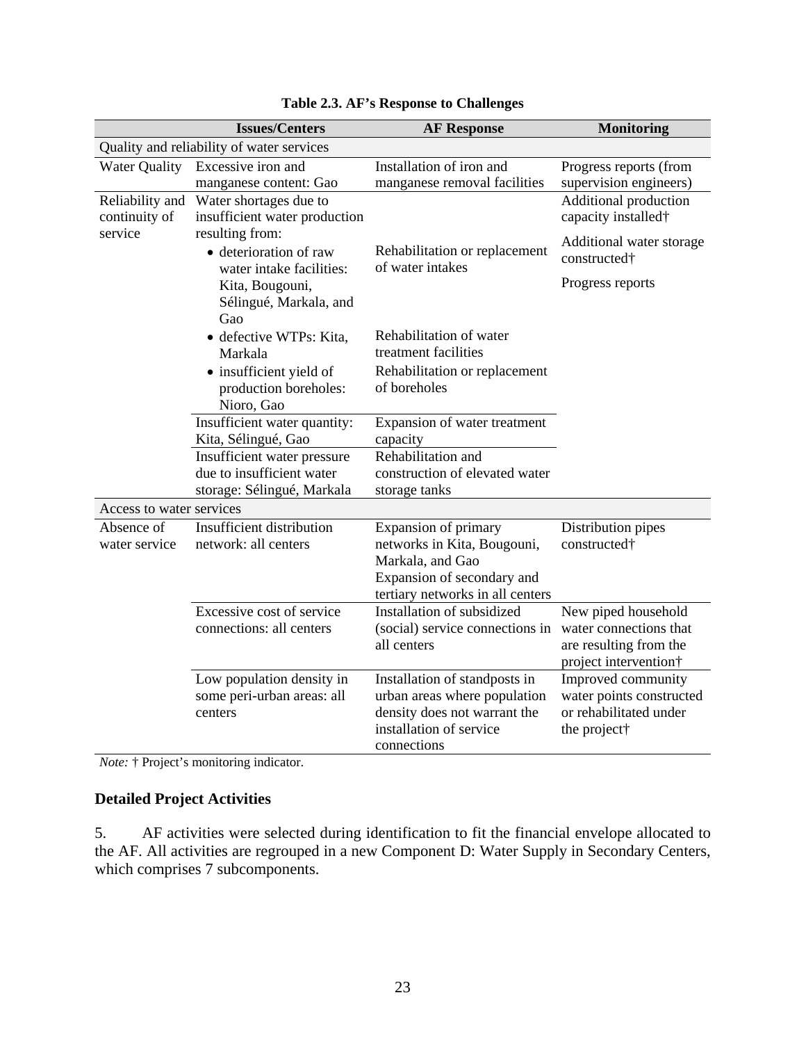**Table 2.3. AF's Response to Challenges**

| | Issues/Centers | AF Response | Monitoring |
|---|---|---|---|
| Quality and reliability of water services | | | |
| Water Quality | Excessive iron and manganese content: Gao | Installation of iron and manganese removal facilities | Progress reports (from supervision engineers) |
| Reliability and continuity of service | Water shortages due to insufficient water production resulting from: | | Additional production capacity installed† |
| | • deterioration of raw water intake facilities: Kita, Bougouni, Sélingué, Markala, and Gao | Rehabilitation or replacement of water intakes | Additional water storage constructed† <br> Progress reports |
| | • defective WTPs: Kita, Markala | Rehabilitation of water treatment facilities | |
| | • insufficient yield of production boreholes: Nioro, Gao | Rehabilitation or replacement of boreholes | |
| | Insufficient water quantity: Kita, Sélingué, Gao | Expansion of water treatment capacity | |
| | Insufficient water pressure due to insufficient water storage: Sélingué, Markala | Rehabilitation and construction of elevated water storage tanks | |
| Access to water services | | | |
| Absence of water service | Insufficient distribution network: all centers | Expansion of primary networks in Kita, Bougouni, Markala, and Gao <br> Expansion of secondary and tertiary networks in all centers | Distribution pipes constructed† |
| | Excessive cost of service connections: all centers | Installation of subsidized (social) service connections in all centers | New piped household water connections that are resulting from the project intervention† |
| | Low population density in some peri-urban areas: all centers | Installation of standposts in urban areas where population density does not warrant the installation of service connections | Improved community water points constructed or rehabilitated under the project† |

*Note:* † Project's monitoring indicator.

**Detailed Project Activities**

5. AF activities were selected during identification to fit the financial envelope allocated to the AF. All activities are regrouped in a new Component D: Water Supply in Secondary Centers, which comprises 7 subcomponents.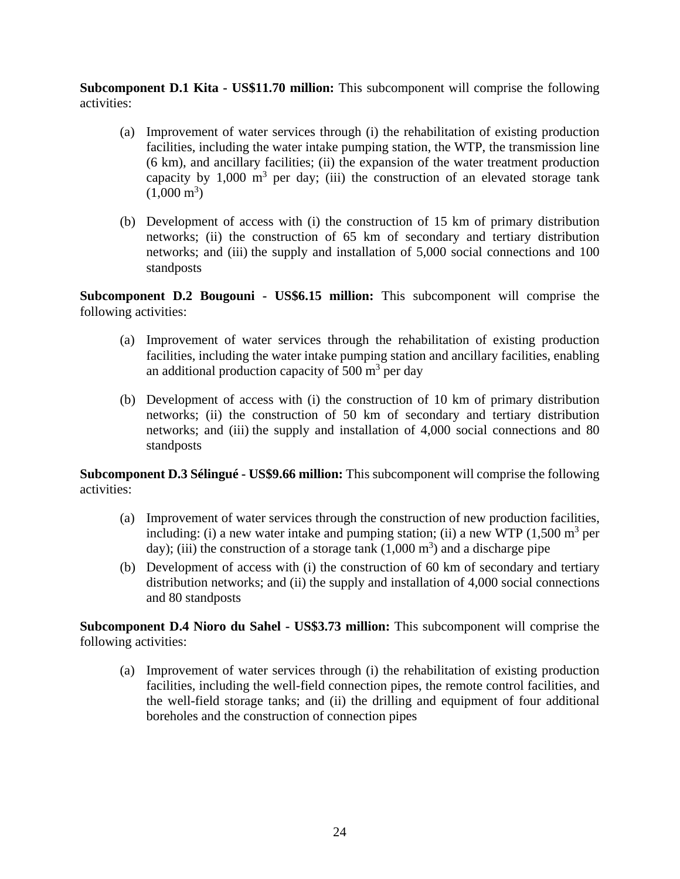**Subcomponent D.1 Kita - US$11.70 million:** This subcomponent will comprise the following activities:

(a) Improvement of water services through (i) the rehabilitation of existing production facilities, including the water intake pumping station, the WTP, the transmission line (6 km), and ancillary facilities; (ii) the expansion of the water treatment production capacity by 1,000 $m^3$ per day; (iii) the construction of an elevated storage tank (1,000 $m^3$)

(b) Development of access with (i) the construction of 15 km of primary distribution networks; (ii) the construction of 65 km of secondary and tertiary distribution networks; and (iii) the supply and installation of 5,000 social connections and 100 standposts

**Subcomponent D.2 Bougouni - US$6.15 million:** This subcomponent will comprise the following activities:

(a) Improvement of water services through the rehabilitation of existing production facilities, including the water intake pumping station and ancillary facilities, enabling an additional production capacity of 500 $m^3$ per day

(b) Development of access with (i) the construction of 10 km of primary distribution networks; (ii) the construction of 50 km of secondary and tertiary distribution networks; and (iii) the supply and installation of 4,000 social connections and 80 standposts

**Subcomponent D.3 Sélingué - US$9.66 million:** This subcomponent will comprise the following activities:

(a) Improvement of water services through the construction of new production facilities, including: (i) a new water intake and pumping station; (ii) a new WTP (1,500 $m^3$ per day); (iii) the construction of a storage tank (1,000 $m^3$) and a discharge pipe

(b) Development of access with (i) the construction of 60 km of secondary and tertiary distribution networks; and (ii) the supply and installation of 4,000 social connections and 80 standposts

**Subcomponent D.4 Nioro du Sahel - US$3.73 million:** This subcomponent will comprise the following activities:

(a) Improvement of water services through (i) the rehabilitation of existing production facilities, including the well-field connection pipes, the remote control facilities, and the well-field storage tanks; and (ii) the drilling and equipment of four additional boreholes and the construction of connection pipes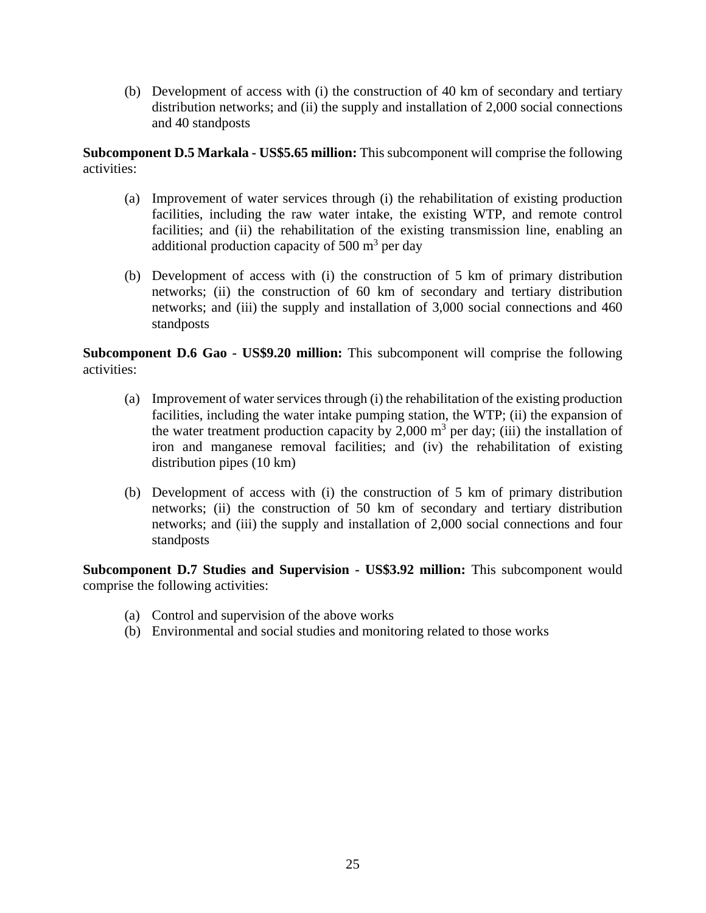(b) Development of access with (i) the construction of 40 km of secondary and tertiary distribution networks; and (ii) the supply and installation of 2,000 social connections and 40 standposts

**Subcomponent D.5 Markala - US$5.65 million:** This subcomponent will comprise the following activities:

(a) Improvement of water services through (i) the rehabilitation of existing production facilities, including the raw water intake, the existing WTP, and remote control facilities; and (ii) the rehabilitation of the existing transmission line, enabling an additional production capacity of 500 $m^3$ per day

(b) Development of access with (i) the construction of 5 km of primary distribution networks; (ii) the construction of 60 km of secondary and tertiary distribution networks; and (iii) the supply and installation of 3,000 social connections and 460 standposts

**Subcomponent D.6 Gao - US$9.20 million:** This subcomponent will comprise the following activities:

(a) Improvement of water services through (i) the rehabilitation of the existing production facilities, including the water intake pumping station, the WTP; (ii) the expansion of the water treatment production capacity by 2,000 $m^3$ per day; (iii) the installation of iron and manganese removal facilities; and (iv) the rehabilitation of existing distribution pipes (10 km)

(b) Development of access with (i) the construction of 5 km of primary distribution networks; (ii) the construction of 50 km of secondary and tertiary distribution networks; and (iii) the supply and installation of 2,000 social connections and four standposts

**Subcomponent D.7 Studies and Supervision - US$3.92 million:** This subcomponent would comprise the following activities:

(a) Control and supervision of the above works
(b) Environmental and social studies and monitoring related to those works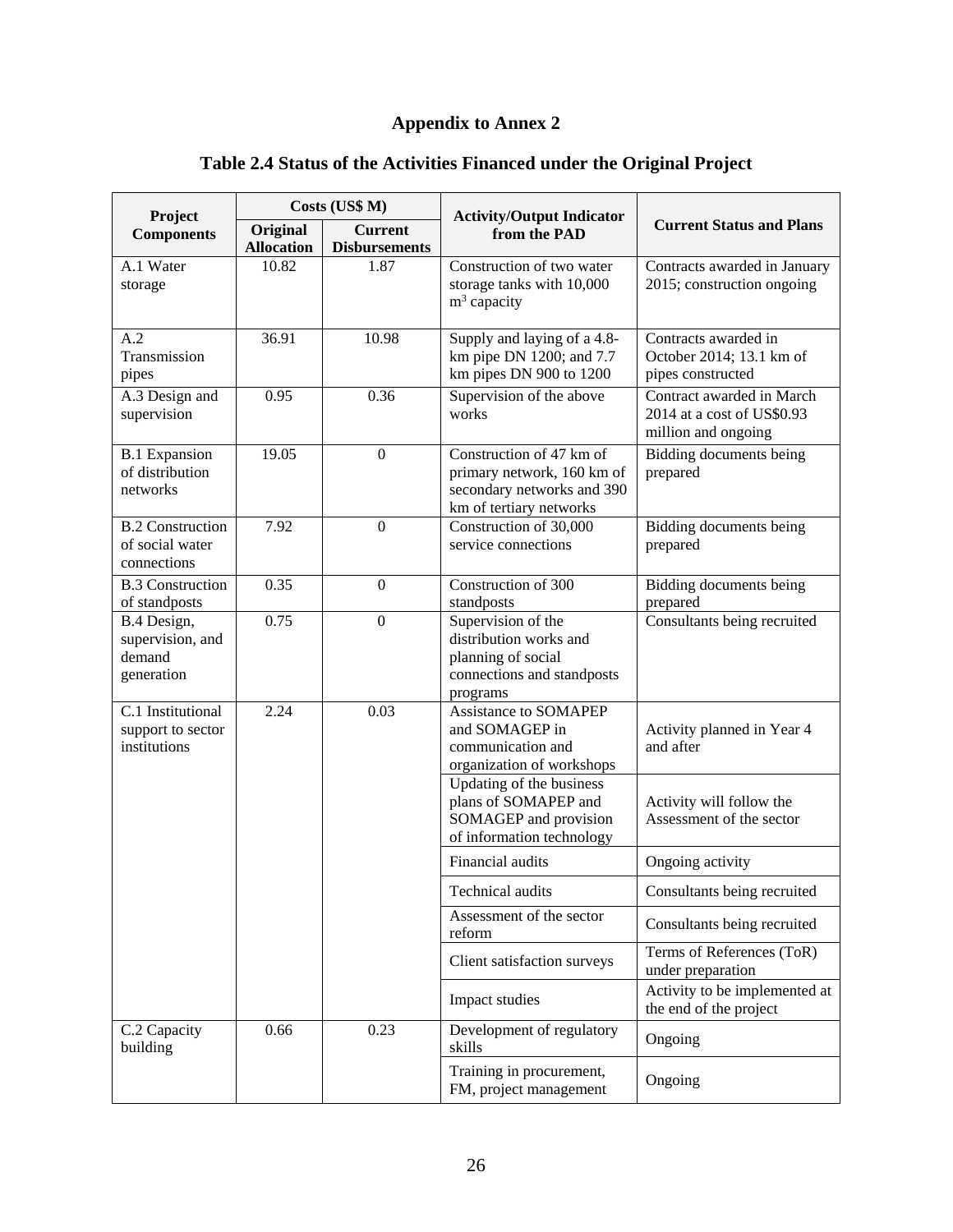# Appendix to Annex 2

## Table 2.4 Status of the Activities Financed under the Original Project

| Project Components | Costs (US$ M) | | Activity/Output Indicator from the PAD | Current Status and Plans |
|---|---|---|---|---|
| | Original Allocation | Current Disbursements | | |
| A.1 Water storage | 10.82 | 1.87 | Construction of two water storage tanks with 10,000 $m^3$ capacity | Contracts awarded in January 2015; construction ongoing |
| A.2 Transmission pipes | 36.91 | 10.98 | Supply and laying of a 4.8-km pipe DN 1200; and 7.7 km pipes DN 900 to 1200 | Contracts awarded in October 2014; 13.1 km of pipes constructed |
| A.3 Design and supervision | 0.95 | 0.36 | Supervision of the above works | Contract awarded in March 2014 at a cost of US$0.93 million and ongoing |
| B.1 Expansion of distribution networks | 19.05 | 0 | Construction of 47 km of primary network, 160 km of secondary networks and 390 km of tertiary networks | Bidding documents being prepared |
| B.2 Construction of social water connections | 7.92 | 0 | Construction of 30,000 service connections | Bidding documents being prepared |
| B.3 Construction of standposts | 0.35 | 0 | Construction of 300 standposts | Bidding documents being prepared |
| B.4 Design, supervision, and demand generation | 0.75 | 0 | Supervision of the distribution works and planning of social connections and standposts programs | Consultants being recruited |
| C.1 Institutional support to sector institutions | 2.24 | 0.03 | Assistance to SOMAPEP and SOMAGEP in communication and organization of workshops | Activity planned in Year 4 and after |
| | | | Updating of the business plans of SOMAPEP and SOMAGEP and provision of information technology | Activity will follow the Assessment of the sector |
| | | | Financial audits | Ongoing activity |
| | | | Technical audits | Consultants being recruited |
| | | | Assessment of the sector reform | Consultants being recruited |
| | | | Client satisfaction surveys | Terms of References (ToR) under preparation |
| | | | Impact studies | Activity to be implemented at the end of the project |
| C.2 Capacity building | 0.66 | 0.23 | Development of regulatory skills | Ongoing |
| | | | Training in procurement, FM, project management | Ongoing |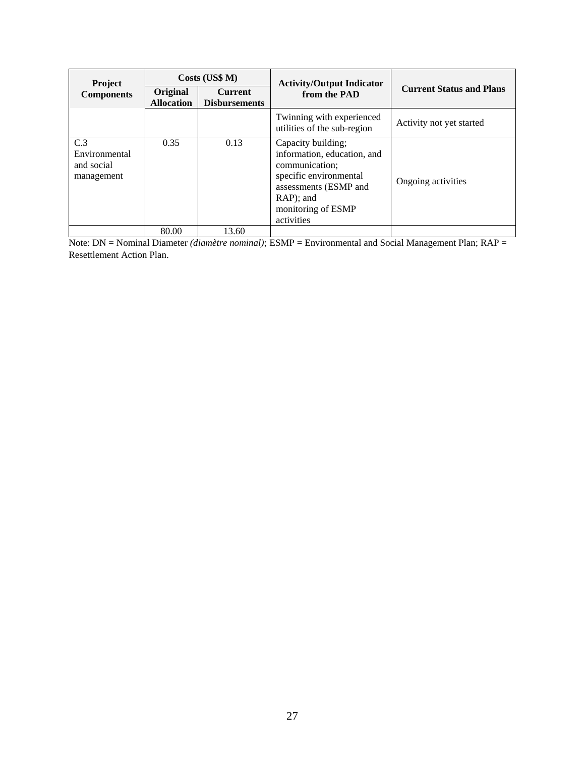| Project Components | Costs (US$ M) | | Activity/Output Indicator from the PAD | Current Status and Plans |
|---|---|---|---|---|
| | Original Allocation | Current Disbursements | | |
| | | | Twinning with experienced utilities of the sub-region | Activity not yet started |
| C.3 Environmental and social management | 0.35 | 0.13 | Capacity building; information, education, and communication; specific environmental assessments (ESMP and RAP); and monitoring of ESMP activities | Ongoing activities |
| | 80.00 | 13.60 | | |

Note: DN = Nominal Diameter *(diamètre nominal)*; ESMP = Environmental and Social Management Plan; RAP = Resettlement Action Plan.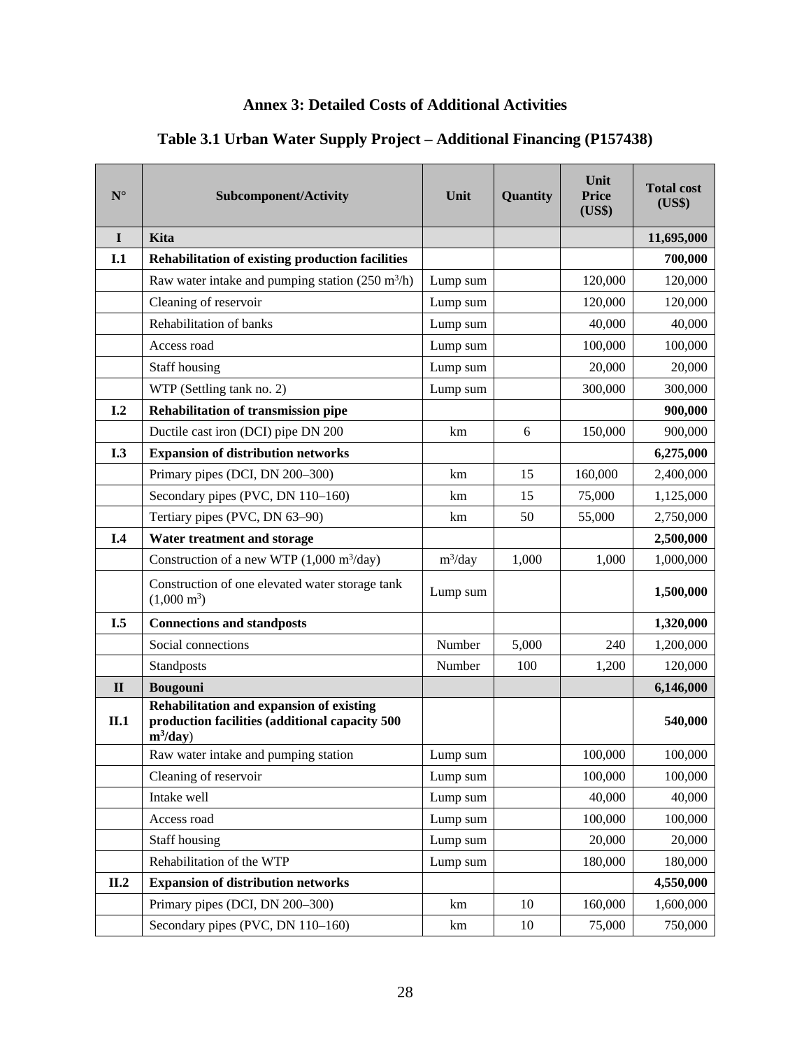# Annex 3: Detailed Costs of Additional Activities

## Table 3.1 Urban Water Supply Project – Additional Financing (P157438)

| N° | Subcomponent/Activity | Unit | Quantity | Unit Price (US$) | Total cost (US$) |
|---|---|---|---|---|---|
| **I** | **Kita** | | | | **11,695,000** |
| **I.1** | **Rehabilitation of existing production facilities** | | | | **700,000** |
| | Raw water intake and pumping station (250 $m^3$/h) | Lump sum | | 120,000 | 120,000 |
| | Cleaning of reservoir | Lump sum | | 120,000 | 120,000 |
| | Rehabilitation of banks | Lump sum | | 40,000 | 40,000 |
| | Access road | Lump sum | | 100,000 | 100,000 |
| | Staff housing | Lump sum | | 20,000 | 20,000 |
| | WTP (Settling tank no. 2) | Lump sum | | 300,000 | 300,000 |
| **I.2** | **Rehabilitation of transmission pipe** | | | | **900,000** |
| | Ductile cast iron (DCI) pipe DN 200 | km | 6 | 150,000 | 900,000 |
| **I.3** | **Expansion of distribution networks** | | | | **6,275,000** |
| | Primary pipes (DCI, DN 200–300) | km | 15 | 160,000 | 2,400,000 |
| | Secondary pipes (PVC, DN 110–160) | km | 15 | 75,000 | 1,125,000 |
| | Tertiary pipes (PVC, DN 63–90) | km | 50 | 55,000 | 2,750,000 |
| **I.4** | **Water treatment and storage** | | | | **2,500,000** |
| | Construction of a new WTP (1,000 $m^3$/day) | $m^3$/day | 1,000 | 1,000 | 1,000,000 |
| | Construction of one elevated water storage tank (1,000 $m^3$) | Lump sum | | | **1,500,000** |
| **I.5** | **Connections and standposts** | | | | **1,320,000** |
| | Social connections | Number | 5,000 | 240 | 1,200,000 |
| | Standposts | Number | 100 | 1,200 | 120,000 |
| **II** | **Bougouni** | | | | **6,146,000** |
| **II.1** | **Rehabilitation and expansion of existing production facilities (additional capacity 500 $m^3$/day)** | | | | **540,000** |
| | Raw water intake and pumping station | Lump sum | | 100,000 | 100,000 |
| | Cleaning of reservoir | Lump sum | | 100,000 | 100,000 |
| | Intake well | Lump sum | | 40,000 | 40,000 |
| | Access road | Lump sum | | 100,000 | 100,000 |
| | Staff housing | Lump sum | | 20,000 | 20,000 |
| | Rehabilitation of the WTP | Lump sum | | 180,000 | 180,000 |
| **II.2** | **Expansion of distribution networks** | | | | **4,550,000** |
| | Primary pipes (DCI, DN 200–300) | km | 10 | 160,000 | 1,600,000 |
| | Secondary pipes (PVC, DN 110–160) | km | 10 | 75,000 | 750,000 |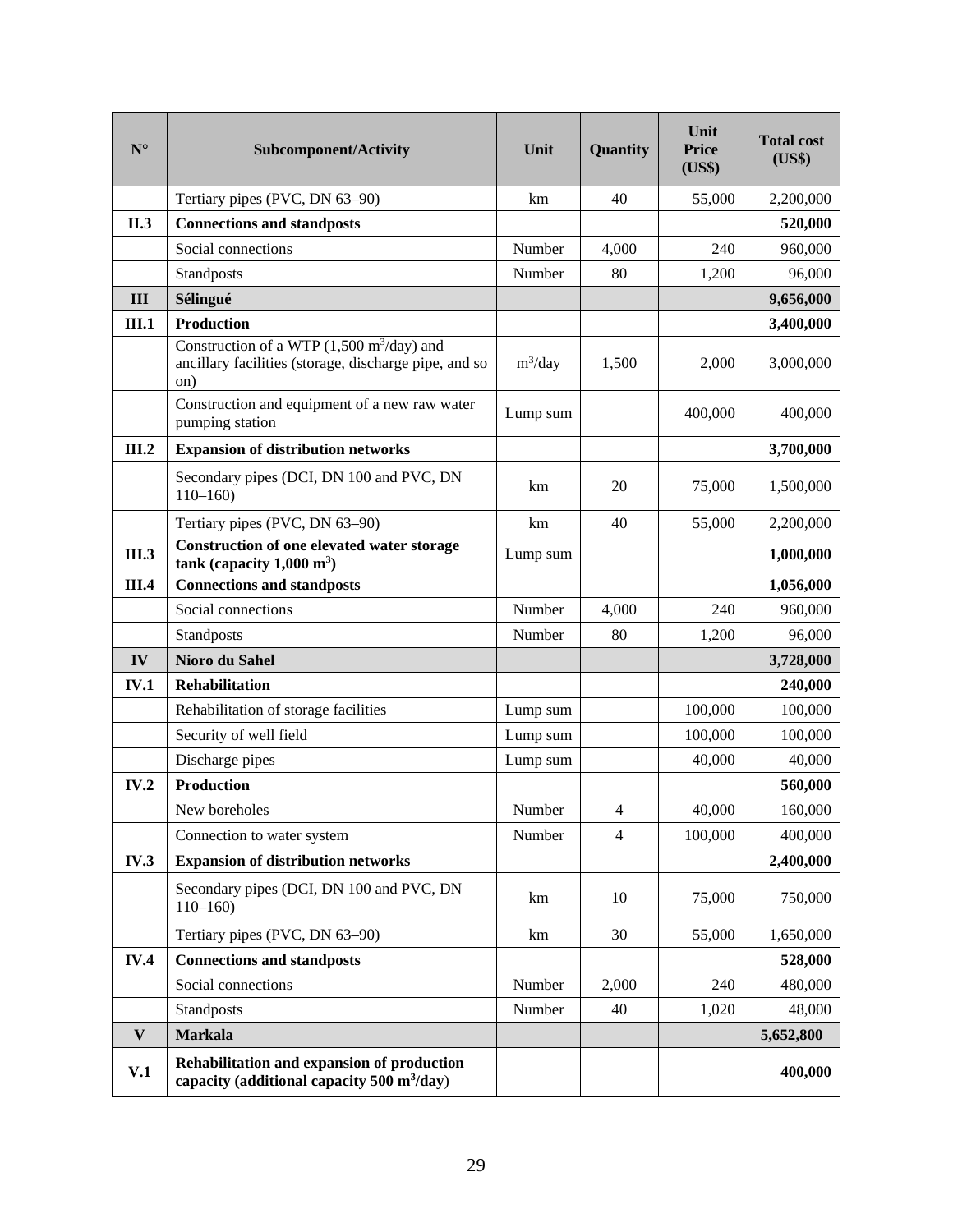| N° | Subcomponent/Activity | Unit | Quantity | Unit Price (US$) | Total cost (US$) |
|---|---|---|---|---|---|
| | Tertiary pipes (PVC, DN 63–90) | km | 40 | 55,000 | 2,200,000 |
| **II.3** | **Connections and standposts** | | | | **520,000** |
| | Social connections | Number | 4,000 | 240 | 960,000 |
| | Standposts | Number | 80 | 1,200 | 96,000 |
| **III** | **Sélingué** | | | | **9,656,000** |
| **III.1** | **Production** | | | | **3,400,000** |
| | Construction of a WTP (1,500 $m^3$/day) and ancillary facilities (storage, discharge pipe, and so on) | $m^3$/day | 1,500 | 2,000 | 3,000,000 |
| | Construction and equipment of a new raw water pumping station | Lump sum | | 400,000 | 400,000 |
| **III.2** | **Expansion of distribution networks** | | | | **3,700,000** |
| | Secondary pipes (DCI, DN 100 and PVC, DN 110–160) | km | 20 | 75,000 | 1,500,000 |
| | Tertiary pipes (PVC, DN 63–90) | km | 40 | 55,000 | 2,200,000 |
| **III.3** | **Construction of one elevated water storage tank (capacity 1,000 $m^3$)** | Lump sum | | | **1,000,000** |
| **III.4** | **Connections and standposts** | | | | **1,056,000** |
| | Social connections | Number | 4,000 | 240 | 960,000 |
| | Standposts | Number | 80 | 1,200 | 96,000 |
| **IV** | **Nioro du Sahel** | | | | **3,728,000** |
| **IV.1** | **Rehabilitation** | | | | **240,000** |
| | Rehabilitation of storage facilities | Lump sum | | 100,000 | 100,000 |
| | Security of well field | Lump sum | | 100,000 | 100,000 |
| | Discharge pipes | Lump sum | | 40,000 | 40,000 |
| **IV.2** | **Production** | | | | **560,000** |
| | New boreholes | Number | 4 | 40,000 | 160,000 |
| | Connection to water system | Number | 4 | 100,000 | 400,000 |
| **IV.3** | **Expansion of distribution networks** | | | | **2,400,000** |
| | Secondary pipes (DCI, DN 100 and PVC, DN 110–160) | km | 10 | 75,000 | 750,000 |
| | Tertiary pipes (PVC, DN 63–90) | km | 30 | 55,000 | 1,650,000 |
| **IV.4** | **Connections and standposts** | | | | **528,000** |
| | Social connections | Number | 2,000 | 240 | 480,000 |
| | Standposts | Number | 40 | 1,020 | 48,000 |
| **V** | **Markala** | | | | **5,652,800** |
| **V.1** | **Rehabilitation and expansion of production capacity (additional capacity 500 $m^3$/day)** | | | | **400,000** |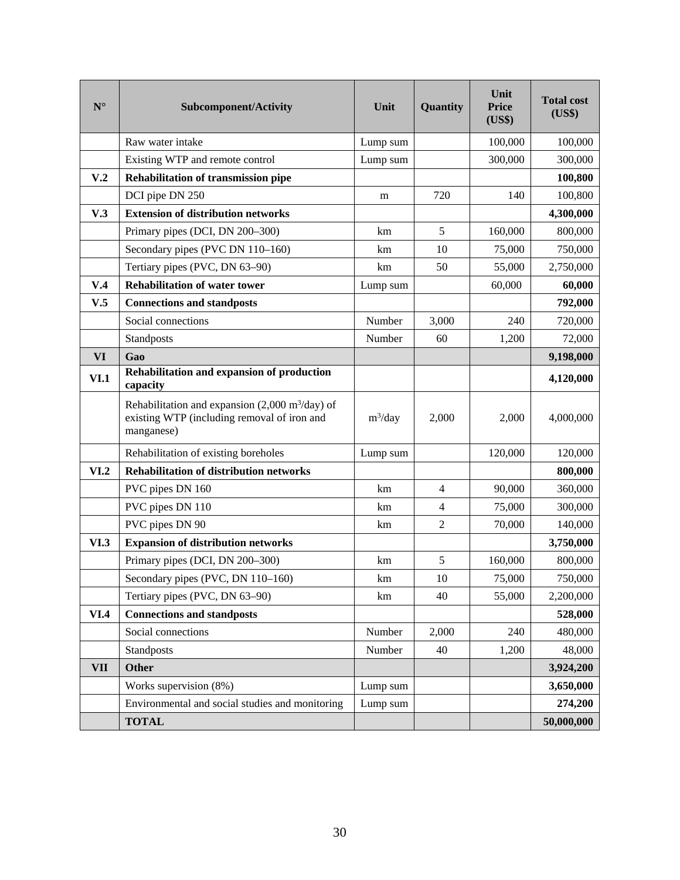| N° | Subcomponent/Activity | Unit | Quantity | Unit Price (US$) | Total cost (US$) |
|---|---|---|---|---|---|
| | Raw water intake | Lump sum | | 100,000 | 100,000 |
| | Existing WTP and remote control | Lump sum | | 300,000 | 300,000 |
| **V.2** | **Rehabilitation of transmission pipe** | | | | **100,800** |
| | DCI pipe DN 250 | m | 720 | 140 | 100,800 |
| **V.3** | **Extension of distribution networks** | | | | **4,300,000** |
| | Primary pipes (DCI, DN 200–300) | km | 5 | 160,000 | 800,000 |
| | Secondary pipes (PVC DN 110–160) | km | 10 | 75,000 | 750,000 |
| | Tertiary pipes (PVC, DN 63–90) | km | 50 | 55,000 | 2,750,000 |
| **V.4** | **Rehabilitation of water tower** | Lump sum | | 60,000 | **60,000** |
| **V.5** | **Connections and standposts** | | | | **792,000** |
| | Social connections | Number | 3,000 | 240 | 720,000 |
| | Standposts | Number | 60 | 1,200 | 72,000 |
| **VI** | **Gao** | | | | **9,198,000** |
| **VI.1** | **Rehabilitation and expansion of production capacity** | | | | **4,120,000** |
| | Rehabilitation and expansion (2,000 $m^3$/day) of existing WTP (including removal of iron and manganese) | $m^3$/day | 2,000 | 2,000 | 4,000,000 |
| | Rehabilitation of existing boreholes | Lump sum | | 120,000 | 120,000 |
| **VI.2** | **Rehabilitation of distribution networks** | | | | **800,000** |
| | PVC pipes DN 160 | km | 4 | 90,000 | 360,000 |
| | PVC pipes DN 110 | km | 4 | 75,000 | 300,000 |
| | PVC pipes DN 90 | km | 2 | 70,000 | 140,000 |
| **VI.3** | **Expansion of distribution networks** | | | | **3,750,000** |
| | Primary pipes (DCI, DN 200–300) | km | 5 | 160,000 | 800,000 |
| | Secondary pipes (PVC, DN 110–160) | km | 10 | 75,000 | 750,000 |
| | Tertiary pipes (PVC, DN 63–90) | km | 40 | 55,000 | 2,200,000 |
| **VI.4** | **Connections and standposts** | | | | **528,000** |
| | Social connections | Number | 2,000 | 240 | 480,000 |
| | Standposts | Number | 40 | 1,200 | 48,000 |
| **VII** | **Other** | | | | **3,924,200** |
| | Works supervision (8%) | Lump sum | | | **3,650,000** |
| | Environmental and social studies and monitoring | Lump sum | | | **274,200** |
| | **TOTAL** | | | | **50,000,000** |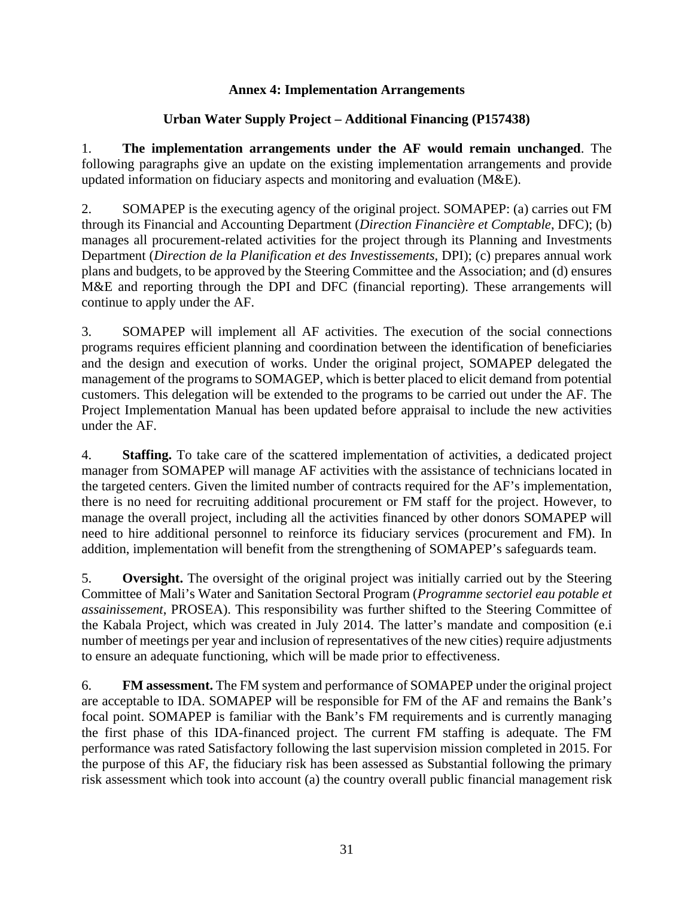**Annex 4: Implementation Arrangements**

**Urban Water Supply Project – Additional Financing (P157438)**

1. **The implementation arrangements under the AF would remain unchanged**. The following paragraphs give an update on the existing implementation arrangements and provide updated information on fiduciary aspects and monitoring and evaluation (M&E).

2. SOMAPEP is the executing agency of the original project. SOMAPEP: (a) carries out FM through its Financial and Accounting Department (*Direction Financière et Comptable*, DFC); (b) manages all procurement-related activities for the project through its Planning and Investments Department (*Direction de la Planification et des Investissements*, DPI); (c) prepares annual work plans and budgets, to be approved by the Steering Committee and the Association; and (d) ensures M&E and reporting through the DPI and DFC (financial reporting). These arrangements will continue to apply under the AF.

3. SOMAPEP will implement all AF activities. The execution of the social connections programs requires efficient planning and coordination between the identification of beneficiaries and the design and execution of works. Under the original project, SOMAPEP delegated the management of the programs to SOMAGEP, which is better placed to elicit demand from potential customers. This delegation will be extended to the programs to be carried out under the AF. The Project Implementation Manual has been updated before appraisal to include the new activities under the AF.

4. **Staffing.** To take care of the scattered implementation of activities, a dedicated project manager from SOMAPEP will manage AF activities with the assistance of technicians located in the targeted centers. Given the limited number of contracts required for the AF's implementation, there is no need for recruiting additional procurement or FM staff for the project. However, to manage the overall project, including all the activities financed by other donors SOMAPEP will need to hire additional personnel to reinforce its fiduciary services (procurement and FM). In addition, implementation will benefit from the strengthening of SOMAPEP's safeguards team.

5. **Oversight.** The oversight of the original project was initially carried out by the Steering Committee of Mali's Water and Sanitation Sectoral Program (*Programme sectoriel eau potable et assainissement*, PROSEA). This responsibility was further shifted to the Steering Committee of the Kabala Project, which was created in July 2014. The latter's mandate and composition (e.i number of meetings per year and inclusion of representatives of the new cities) require adjustments to ensure an adequate functioning, which will be made prior to effectiveness.

6. **FM assessment.** The FM system and performance of SOMAPEP under the original project are acceptable to IDA. SOMAPEP will be responsible for FM of the AF and remains the Bank's focal point. SOMAPEP is familiar with the Bank's FM requirements and is currently managing the first phase of this IDA-financed project. The current FM staffing is adequate. The FM performance was rated Satisfactory following the last supervision mission completed in 2015. For the purpose of this AF, the fiduciary risk has been assessed as Substantial following the primary risk assessment which took into account (a) the country overall public financial management risk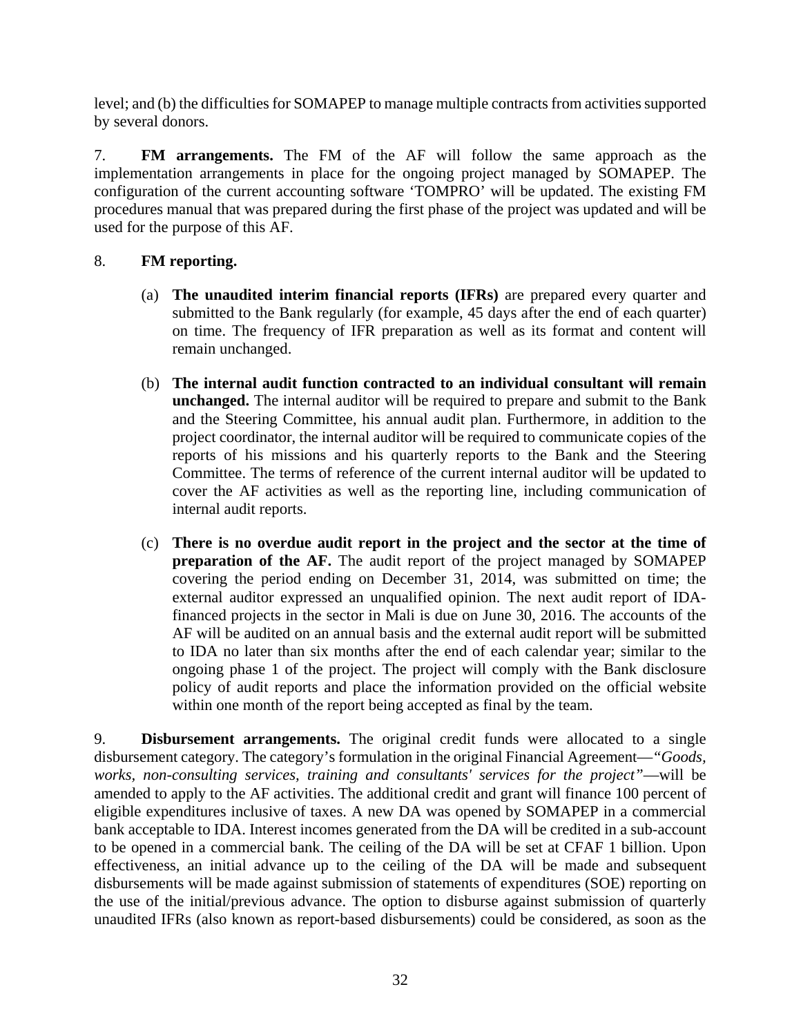level; and (b) the difficulties for SOMAPEP to manage multiple contracts from activities supported by several donors.

7. **FM arrangements.** The FM of the AF will follow the same approach as the implementation arrangements in place for the ongoing project managed by SOMAPEP. The configuration of the current accounting software 'TOMPRO' will be updated. The existing FM procedures manual that was prepared during the first phase of the project was updated and will be used for the purpose of this AF.

8. **FM reporting.**

(a) **The unaudited interim financial reports (IFRs)** are prepared every quarter and submitted to the Bank regularly (for example, 45 days after the end of each quarter) on time. The frequency of IFR preparation as well as its format and content will remain unchanged.

(b) **The internal audit function contracted to an individual consultant will remain unchanged.** The internal auditor will be required to prepare and submit to the Bank and the Steering Committee, his annual audit plan. Furthermore, in addition to the project coordinator, the internal auditor will be required to communicate copies of the reports of his missions and his quarterly reports to the Bank and the Steering Committee. The terms of reference of the current internal auditor will be updated to cover the AF activities as well as the reporting line, including communication of internal audit reports.

(c) **There is no overdue audit report in the project and the sector at the time of preparation of the AF.** The audit report of the project managed by SOMAPEP covering the period ending on December 31, 2014, was submitted on time; the external auditor expressed an unqualified opinion. The next audit report of IDA-financed projects in the sector in Mali is due on June 30, 2016. The accounts of the AF will be audited on an annual basis and the external audit report will be submitted to IDA no later than six months after the end of each calendar year; similar to the ongoing phase 1 of the project. The project will comply with the Bank disclosure policy of audit reports and place the information provided on the official website within one month of the report being accepted as final by the team.

9. **Disbursement arrangements.** The original credit funds were allocated to a single disbursement category. The category's formulation in the original Financial Agreement—*"Goods, works, non-consulting services, training and consultants' services for the project"*—will be amended to apply to the AF activities. The additional credit and grant will finance 100 percent of eligible expenditures inclusive of taxes. A new DA was opened by SOMAPEP in a commercial bank acceptable to IDA. Interest incomes generated from the DA will be credited in a sub-account to be opened in a commercial bank. The ceiling of the DA will be set at CFAF 1 billion. Upon effectiveness, an initial advance up to the ceiling of the DA will be made and subsequent disbursements will be made against submission of statements of expenditures (SOE) reporting on the use of the initial/previous advance. The option to disburse against submission of quarterly unaudited IFRs (also known as report-based disbursements) could be considered, as soon as the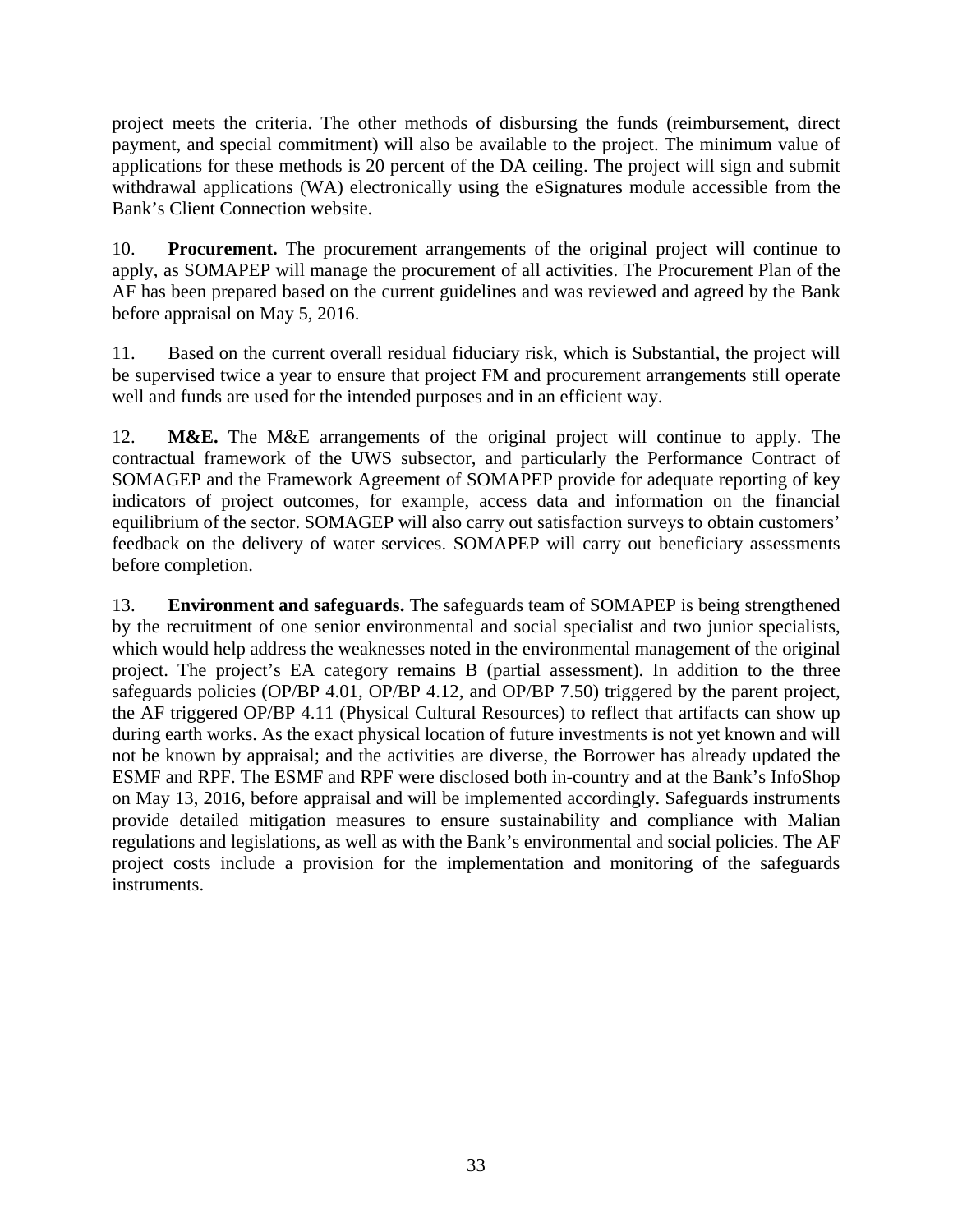project meets the criteria. The other methods of disbursing the funds (reimbursement, direct payment, and special commitment) will also be available to the project. The minimum value of applications for these methods is 20 percent of the DA ceiling. The project will sign and submit withdrawal applications (WA) electronically using the eSignatures module accessible from the Bank's Client Connection website.

10. **Procurement.** The procurement arrangements of the original project will continue to apply, as SOMAPEP will manage the procurement of all activities. The Procurement Plan of the AF has been prepared based on the current guidelines and was reviewed and agreed by the Bank before appraisal on May 5, 2016.

11. Based on the current overall residual fiduciary risk, which is Substantial, the project will be supervised twice a year to ensure that project FM and procurement arrangements still operate well and funds are used for the intended purposes and in an efficient way.

12. **M&E.** The M&E arrangements of the original project will continue to apply. The contractual framework of the UWS subsector, and particularly the Performance Contract of SOMAGEP and the Framework Agreement of SOMAPEP provide for adequate reporting of key indicators of project outcomes, for example, access data and information on the financial equilibrium of the sector. SOMAGEP will also carry out satisfaction surveys to obtain customers' feedback on the delivery of water services. SOMAPEP will carry out beneficiary assessments before completion.

13. **Environment and safeguards.** The safeguards team of SOMAPEP is being strengthened by the recruitment of one senior environmental and social specialist and two junior specialists, which would help address the weaknesses noted in the environmental management of the original project. The project's EA category remains B (partial assessment). In addition to the three safeguards policies (OP/BP 4.01, OP/BP 4.12, and OP/BP 7.50) triggered by the parent project, the AF triggered OP/BP 4.11 (Physical Cultural Resources) to reflect that artifacts can show up during earth works. As the exact physical location of future investments is not yet known and will not be known by appraisal; and the activities are diverse, the Borrower has already updated the ESMF and RPF. The ESMF and RPF were disclosed both in-country and at the Bank's InfoShop on May 13, 2016, before appraisal and will be implemented accordingly. Safeguards instruments provide detailed mitigation measures to ensure sustainability and compliance with Malian regulations and legislations, as well as with the Bank's environmental and social policies. The AF project costs include a provision for the implementation and monitoring of the safeguards instruments.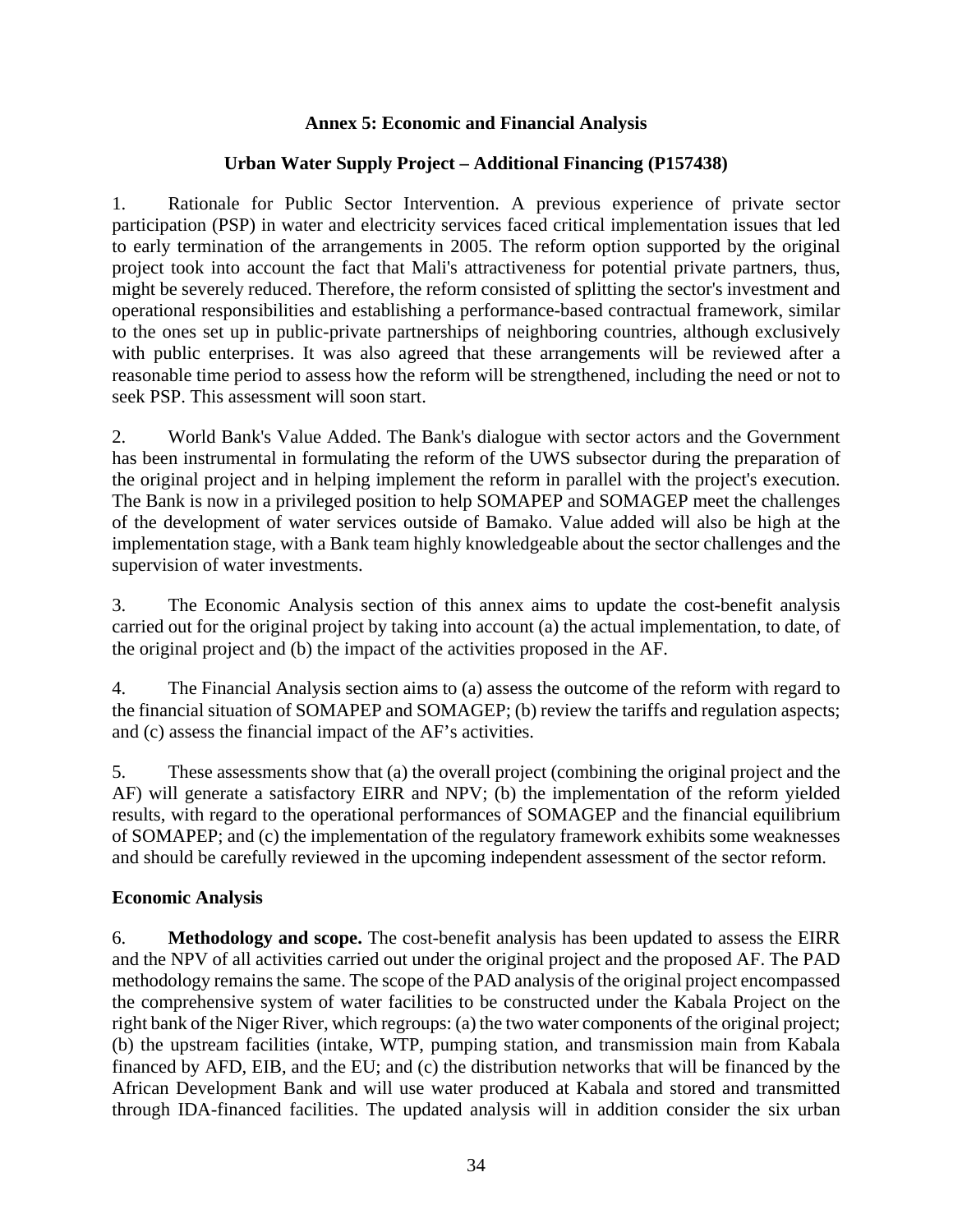**Annex 5: Economic and Financial Analysis**

**Urban Water Supply Project – Additional Financing (P157438)**

1. Rationale for Public Sector Intervention. A previous experience of private sector participation (PSP) in water and electricity services faced critical implementation issues that led to early termination of the arrangements in 2005. The reform option supported by the original project took into account the fact that Mali's attractiveness for potential private partners, thus, might be severely reduced. Therefore, the reform consisted of splitting the sector's investment and operational responsibilities and establishing a performance-based contractual framework, similar to the ones set up in public-private partnerships of neighboring countries, although exclusively with public enterprises. It was also agreed that these arrangements will be reviewed after a reasonable time period to assess how the reform will be strengthened, including the need or not to seek PSP. This assessment will soon start.

2. World Bank's Value Added. The Bank's dialogue with sector actors and the Government has been instrumental in formulating the reform of the UWS subsector during the preparation of the original project and in helping implement the reform in parallel with the project's execution. The Bank is now in a privileged position to help SOMAPEP and SOMAGEP meet the challenges of the development of water services outside of Bamako. Value added will also be high at the implementation stage, with a Bank team highly knowledgeable about the sector challenges and the supervision of water investments.

3. The Economic Analysis section of this annex aims to update the cost-benefit analysis carried out for the original project by taking into account (a) the actual implementation, to date, of the original project and (b) the impact of the activities proposed in the AF.

4. The Financial Analysis section aims to (a) assess the outcome of the reform with regard to the financial situation of SOMAPEP and SOMAGEP; (b) review the tariffs and regulation aspects; and (c) assess the financial impact of the AF's activities.

5. These assessments show that (a) the overall project (combining the original project and the AF) will generate a satisfactory EIRR and NPV; (b) the implementation of the reform yielded results, with regard to the operational performances of SOMAGEP and the financial equilibrium of SOMAPEP; and (c) the implementation of the regulatory framework exhibits some weaknesses and should be carefully reviewed in the upcoming independent assessment of the sector reform.

**Economic Analysis**

6. **Methodology and scope.** The cost-benefit analysis has been updated to assess the EIRR and the NPV of all activities carried out under the original project and the proposed AF. The PAD methodology remains the same. The scope of the PAD analysis of the original project encompassed the comprehensive system of water facilities to be constructed under the Kabala Project on the right bank of the Niger River, which regroups: (a) the two water components of the original project; (b) the upstream facilities (intake, WTP, pumping station, and transmission main from Kabala financed by AFD, EIB, and the EU; and (c) the distribution networks that will be financed by the African Development Bank and will use water produced at Kabala and stored and transmitted through IDA-financed facilities. The updated analysis will in addition consider the six urban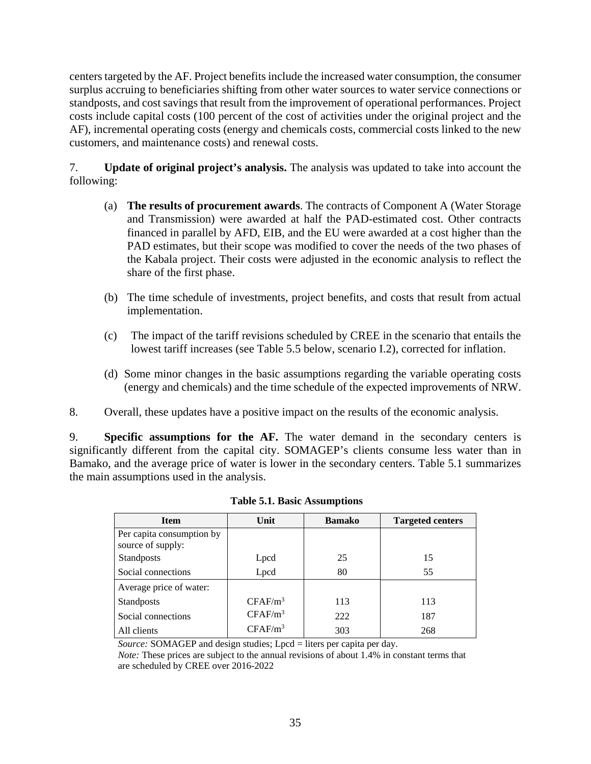centers targeted by the AF. Project benefits include the increased water consumption, the consumer surplus accruing to beneficiaries shifting from other water sources to water service connections or standposts, and cost savings that result from the improvement of operational performances. Project costs include capital costs (100 percent of the cost of activities under the original project and the AF), incremental operating costs (energy and chemicals costs, commercial costs linked to the new customers, and maintenance costs) and renewal costs.

7. **Update of original project's analysis.** The analysis was updated to take into account the following:

(a) **The results of procurement awards**. The contracts of Component A (Water Storage and Transmission) were awarded at half the PAD-estimated cost. Other contracts financed in parallel by AFD, EIB, and the EU were awarded at a cost higher than the PAD estimates, but their scope was modified to cover the needs of the two phases of the Kabala project. Their costs were adjusted in the economic analysis to reflect the share of the first phase.

(b) The time schedule of investments, project benefits, and costs that result from actual implementation.

(c) The impact of the tariff revisions scheduled by CREE in the scenario that entails the lowest tariff increases (see Table 5.5 below, scenario I.2), corrected for inflation.

(d) Some minor changes in the basic assumptions regarding the variable operating costs (energy and chemicals) and the time schedule of the expected improvements of NRW.

8. Overall, these updates have a positive impact on the results of the economic analysis.

9. **Specific assumptions for the AF.** The water demand in the secondary centers is significantly different from the capital city. SOMAGEP's clients consume less water than in Bamako, and the average price of water is lower in the secondary centers. Table 5.1 summarizes the main assumptions used in the analysis.

**Table 5.1. Basic Assumptions**

| Item | Unit | Bamako | Targeted centers |
|---|---|---|---|
| Per capita consumption by source of supply: | | | |
| Standposts | Lpcd | 25 | 15 |
| Social connections | Lpcd | 80 | 55 |
| Average price of water: | | | |
| Standposts | CFAF/m$^3$ | 113 | 113 |
| Social connections | CFAF/m$^3$ | 222 | 187 |
| All clients | CFAF/m$^3$ | 303 | 268 |

*Source:* SOMAGEP and design studies; Lpcd = liters per capita per day.
*Note:* These prices are subject to the annual revisions of about 1.4% in constant terms that are scheduled by CREE over 2016-2022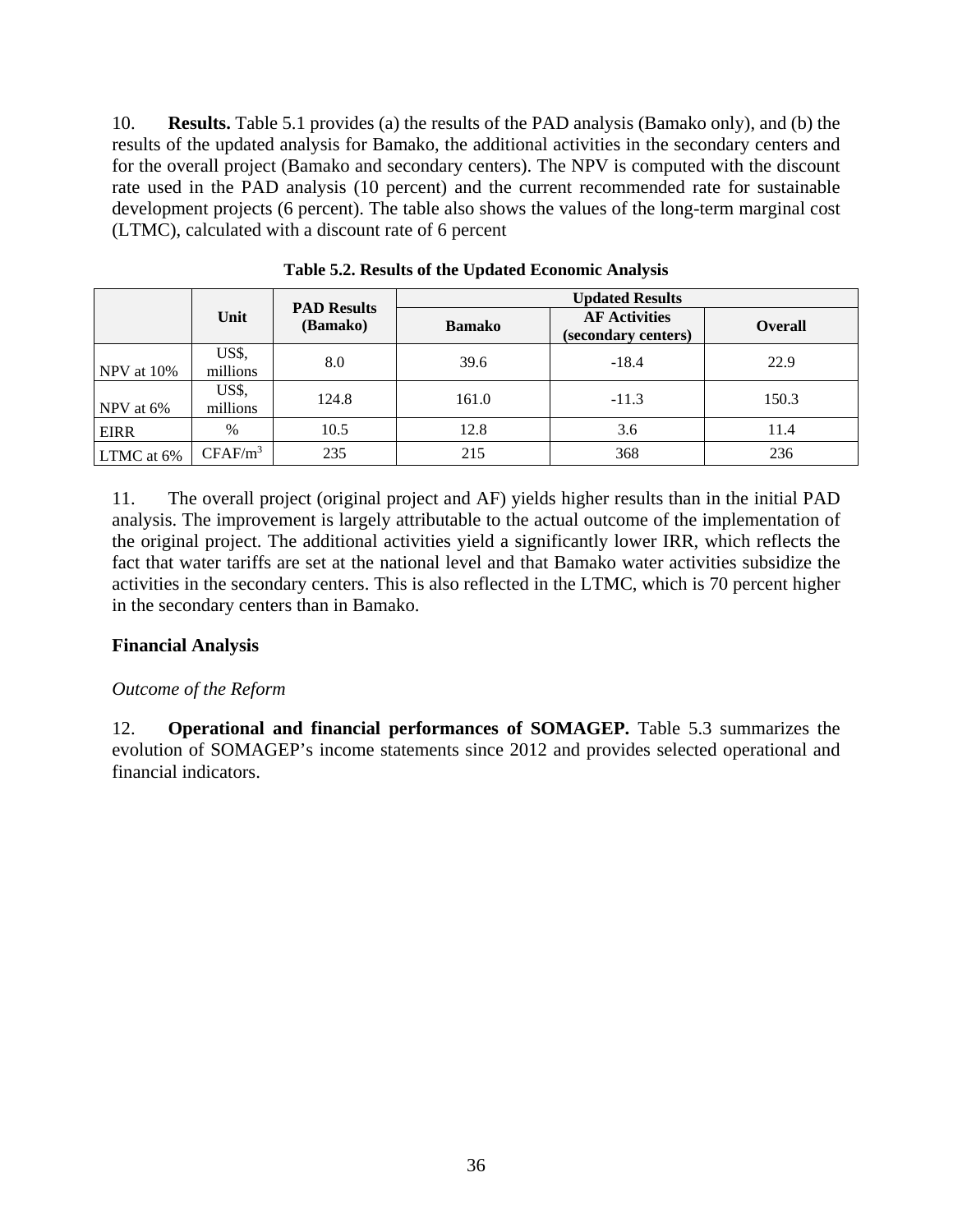10. **Results.** Table 5.1 provides (a) the results of the PAD analysis (Bamako only), and (b) the results of the updated analysis for Bamako, the additional activities in the secondary centers and for the overall project (Bamako and secondary centers). The NPV is computed with the discount rate used in the PAD analysis (10 percent) and the current recommended rate for sustainable development projects (6 percent). The table also shows the values of the long-term marginal cost (LTMC), calculated with a discount rate of 6 percent

**Table 5.2. Results of the Updated Economic Analysis**

| | Unit | PAD Results (Bamako) | Updated Results | | |
|---|---|---|---|---|---|
| | | | Bamako | AF Activities (secondary centers) | Overall |
| NPV at 10% | US$, millions | 8.0 | 39.6 | -18.4 | 22.9 |
| NPV at 6% | US$, millions | 124.8 | 161.0 | -11.3 | 150.3 |
| EIRR | % | 10.5 | 12.8 | 3.6 | 11.4 |
| LTMC at 6% | CFAF/$m^3$ | 235 | 215 | 368 | 236 |

11. The overall project (original project and AF) yields higher results than in the initial PAD analysis. The improvement is largely attributable to the actual outcome of the implementation of the original project. The additional activities yield a significantly lower IRR, which reflects the fact that water tariffs are set at the national level and that Bamako water activities subsidize the activities in the secondary centers. This is also reflected in the LTMC, which is 70 percent higher in the secondary centers than in Bamako.

### Financial Analysis

*Outcome of the Reform*

12. **Operational and financial performances of SOMAGEP.** Table 5.3 summarizes the evolution of SOMAGEP's income statements since 2012 and provides selected operational and financial indicators.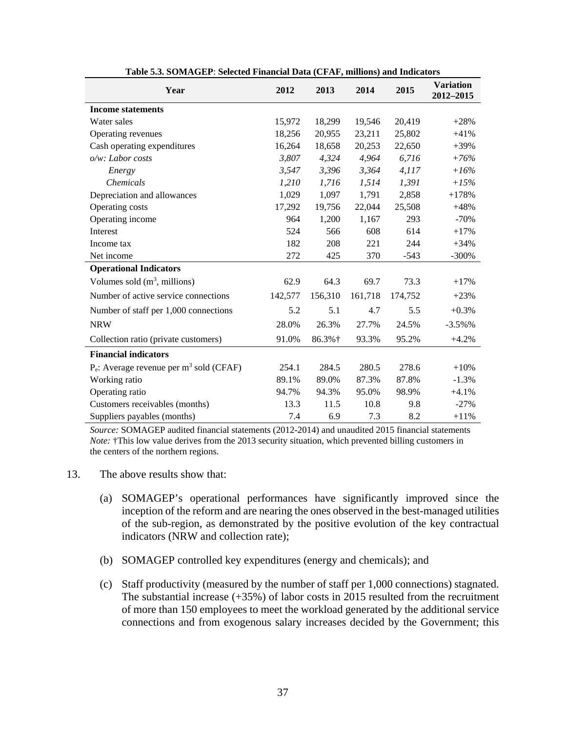**Table 5.3. SOMAGEP: Selected Financial Data (CFAF, millions) and Indicators**

| Year | 2012 | 2013 | 2014 | 2015 | Variation 2012–2015 |
|---|---|---|---|---|---|
| **Income statements** | | | | | |
| Water sales | 15,972 | 18,299 | 19,546 | 20,419 | +28% |
| Operating revenues | 18,256 | 20,955 | 23,211 | 25,802 | +41% |
| Cash operating expenditures | 16,264 | 18,658 | 20,253 | 22,650 | +39% |
| *o/w: Labor costs* | *3,807* | *4,324* | *4,964* | *6,716* | *+76%* |
| *Energy* | *3,547* | *3,396* | *3,364* | *4,117* | *+16%* |
| *Chemicals* | *1,210* | *1,716* | *1,514* | *1,391* | *+15%* |
| Depreciation and allowances | 1,029 | 1,097 | 1,791 | 2,858 | +178% |
| Operating costs | 17,292 | 19,756 | 22,044 | 25,508 | +48% |
| Operating income | 964 | 1,200 | 1,167 | 293 | -70% |
| Interest | 524 | 566 | 608 | 614 | +17% |
| Income tax | 182 | 208 | 221 | 244 | +34% |
| Net income | 272 | 425 | 370 | -543 | -300% |
| **Operational Indicators** | | | | | |
| Volumes sold ($m^3$, millions) | 62.9 | 64.3 | 69.7 | 73.3 | +17% |
| Number of active service connections | 142,577 | 156,310 | 161,718 | 174,752 | +23% |
| Number of staff per 1,000 connections | 5.2 | 5.1 | 4.7 | 5.5 | +0.3% |
| NRW | 28.0% | 26.3% | 27.7% | 24.5% | -3.5%% |
| Collection ratio (private customers) | 91.0% | 86.3%† | 93.3% | 95.2% | +4.2% |
| **Financial indicators** | | | | | |
| $P_e$: Average revenue per $m^3$ sold (CFAF) | 254.1 | 284.5 | 280.5 | 278.6 | +10% |
| Working ratio | 89.1% | 89.0% | 87.3% | 87.8% | -1.3% |
| Operating ratio | 94.7% | 94.3% | 95.0% | 98.9% | +4.1% |
| Customers receivables (months) | 13.3 | 11.5 | 10.8 | 9.8 | -27% |
| Suppliers payables (months) | 7.4 | 6.9 | 7.3 | 8.2 | +11% |

*Source:* SOMAGEP audited financial statements (2012-2014) and unaudited 2015 financial statements
*Note:* †This low value derives from the 2013 security situation, which prevented billing customers in the centers of the northern regions.

13. The above results show that:

(a) SOMAGEP's operational performances have significantly improved since the inception of the reform and are nearing the ones observed in the best-managed utilities of the sub-region, as demonstrated by the positive evolution of the key contractual indicators (NRW and collection rate);

(b) SOMAGEP controlled key expenditures (energy and chemicals); and

(c) Staff productivity (measured by the number of staff per 1,000 connections) stagnated. The substantial increase (+35%) of labor costs in 2015 resulted from the recruitment of more than 150 employees to meet the workload generated by the additional service connections and from exogenous salary increases decided by the Government; this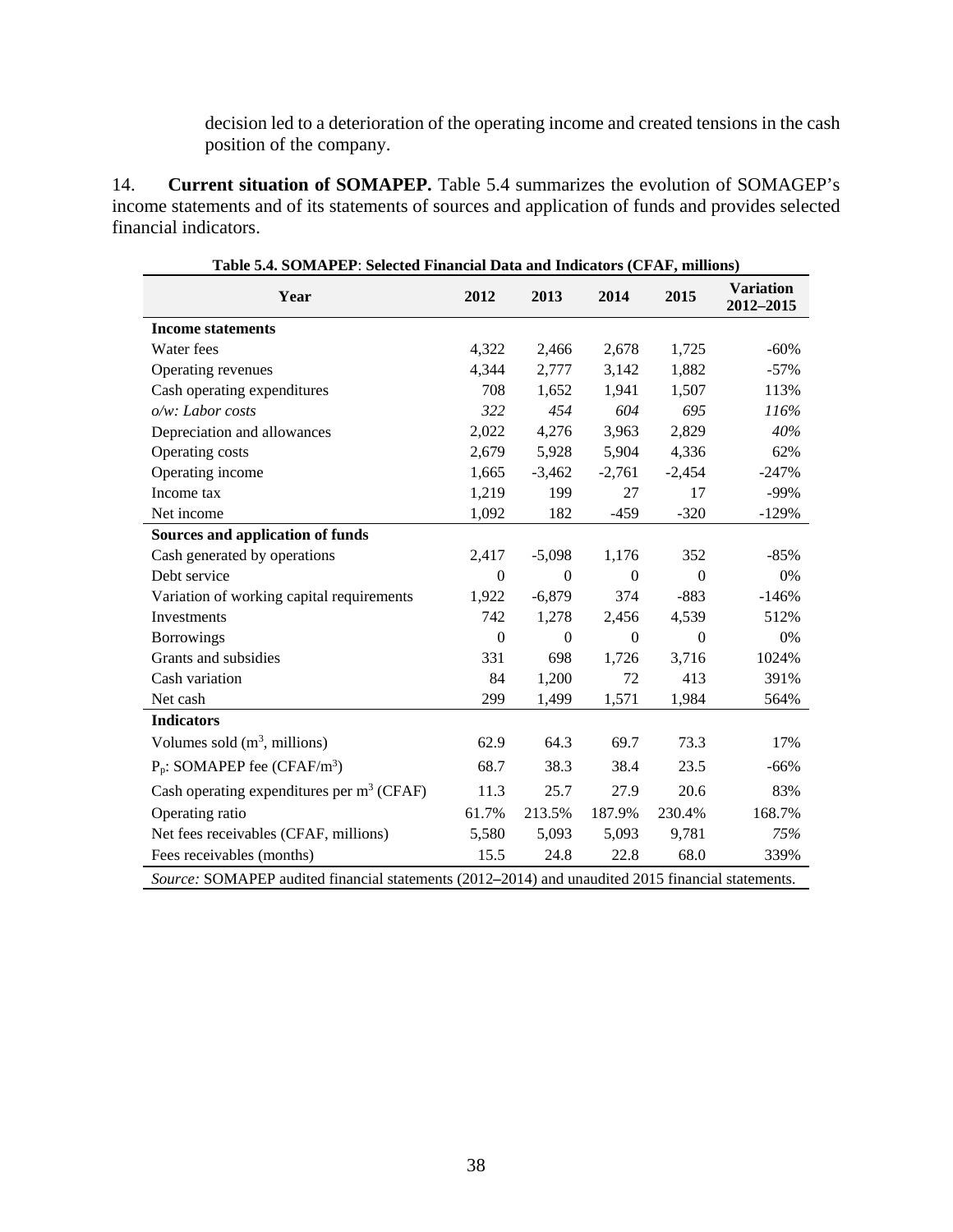decision led to a deterioration of the operating income and created tensions in the cash position of the company.

14. **Current situation of SOMAPEP.** Table 5.4 summarizes the evolution of SOMAGEP's income statements and of its statements of sources and application of funds and provides selected financial indicators.

**Table 5.4. SOMAPEP: Selected Financial Data and Indicators (CFAF, millions)**

| Year | 2012 | 2013 | 2014 | 2015 | Variation 2012–2015 |
|---|---|---|---|---|---|
| **Income statements** | | | | | |
| Water fees | 4,322 | 2,466 | 2,678 | 1,725 | -60% |
| Operating revenues | 4,344 | 2,777 | 3,142 | 1,882 | -57% |
| Cash operating expenditures | 708 | 1,652 | 1,941 | 1,507 | 113% |
| *o/w: Labor costs* | *322* | *454* | *604* | *695* | *116%* |
| Depreciation and allowances | 2,022 | 4,276 | 3,963 | 2,829 | *40%* |
| Operating costs | 2,679 | 5,928 | 5,904 | 4,336 | 62% |
| Operating income | 1,665 | -3,462 | -2,761 | -2,454 | -247% |
| Income tax | 1,219 | 199 | 27 | 17 | -99% |
| Net income | 1,092 | 182 | -459 | -320 | -129% |
| **Sources and application of funds** | | | | | |
| Cash generated by operations | 2,417 | -5,098 | 1,176 | 352 | -85% |
| Debt service | 0 | 0 | 0 | 0 | 0% |
| Variation of working capital requirements | 1,922 | -6,879 | 374 | -883 | -146% |
| Investments | 742 | 1,278 | 2,456 | 4,539 | 512% |
| Borrowings | 0 | 0 | 0 | 0 | 0% |
| Grants and subsidies | 331 | 698 | 1,726 | 3,716 | 1024% |
| Cash variation | 84 | 1,200 | 72 | 413 | 391% |
| Net cash | 299 | 1,499 | 1,571 | 1,984 | 564% |
| **Indicators** | | | | | |
| Volumes sold ($m^3$, millions) | 62.9 | 64.3 | 69.7 | 73.3 | 17% |
| $P_p$: SOMAPEP fee (CFAF/$m^3$) | 68.7 | 38.3 | 38.4 | 23.5 | -66% |
| Cash operating expenditures per $m^3$ (CFAF) | 11.3 | 25.7 | 27.9 | 20.6 | 83% |
| Operating ratio | 61.7% | 213.5% | 187.9% | 230.4% | 168.7% |
| Net fees receivables (CFAF, millions) | 5,580 | 5,093 | 5,093 | 9,781 | *75%* |
| Fees receivables (months) | 15.5 | 24.8 | 22.8 | 68.0 | 339% |

*Source:* SOMAPEP audited financial statements (2012–2014) and unaudited 2015 financial statements.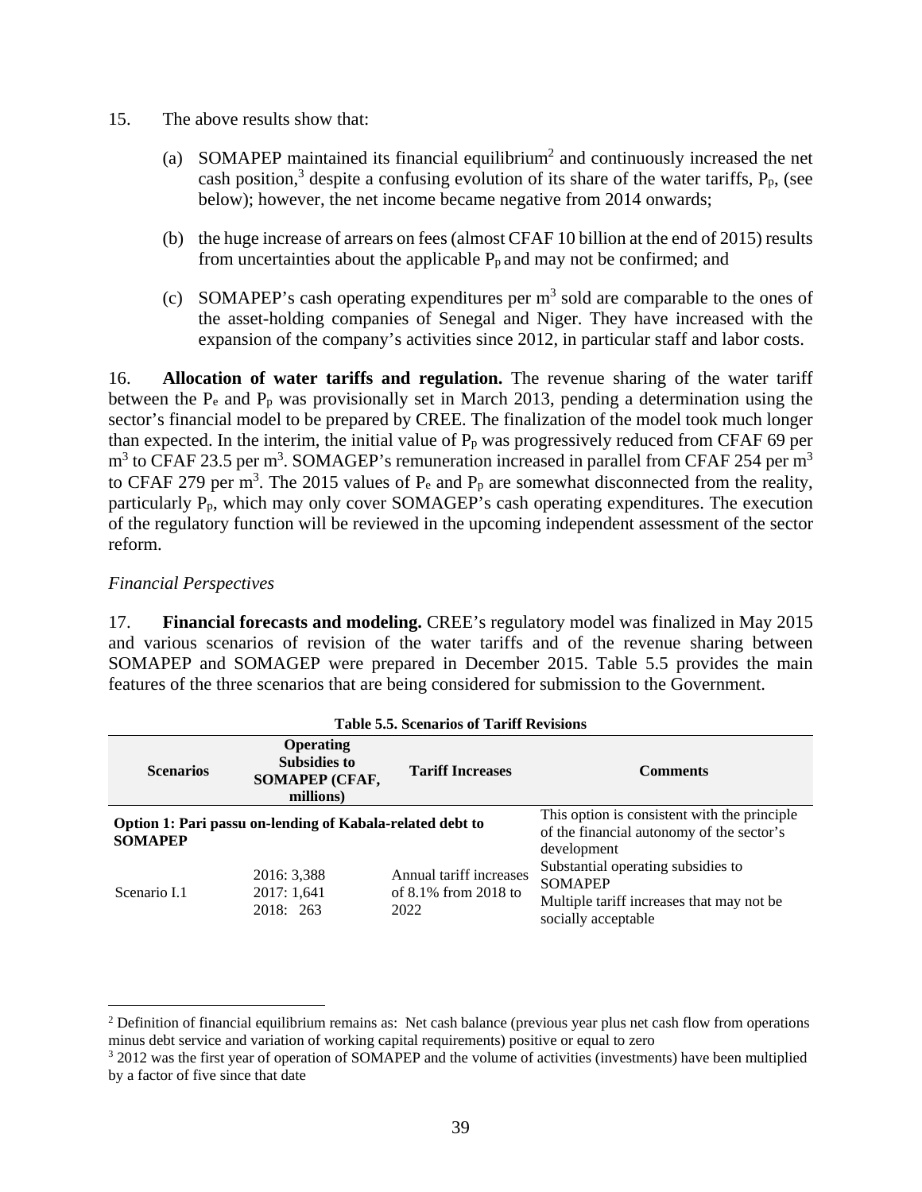15. The above results show that:

(a) SOMAPEP maintained its financial equilibrium[2] and continuously increased the net cash position,[3] despite a confusing evolution of its share of the water tariffs, $P_p$, (see below); however, the net income became negative from 2014 onwards;

(b) the huge increase of arrears on fees (almost CFAF 10 billion at the end of 2015) results from uncertainties about the applicable $P_p$ and may not be confirmed; and

(c) SOMAPEP's cash operating expenditures per $m^3$ sold are comparable to the ones of the asset-holding companies of Senegal and Niger. They have increased with the expansion of the company's activities since 2012, in particular staff and labor costs.

16. **Allocation of water tariffs and regulation.** The revenue sharing of the water tariff between the $P_e$ and $P_p$ was provisionally set in March 2013, pending a determination using the sector's financial model to be prepared by CREE. The finalization of the model took much longer than expected. In the interim, the initial value of $P_p$ was progressively reduced from CFAF 69 per $m^3$ to CFAF 23.5 per $m^3$. SOMAGEP's remuneration increased in parallel from CFAF 254 per $m^3$ to CFAF 279 per $m^3$. The 2015 values of $P_e$ and $P_p$ are somewhat disconnected from the reality, particularly $P_p$, which may only cover SOMAGEP's cash operating expenditures. The execution of the regulatory function will be reviewed in the upcoming independent assessment of the sector reform.

*Financial Perspectives*

17. **Financial forecasts and modeling.** CREE's regulatory model was finalized in May 2015 and various scenarios of revision of the water tariffs and of the revenue sharing between SOMAPEP and SOMAGEP were prepared in December 2015. Table 5.5 provides the main features of the three scenarios that are being considered for submission to the Government.

**Table 5.5. Scenarios of Tariff Revisions**

| Scenarios | Operating Subsidies to SOMAPEP (CFAF, millions) | Tariff Increases | Comments |
|---|---|---|---|
| **Option 1: Pari passu on-lending of Kabala-related debt to SOMAPEP** | | | This option is consistent with the principle of the financial autonomy of the sector's development |
| Scenario I.1 | 2016: 3,388<br>2017: 1,641<br>2018: 263 | Annual tariff increases of 8.1% from 2018 to 2022 | Substantial operating subsidies to SOMAPEP<br>Multiple tariff increases that may not be socially acceptable |

[2] Definition of financial equilibrium remains as: Net cash balance (previous year plus net cash flow from operations minus debt service and variation of working capital requirements) positive or equal to zero

[3] 2012 was the first year of operation of SOMAPEP and the volume of activities (investments) have been multiplied by a factor of five since that date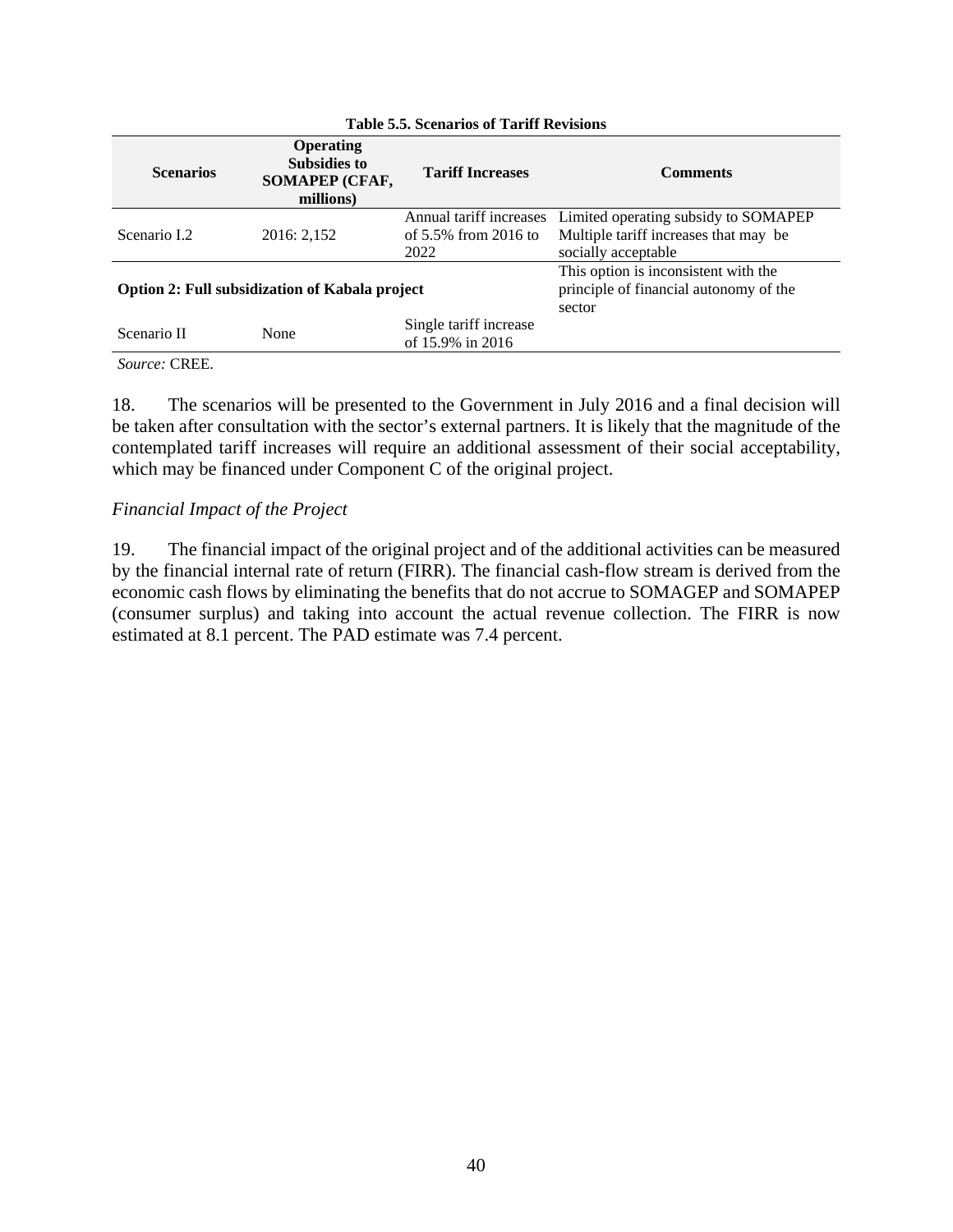**Table 5.5. Scenarios of Tariff Revisions**

| Scenarios | Operating Subsidies to SOMAPEP (CFAF, millions) | Tariff Increases | Comments |
|---|---|---|---|
| Scenario I.2 | 2016: 2,152 | Annual tariff increases of 5.5% from 2016 to 2022 | Limited operating subsidy to SOMAPEP Multiple tariff increases that may be socially acceptable |
| **Option 2: Full subsidization of Kabala project** | | | This option is inconsistent with the principle of financial autonomy of the sector |
| Scenario II | None | Single tariff increase of 15.9% in 2016 | |

*Source:* CREE.

18. The scenarios will be presented to the Government in July 2016 and a final decision will be taken after consultation with the sector's external partners. It is likely that the magnitude of the contemplated tariff increases will require an additional assessment of their social acceptability, which may be financed under Component C of the original project.

*Financial Impact of the Project*

19. The financial impact of the original project and of the additional activities can be measured by the financial internal rate of return (FIRR). The financial cash-flow stream is derived from the economic cash flows by eliminating the benefits that do not accrue to SOMAGEP and SOMAPEP (consumer surplus) and taking into account the actual revenue collection. The FIRR is now estimated at 8.1 percent. The PAD estimate was 7.4 percent.